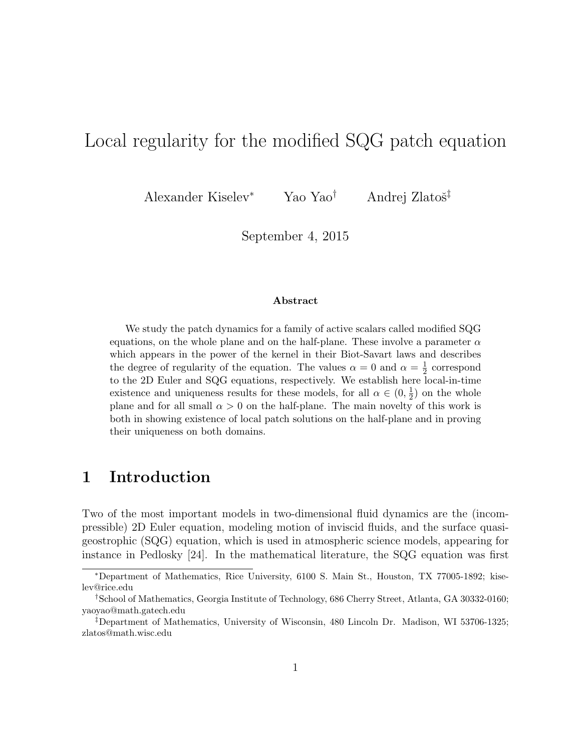# Local regularity for the modified SQG patch equation

Alexander Kiselev[*] Yao Yao[†] Andrej Zlatoš[‡]

September 4, 2015

### Abstract

We study the patch dynamics for a family of active scalars called modified SQG equations, on the whole plane and on the half-plane. These involve a parameter $\alpha$ which appears in the power of the kernel in their Biot-Savart laws and describes the degree of regularity of the equation. The values $\alpha = 0$ and $\alpha = \frac{1}{2}$ correspond to the 2D Euler and SQG equations, respectively. We establish here local-in-time existence and uniqueness results for these models, for all $\alpha \in (0, \frac{1}{2})$ on the whole plane and for all small $\alpha > 0$ on the half-plane. The main novelty of this work is both in showing existence of local patch solutions on the half-plane and in proving their uniqueness on both domains.

## 1 Introduction

Two of the most important models in two-dimensional fluid dynamics are the (incompressible) 2D Euler equation, modeling motion of inviscid fluids, and the surface quasi-geostrophic (SQG) equation, which is used in atmospheric science models, appearing for instance in Pedlosky [24]. In the mathematical literature, the SQG equation was first

---

[*]Department of Mathematics, Rice University, 6100 S. Main St., Houston, TX 77005-1892; kiselev@rice.edu

[†]School of Mathematics, Georgia Institute of Technology, 686 Cherry Street, Atlanta, GA 30332-0160; yaoyao@math.gatech.edu

[‡]Department of Mathematics, University of Wisconsin, 480 Lincoln Dr. Madison, WI 53706-1325; zlatos@math.wisc.edu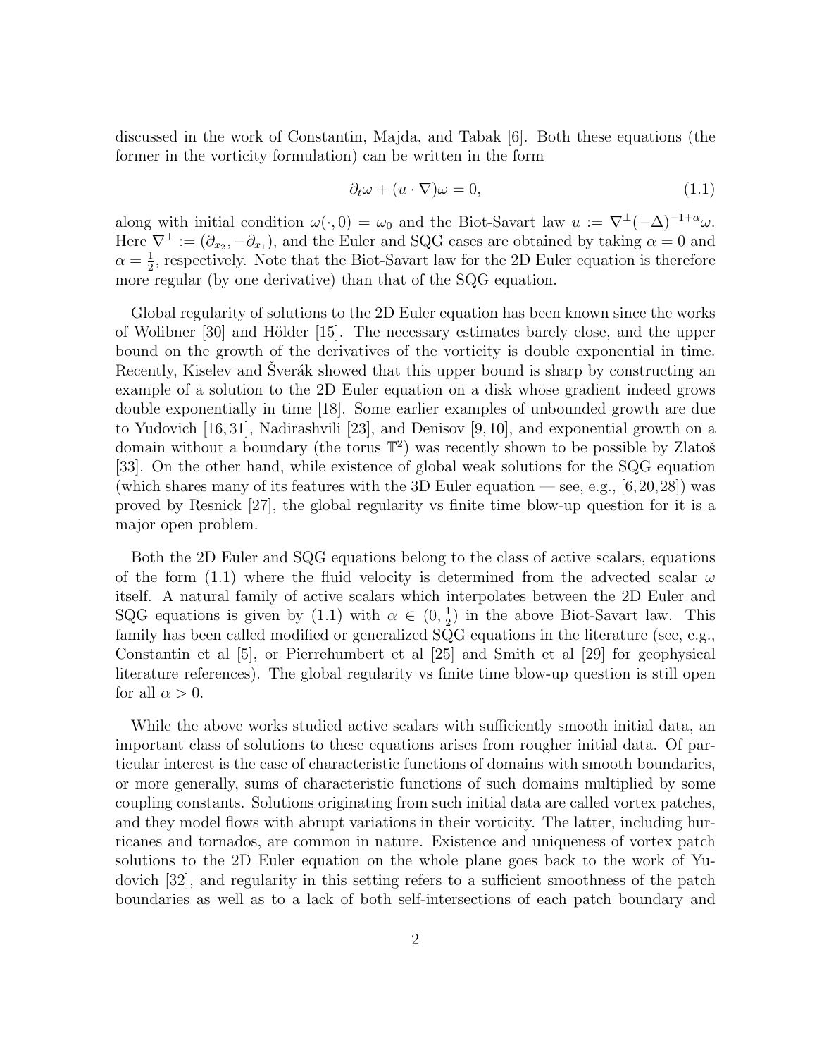discussed in the work of Constantin, Majda, and Tabak [6]. Both these equations (the former in the vorticity formulation) can be written in the form

$$\partial_t \omega + (u \cdot \nabla)\omega = 0, \tag{1.1}$$

along with initial condition $\omega(\cdot, 0) = \omega_0$ and the Biot-Savart law $u := \nabla^\perp(-\Delta)^{-1+\alpha}\omega$. Here $\nabla^\perp := (\partial_{x_2}, -\partial_{x_1})$, and the Euler and SQG cases are obtained by taking $\alpha = 0$ and $\alpha = \frac{1}{2}$, respectively. Note that the Biot-Savart law for the 2D Euler equation is therefore more regular (by one derivative) than that of the SQG equation.

Global regularity of solutions to the 2D Euler equation has been known since the works of Wolibner [30] and Hölder [15]. The necessary estimates barely close, and the upper bound on the growth of the derivatives of the vorticity is double exponential in time. Recently, Kiselev and Šverák showed that this upper bound is sharp by constructing an example of a solution to the 2D Euler equation on a disk whose gradient indeed grows double exponentially in time [18]. Some earlier examples of unbounded growth are due to Yudovich [16, 31], Nadirashvili [23], and Denisov [9, 10], and exponential growth on a domain without a boundary (the torus $\mathbb{T}^2$) was recently shown to be possible by Zlatoš [33]. On the other hand, while existence of global weak solutions for the SQG equation (which shares many of its features with the 3D Euler equation — see, e.g., [6, 20, 28]) was proved by Resnick [27], the global regularity vs finite time blow-up question for it is a major open problem.

Both the 2D Euler and SQG equations belong to the class of active scalars, equations of the form (1.1) where the fluid velocity is determined from the advected scalar $\omega$ itself. A natural family of active scalars which interpolates between the 2D Euler and SQG equations is given by (1.1) with $\alpha \in (0, \frac{1}{2})$ in the above Biot-Savart law. This family has been called modified or generalized SQG equations in the literature (see, e.g., Constantin et al [5], or Pierrehumbert et al [25] and Smith et al [29] for geophysical literature references). The global regularity vs finite time blow-up question is still open for all $\alpha > 0$.

While the above works studied active scalars with sufficiently smooth initial data, an important class of solutions to these equations arises from rougher initial data. Of particular interest is the case of characteristic functions of domains with smooth boundaries, or more generally, sums of characteristic functions of such domains multiplied by some coupling constants. Solutions originating from such initial data are called vortex patches, and they model flows with abrupt variations in their vorticity. The latter, including hurricanes and tornados, are common in nature. Existence and uniqueness of vortex patch solutions to the 2D Euler equation on the whole plane goes back to the work of Yudovich [32], and regularity in this setting refers to a sufficient smoothness of the patch boundaries as well as to a lack of both self-intersections of each patch boundary and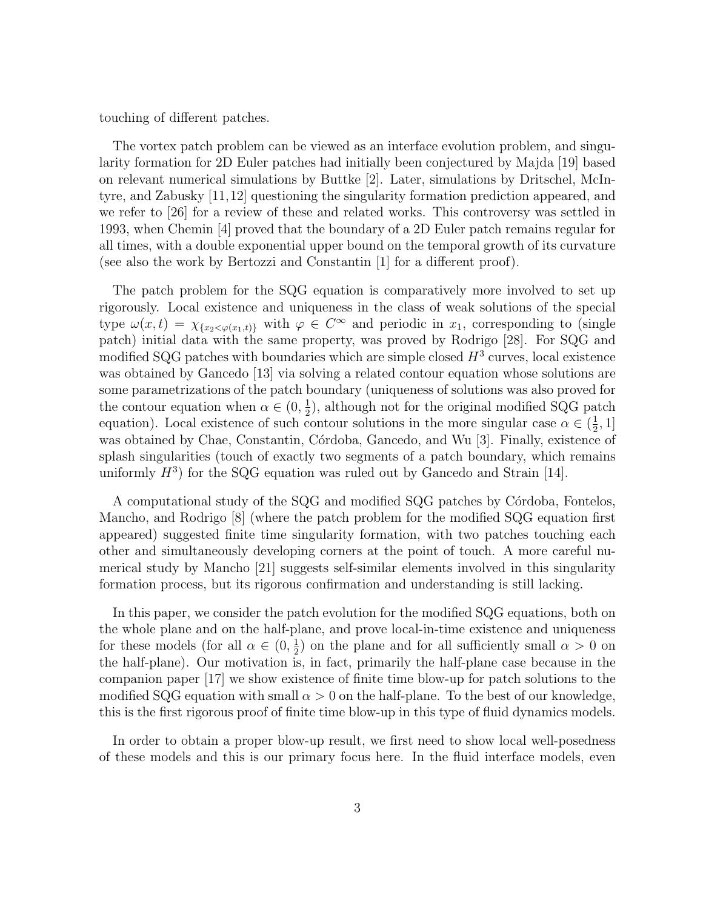touching of different patches.

The vortex patch problem can be viewed as an interface evolution problem, and singularity formation for 2D Euler patches had initially been conjectured by Majda [19] based on relevant numerical simulations by Buttke [2]. Later, simulations by Dritschel, McIntyre, and Zabusky [11,12] questioning the singularity formation prediction appeared, and we refer to [26] for a review of these and related works. This controversy was settled in 1993, when Chemin [4] proved that the boundary of a 2D Euler patch remains regular for all times, with a double exponential upper bound on the temporal growth of its curvature (see also the work by Bertozzi and Constantin [1] for a different proof).

The patch problem for the SQG equation is comparatively more involved to set up rigorously. Local existence and uniqueness in the class of weak solutions of the special type $\omega(x,t) = \chi_{\{x_2<\varphi(x_1,t)\}}$ with $\varphi \in C^\infty$ and periodic in $x_1$, corresponding to (single patch) initial data with the same property, was proved by Rodrigo [28]. For SQG and modified SQG patches with boundaries which are simple closed $H^3$ curves, local existence was obtained by Gancedo [13] via solving a related contour equation whose solutions are some parametrizations of the patch boundary (uniqueness of solutions was also proved for the contour equation when $\alpha \in (0, \frac{1}{2})$, although not for the original modified SQG patch equation). Local existence of such contour solutions in the more singular case $\alpha \in (\frac{1}{2}, 1]$ was obtained by Chae, Constantin, Córdoba, Gancedo, and Wu [3]. Finally, existence of splash singularities (touch of exactly two segments of a patch boundary, which remains uniformly $H^3$) for the SQG equation was ruled out by Gancedo and Strain [14].

A computational study of the SQG and modified SQG patches by Córdoba, Fontelos, Mancho, and Rodrigo [8] (where the patch problem for the modified SQG equation first appeared) suggested finite time singularity formation, with two patches touching each other and simultaneously developing corners at the point of touch. A more careful numerical study by Mancho [21] suggests self-similar elements involved in this singularity formation process, but its rigorous confirmation and understanding is still lacking.

In this paper, we consider the patch evolution for the modified SQG equations, both on the whole plane and on the half-plane, and prove local-in-time existence and uniqueness for these models (for all $\alpha \in (0, \frac{1}{2})$ on the plane and for all sufficiently small $\alpha > 0$ on the half-plane). Our motivation is, in fact, primarily the half-plane case because in the companion paper [17] we show existence of finite time blow-up for patch solutions to the modified SQG equation with small $\alpha > 0$ on the half-plane. To the best of our knowledge, this is the first rigorous proof of finite time blow-up in this type of fluid dynamics models.

In order to obtain a proper blow-up result, we first need to show local well-posedness of these models and this is our primary focus here. In the fluid interface models, even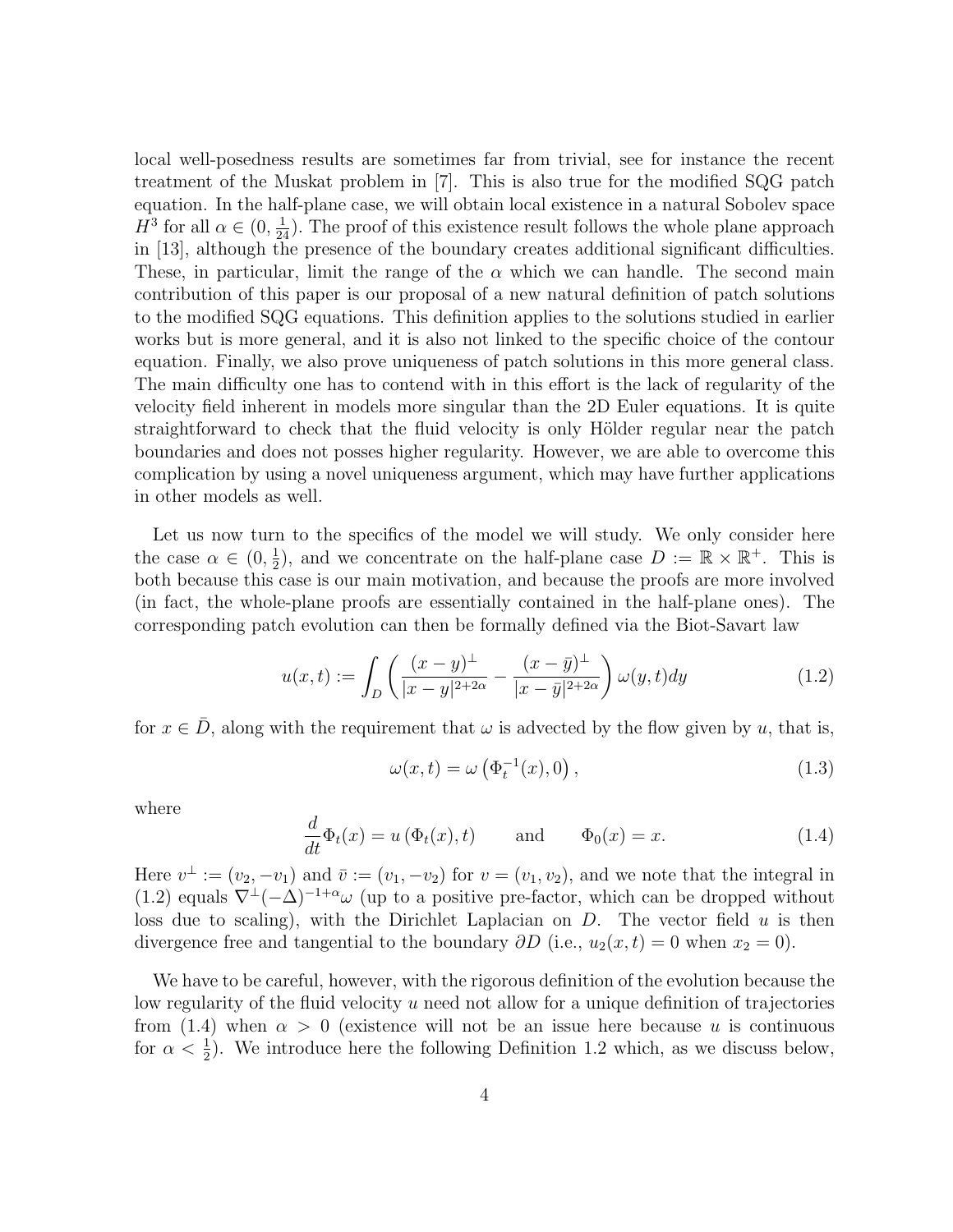local well-posedness results are sometimes far from trivial, see for instance the recent treatment of the Muskat problem in [7]. This is also true for the modified SQG patch equation. In the half-plane case, we will obtain local existence in a natural Sobolev space $H^3$ for all $\alpha \in (0, \frac{1}{24})$. The proof of this existence result follows the whole plane approach in [13], although the presence of the boundary creates additional significant difficulties. These, in particular, limit the range of the $\alpha$ which we can handle. The second main contribution of this paper is our proposal of a new natural definition of patch solutions to the modified SQG equations. This definition applies to the solutions studied in earlier works but is more general, and it is also not linked to the specific choice of the contour equation. Finally, we also prove uniqueness of patch solutions in this more general class. The main difficulty one has to contend with in this effort is the lack of regularity of the velocity field inherent in models more singular than the 2D Euler equations. It is quite straightforward to check that the fluid velocity is only Hölder regular near the patch boundaries and does not posses higher regularity. However, we are able to overcome this complication by using a novel uniqueness argument, which may have further applications in other models as well.

Let us now turn to the specifics of the model we will study. We only consider here the case $\alpha \in (0, \frac{1}{2})$, and we concentrate on the half-plane case $D := \mathbb{R} \times \mathbb{R}^+$. This is both because this case is our main motivation, and because the proofs are more involved (in fact, the whole-plane proofs are essentially contained in the half-plane ones). The corresponding patch evolution can then be formally defined via the Biot-Savart law

$$u(x,t) := \int_D \left( \frac{(x-y)^\perp}{|x-y|^{2+2\alpha}} - \frac{(x-\bar{y})^\perp}{|x-\bar{y}|^{2+2\alpha}} \right) \omega(y,t) dy \tag{1.2}$$

for $x \in \bar{D}$, along with the requirement that $\omega$ is advected by the flow given by $u$, that is,

$$\omega(x,t) = \omega\left(\Phi_t^{-1}(x), 0\right), \tag{1.3}$$

where

$$\frac{d}{dt}\Phi_t(x) = u\left(\Phi_t(x), t\right) \qquad \text{and} \qquad \Phi_0(x) = x. \tag{1.4}$$

Here $v^\perp := (v_2, -v_1)$ and $\bar{v} := (v_1, -v_2)$ for $v = (v_1, v_2)$, and we note that the integral in (1.2) equals $\nabla^\perp(-\Delta)^{-1+\alpha}\omega$ (up to a positive pre-factor, which can be dropped without loss due to scaling), with the Dirichlet Laplacian on $D$. The vector field $u$ is then divergence free and tangential to the boundary $\partial D$ (i.e., $u_2(x,t) = 0$ when $x_2 = 0$).

We have to be careful, however, with the rigorous definition of the evolution because the low regularity of the fluid velocity $u$ need not allow for a unique definition of trajectories from (1.4) when $\alpha > 0$ (existence will not be an issue here because $u$ is continuous for $\alpha < \frac{1}{2}$). We introduce here the following Definition 1.2 which, as we discuss below,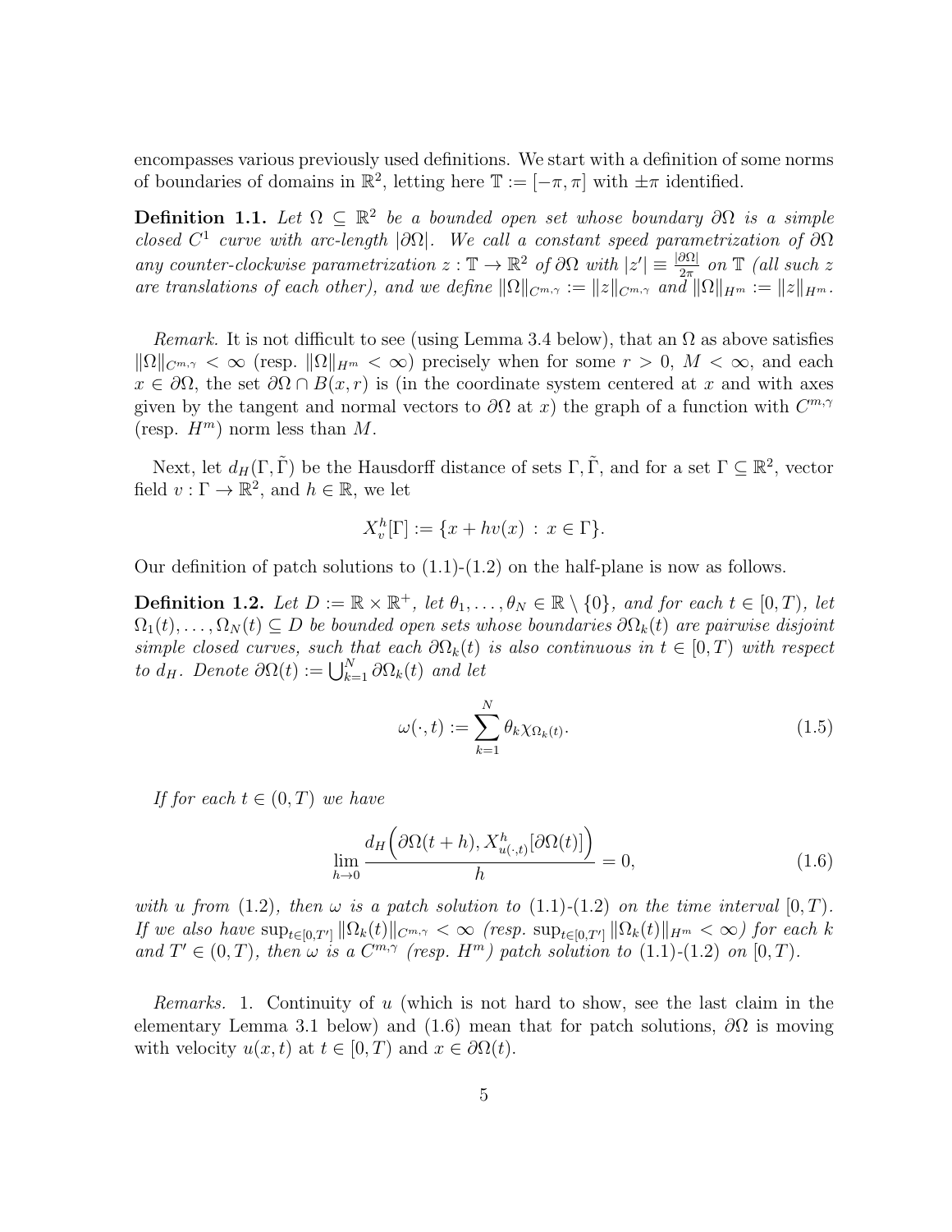encompasses various previously used definitions. We start with a definition of some norms of boundaries of domains in $\mathbb{R}^2$, letting here $\mathbb{T} := [-\pi, \pi]$ with $\pm\pi$ identified.

**Definition 1.1.** *Let $\Omega \subseteq \mathbb{R}^2$ be a bounded open set whose boundary $\partial\Omega$ is a simple closed $C^1$ curve with arc-length $|\partial\Omega|$. We call a constant speed parametrization of $\partial\Omega$ any counter-clockwise parametrization $z : \mathbb{T} \to \mathbb{R}^2$ of $\partial\Omega$ with $|z'| \equiv \frac{|\partial\Omega|}{2\pi}$ on $\mathbb{T}$ (all such $z$ are translations of each other), and we define $\|\Omega\|_{C^{m,\gamma}} := \|z\|_{C^{m,\gamma}}$ and $\|\Omega\|_{H^m} := \|z\|_{H^m}$.*

*Remark.* It is not difficult to see (using Lemma 3.4 below), that an $\Omega$ as above satisfies $\|\Omega\|_{C^{m,\gamma}} < \infty$ (resp. $\|\Omega\|_{H^m} < \infty$) precisely when for some $r > 0$, $M < \infty$, and each $x \in \partial\Omega$, the set $\partial\Omega \cap B(x, r)$ is (in the coordinate system centered at $x$ and with axes given by the tangent and normal vectors to $\partial\Omega$ at $x$) the graph of a function with $C^{m,\gamma}$ (resp. $H^m$) norm less than $M$.

Next, let $d_H(\Gamma, \tilde{\Gamma})$ be the Hausdorff distance of sets $\Gamma, \tilde{\Gamma}$, and for a set $\Gamma \subseteq \mathbb{R}^2$, vector field $v : \Gamma \to \mathbb{R}^2$, and $h \in \mathbb{R}$, we let

$$X_v^h[\Gamma] := \{x + hv(x) \, : \, x \in \Gamma\}.$$

Our definition of patch solutions to (1.1)-(1.2) on the half-plane is now as follows.

**Definition 1.2.** *Let $D := \mathbb{R} \times \mathbb{R}^+$, let $\theta_1, \dots, \theta_N \in \mathbb{R} \setminus \{0\}$, and for each $t \in [0, T)$, let $\Omega_1(t), \dots, \Omega_N(t) \subseteq D$ be bounded open sets whose boundaries $\partial\Omega_k(t)$ are pairwise disjoint simple closed curves, such that each $\partial\Omega_k(t)$ is also continuous in $t \in [0, T)$ with respect to $d_H$. Denote $\partial\Omega(t) := \bigcup_{k=1}^N \partial\Omega_k(t)$ and let*

$$\omega(\cdot, t) := \sum_{k=1}^{N} \theta_k \chi_{\Omega_k(t)}. \tag{1.5}$$

*If for each $t \in (0, T)$ we have*

$$\lim_{h \to 0} \frac{d_H\Big(\partial\Omega(t + h), X_{u(\cdot,t)}^h[\partial\Omega(t)]\Big)}{h} = 0, \tag{1.6}$$

*with $u$ from (1.2), then $\omega$ is a patch solution to (1.1)-(1.2) on the time interval $[0, T)$. If we also have $\sup_{t \in [0,T']} \|\Omega_k(t)\|_{C^{m,\gamma}} < \infty$ (resp. $\sup_{t \in [0,T']} \|\Omega_k(t)\|_{H^m} < \infty$) for each $k$ and $T' \in (0, T)$, then $\omega$ is a $C^{m,\gamma}$ (resp. $H^m$) patch solution to (1.1)-(1.2) on $[0, T)$.*

*Remarks.* 1. Continuity of $u$ (which is not hard to show, see the last claim in the elementary Lemma 3.1 below) and (1.6) mean that for patch solutions, $\partial\Omega$ is moving with velocity $u(x, t)$ at $t \in [0, T)$ and $x \in \partial\Omega(t)$.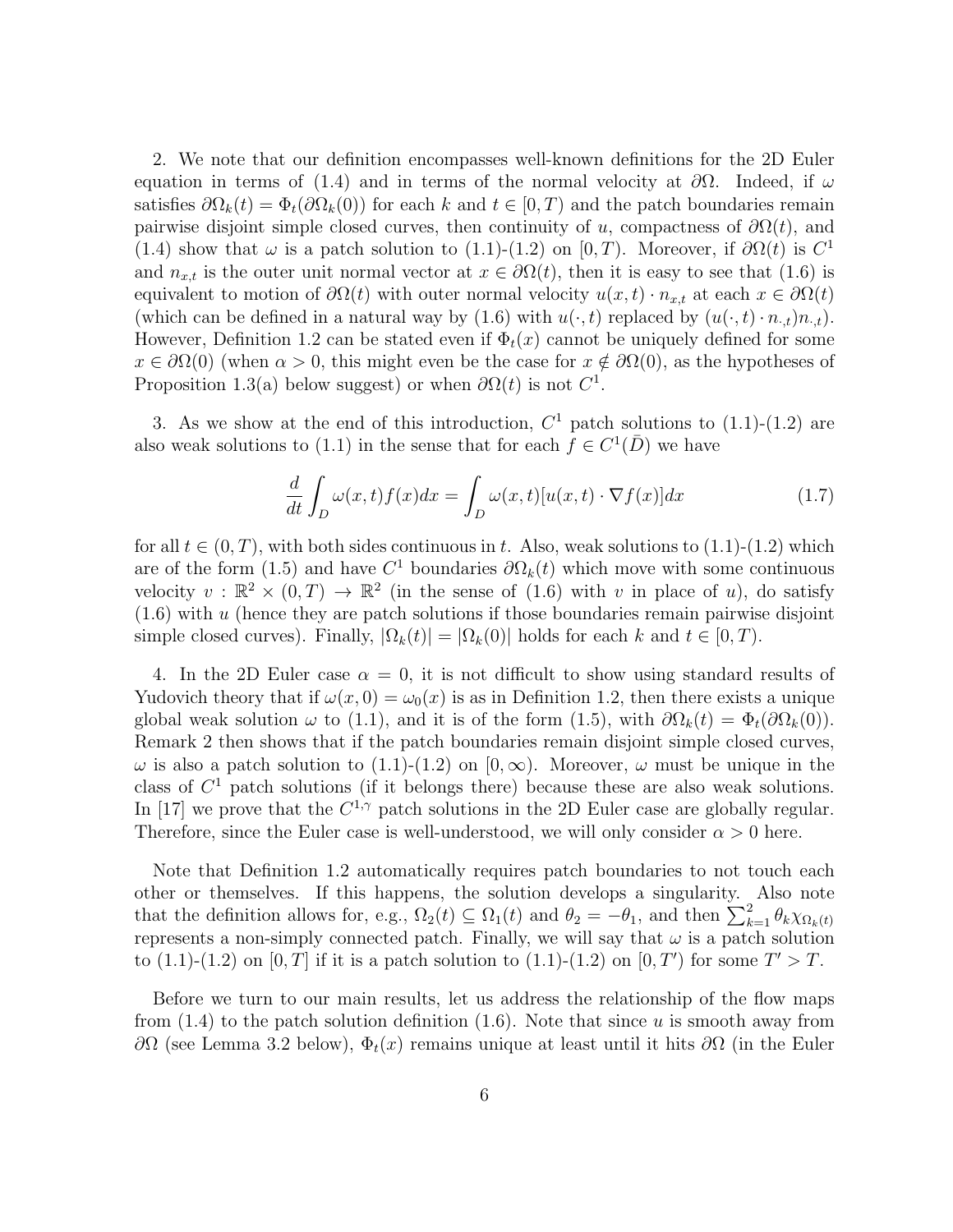2. We note that our definition encompasses well-known definitions for the 2D Euler equation in terms of (1.4) and in terms of the normal velocity at $\partial\Omega$. Indeed, if $\omega$ satisfies $\partial\Omega_k(t) = \Phi_t(\partial\Omega_k(0))$ for each $k$ and $t \in [0,T)$ and the patch boundaries remain pairwise disjoint simple closed curves, then continuity of $u$, compactness of $\partial\Omega(t)$, and (1.4) show that $\omega$ is a patch solution to (1.1)-(1.2) on $[0,T)$. Moreover, if $\partial\Omega(t)$ is $C^1$ and $n_{x,t}$ is the outer unit normal vector at $x \in \partial\Omega(t)$, then it is easy to see that (1.6) is equivalent to motion of $\partial\Omega(t)$ with outer normal velocity $u(x,t) \cdot n_{x,t}$ at each $x \in \partial\Omega(t)$ (which can be defined in a natural way by (1.6) with $u(\cdot,t)$ replaced by $(u(\cdot,t) \cdot n_{\cdot,t})n_{\cdot,t}$). However, Definition 1.2 can be stated even if $\Phi_t(x)$ cannot be uniquely defined for some $x \in \partial\Omega(0)$ (when $\alpha > 0$, this might even be the case for $x \notin \partial\Omega(0)$, as the hypotheses of Proposition 1.3(a) below suggest) or when $\partial\Omega(t)$ is not $C^1$.

3. As we show at the end of this introduction, $C^1$ patch solutions to (1.1)-(1.2) are also weak solutions to (1.1) in the sense that for each $f \in C^1(\bar{D})$ we have

$$\frac{d}{dt}\int_D \omega(x,t)f(x)dx = \int_D \omega(x,t)[u(x,t) \cdot \nabla f(x)]dx \tag{1.7}$$

for all $t \in (0,T)$, with both sides continuous in $t$. Also, weak solutions to (1.1)-(1.2) which are of the form (1.5) and have $C^1$ boundaries $\partial\Omega_k(t)$ which move with some continuous velocity $v : \mathbb{R}^2 \times (0,T) \to \mathbb{R}^2$ (in the sense of (1.6) with $v$ in place of $u$), do satisfy (1.6) with $u$ (hence they are patch solutions if those boundaries remain pairwise disjoint simple closed curves). Finally, $|\Omega_k(t)| = |\Omega_k(0)|$ holds for each $k$ and $t \in [0,T)$.

4. In the 2D Euler case $\alpha = 0$, it is not difficult to show using standard results of Yudovich theory that if $\omega(x,0) = \omega_0(x)$ is as in Definition 1.2, then there exists a unique global weak solution $\omega$ to (1.1), and it is of the form (1.5), with $\partial\Omega_k(t) = \Phi_t(\partial\Omega_k(0))$. Remark 2 then shows that if the patch boundaries remain disjoint simple closed curves, $\omega$ is also a patch solution to (1.1)-(1.2) on $[0,\infty)$. Moreover, $\omega$ must be unique in the class of $C^1$ patch solutions (if it belongs there) because these are also weak solutions. In [17] we prove that the $C^{1,\gamma}$ patch solutions in the 2D Euler case are globally regular. Therefore, since the Euler case is well-understood, we will only consider $\alpha > 0$ here.

Note that Definition 1.2 automatically requires patch boundaries to not touch each other or themselves. If this happens, the solution develops a singularity. Also note that the definition allows for, e.g., $\Omega_2(t) \subseteq \Omega_1(t)$ and $\theta_2 = -\theta_1$, and then $\sum_{k=1}^{2} \theta_k \chi_{\Omega_k(t)}$ represents a non-simply connected patch. Finally, we will say that $\omega$ is a patch solution to (1.1)-(1.2) on $[0,T]$ if it is a patch solution to (1.1)-(1.2) on $[0,T')$ for some $T' > T$.

Before we turn to our main results, let us address the relationship of the flow maps from (1.4) to the patch solution definition (1.6). Note that since $u$ is smooth away from $\partial\Omega$ (see Lemma 3.2 below), $\Phi_t(x)$ remains unique at least until it hits $\partial\Omega$ (in the Euler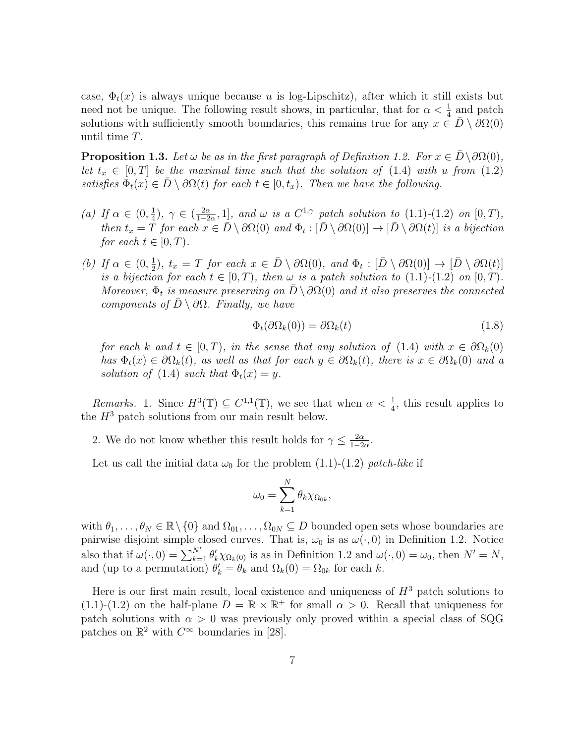case, $\Phi_t(x)$ is always unique because $u$ is log-Lipschitz), after which it still exists but need not be unique. The following result shows, in particular, that for $\alpha < \frac{1}{4}$ and patch solutions with sufficiently smooth boundaries, this remains true for any $x \in \bar{D} \setminus \partial\Omega(0)$ until time $T$.

**Proposition 1.3.** *Let $\omega$ be as in the first paragraph of Definition 1.2. For $x \in \bar{D}\setminus\partial\Omega(0)$, let $t_x \in [0,T]$ be the maximal time such that the solution of (1.4) with $u$ from (1.2) satisfies $\Phi_t(x) \in \bar{D} \setminus \partial\Omega(t)$ for each $t \in [0, t_x)$. Then we have the following.*

*(a) If $\alpha \in (0, \frac{1}{4})$, $\gamma \in (\frac{2\alpha}{1-2\alpha}, 1]$, and $\omega$ is a $C^{1,\gamma}$ patch solution to (1.1)-(1.2) on $[0,T)$, then $t_x = T$ for each $x \in \bar{D} \setminus \partial\Omega(0)$ and $\Phi_t : [\bar{D} \setminus \partial\Omega(0)] \to [\bar{D} \setminus \partial\Omega(t)]$ is a bijection for each $t \in [0,T)$.*

*(b) If $\alpha \in (0, \frac{1}{2})$, $t_x = T$ for each $x \in \bar{D} \setminus \partial\Omega(0)$, and $\Phi_t : [\bar{D} \setminus \partial\Omega(0)] \to [\bar{D} \setminus \partial\Omega(t)]$ is a bijection for each $t \in [0,T)$, then $\omega$ is a patch solution to (1.1)-(1.2) on $[0,T)$. Moreover, $\Phi_t$ is measure preserving on $\bar{D} \setminus \partial\Omega(0)$ and it also preserves the connected components of $\bar{D} \setminus \partial\Omega$. Finally, we have*

$$\Phi_t(\partial\Omega_k(0)) = \partial\Omega_k(t) \tag{1.8}$$

*for each $k$ and $t \in [0,T)$, in the sense that any solution of (1.4) with $x \in \partial\Omega_k(0)$ has $\Phi_t(x) \in \partial\Omega_k(t)$, as well as that for each $y \in \partial\Omega_k(t)$, there is $x \in \partial\Omega_k(0)$ and a solution of (1.4) such that $\Phi_t(x) = y$.*

*Remarks.* 1. Since $H^3(\mathbb{T}) \subseteq C^{1,1}(\mathbb{T})$, we see that when $\alpha < \frac{1}{4}$, this result applies to the $H^3$ patch solutions from our main result below.

2. We do not know whether this result holds for $\gamma \le \frac{2\alpha}{1-2\alpha}$.

Let us call the initial data $\omega_0$ for the problem (1.1)-(1.2) *patch-like* if

$$\omega_0 = \sum_{k=1}^{N} \theta_k \chi_{\Omega_{0k}},$$

with $\theta_1, \dots, \theta_N \in \mathbb{R} \setminus \{0\}$ and $\Omega_{01}, \dots, \Omega_{0N} \subseteq D$ bounded open sets whose boundaries are pairwise disjoint simple closed curves. That is, $\omega_0$ is as $\omega(\cdot, 0)$ in Definition 1.2. Notice also that if $\omega(\cdot, 0) = \sum_{k=1}^{N'} \theta'_k \chi_{\Omega_k(0)}$ is as in Definition 1.2 and $\omega(\cdot, 0) = \omega_0$, then $N' = N$, and (up to a permutation) $\theta'_k = \theta_k$ and $\Omega_k(0) = \Omega_{0k}$ for each $k$.

Here is our first main result, local existence and uniqueness of $H^3$ patch solutions to (1.1)-(1.2) on the half-plane $D = \mathbb{R} \times \mathbb{R}^+$ for small $\alpha > 0$. Recall that uniqueness for patch solutions with $\alpha > 0$ was previously only proved within a special class of SQG patches on $\mathbb{R}^2$ with $C^\infty$ boundaries in [28].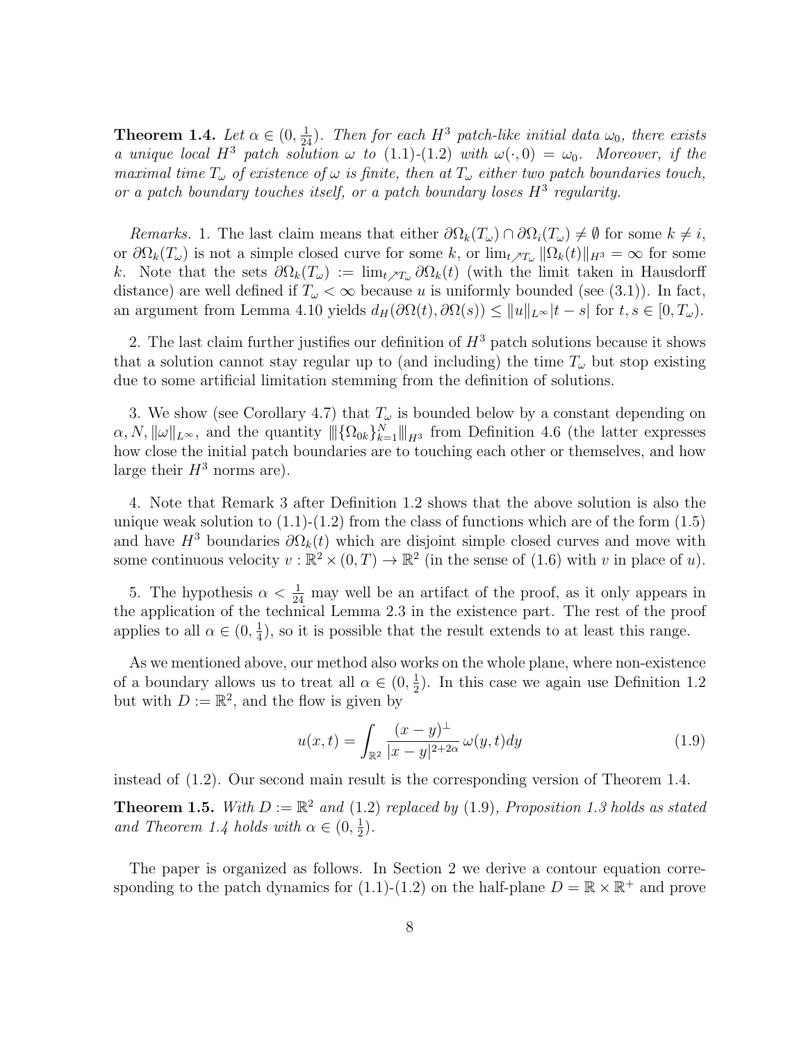**Theorem 1.4.** *Let $\alpha \in (0, \frac{1}{24})$. Then for each $H^3$ patch-like initial data $\omega_0$, there exists a unique local $H^3$ patch solution $\omega$ to (1.1)-(1.2) with $\omega(\cdot, 0) = \omega_0$. Moreover, if the maximal time $T_\omega$ of existence of $\omega$ is finite, then at $T_\omega$ either two patch boundaries touch, or a patch boundary touches itself, or a patch boundary loses $H^3$ regularity.*

*Remarks.* 1. The last claim means that either $\partial\Omega_k(T_\omega) \cap \partial\Omega_i(T_\omega) \neq \emptyset$ for some $k \neq i$, or $\partial\Omega_k(T_\omega)$ is not a simple closed curve for some $k$, or $\lim_{t\nearrow T_\omega} \|\Omega_k(t)\|_{H^3} = \infty$ for some $k$. Note that the sets $\partial\Omega_k(T_\omega) := \lim_{t\nearrow T_\omega} \partial\Omega_k(t)$ (with the limit taken in Hausdorff distance) are well defined if $T_\omega < \infty$ because $u$ is uniformly bounded (see (3.1)). In fact, an argument from Lemma 4.10 yields $d_H(\partial\Omega(t), \partial\Omega(s)) \leq \|u\|_{L^\infty}|t - s|$ for $t, s \in [0, T_\omega)$.

2. The last claim further justifies our definition of $H^3$ patch solutions because it shows that a solution cannot stay regular up to (and including) the time $T_\omega$ but stop existing due to some artificial limitation stemming from the definition of solutions.

3. We show (see Corollary 4.7) that $T_\omega$ is bounded below by a constant depending on $\alpha, N, \|\omega\|_{L^\infty}$, and the quantity $|||\{\Omega_{0k}\}_{k=1}^N|||_{H^3}$ from Definition 4.6 (the latter expresses how close the initial patch boundaries are to touching each other or themselves, and how large their $H^3$ norms are).

4. Note that Remark 3 after Definition 1.2 shows that the above solution is also the unique weak solution to (1.1)-(1.2) from the class of functions which are of the form (1.5) and have $H^3$ boundaries $\partial\Omega_k(t)$ which are disjoint simple closed curves and move with some continuous velocity $v : \mathbb{R}^2 \times (0, T) \to \mathbb{R}^2$ (in the sense of (1.6) with $v$ in place of $u$).

5. The hypothesis $\alpha < \frac{1}{24}$ may well be an artifact of the proof, as it only appears in the application of the technical Lemma 2.3 in the existence part. The rest of the proof applies to all $\alpha \in (0, \frac{1}{4})$, so it is possible that the result extends to at least this range.

As we mentioned above, our method also works on the whole plane, where non-existence of a boundary allows us to treat all $\alpha \in (0, \frac{1}{2})$. In this case we again use Definition 1.2 but with $D := \mathbb{R}^2$, and the flow is given by

$$u(x,t) = \int_{\mathbb{R}^2} \frac{(x-y)^\perp}{|x-y|^{2+2\alpha}}\, \omega(y,t)dy \tag{1.9}$$

instead of (1.2). Our second main result is the corresponding version of Theorem 1.4.

**Theorem 1.5.** *With $D := \mathbb{R}^2$ and (1.2) replaced by (1.9), Proposition 1.3 holds as stated and Theorem 1.4 holds with $\alpha \in (0, \frac{1}{2})$.*

The paper is organized as follows. In Section 2 we derive a contour equation corresponding to the patch dynamics for (1.1)-(1.2) on the half-plane $D = \mathbb{R} \times \mathbb{R}^+$ and prove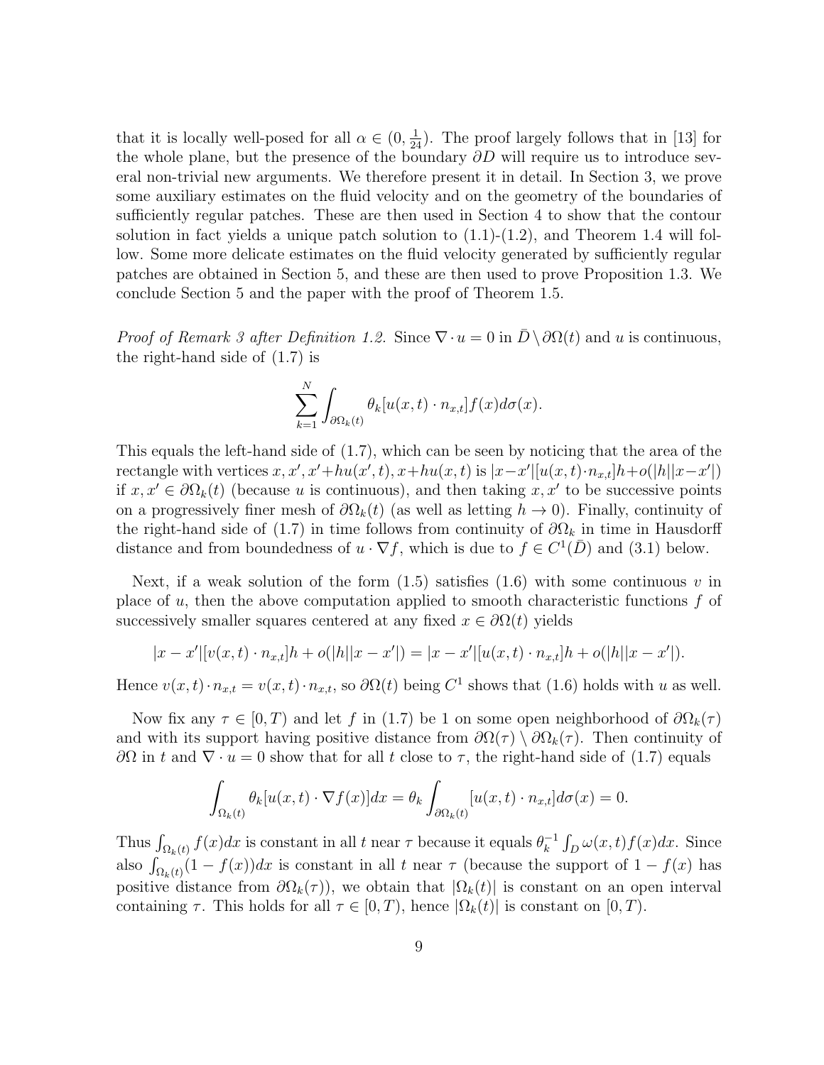that it is locally well-posed for all $\alpha \in (0, \frac{1}{24})$. The proof largely follows that in [13] for the whole plane, but the presence of the boundary $\partial D$ will require us to introduce several non-trivial new arguments. We therefore present it in detail. In Section 3, we prove some auxiliary estimates on the fluid velocity and on the geometry of the boundaries of sufficiently regular patches. These are then used in Section 4 to show that the contour solution in fact yields a unique patch solution to (1.1)-(1.2), and Theorem 1.4 will follow. Some more delicate estimates on the fluid velocity generated by sufficiently regular patches are obtained in Section 5, and these are then used to prove Proposition 1.3. We conclude Section 5 and the paper with the proof of Theorem 1.5.

*Proof of Remark 3 after Definition 1.2.* Since $\nabla \cdot u = 0$ in $\bar{D} \setminus \partial\Omega(t)$ and $u$ is continuous, the right-hand side of (1.7) is

$$\sum_{k=1}^{N} \int_{\partial\Omega_k(t)} \theta_k [u(x,t) \cdot n_{x,t}] f(x) d\sigma(x).$$

This equals the left-hand side of (1.7), which can be seen by noticing that the area of the rectangle with vertices $x, x', x'+hu(x',t), x+hu(x,t)$ is $|x-x'|[u(x,t)\cdot n_{x,t}]h + o(|h||x-x'|)$ if $x, x' \in \partial\Omega_k(t)$ (because $u$ is continuous), and then taking $x, x'$ to be successive points on a progressively finer mesh of $\partial\Omega_k(t)$ (as well as letting $h \to 0$). Finally, continuity of the right-hand side of (1.7) in time follows from continuity of $\partial\Omega_k$ in time in Hausdorff distance and from boundedness of $u \cdot \nabla f$, which is due to $f \in C^1(\bar{D})$ and (3.1) below.

Next, if a weak solution of the form (1.5) satisfies (1.6) with some continuous $v$ in place of $u$, then the above computation applied to smooth characteristic functions $f$ of successively smaller squares centered at any fixed $x \in \partial\Omega(t)$ yields

$$|x-x'|[v(x,t)\cdot n_{x,t}]h + o(|h||x-x'|) = |x-x'|[u(x,t)\cdot n_{x,t}]h + o(|h||x-x'|).$$

Hence $v(x,t) \cdot n_{x,t} = v(x,t) \cdot n_{x,t}$, so $\partial\Omega(t)$ being $C^1$ shows that (1.6) holds with $u$ as well.

Now fix any $\tau \in [0,T)$ and let $f$ in (1.7) be 1 on some open neighborhood of $\partial\Omega_k(\tau)$ and with its support having positive distance from $\partial\Omega(\tau) \setminus \partial\Omega_k(\tau)$. Then continuity of $\partial\Omega$ in $t$ and $\nabla \cdot u = 0$ show that for all $t$ close to $\tau$, the right-hand side of (1.7) equals

$$\int_{\Omega_k(t)} \theta_k [u(x,t) \cdot \nabla f(x)] dx = \theta_k \int_{\partial\Omega_k(t)} [u(x,t) \cdot n_{x,t}] d\sigma(x) = 0.$$

Thus $\int_{\Omega_k(t)} f(x) dx$ is constant in all $t$ near $\tau$ because it equals $\theta_k^{-1} \int_D \omega(x,t) f(x) dx$. Since also $\int_{\Omega_k(t)} (1 - f(x)) dx$ is constant in all $t$ near $\tau$ (because the support of $1 - f(x)$ has positive distance from $\partial\Omega_k(\tau)$), we obtain that $|\Omega_k(t)|$ is constant on an open interval containing $\tau$. This holds for all $\tau \in [0,T)$, hence $|\Omega_k(t)|$ is constant on $[0,T)$.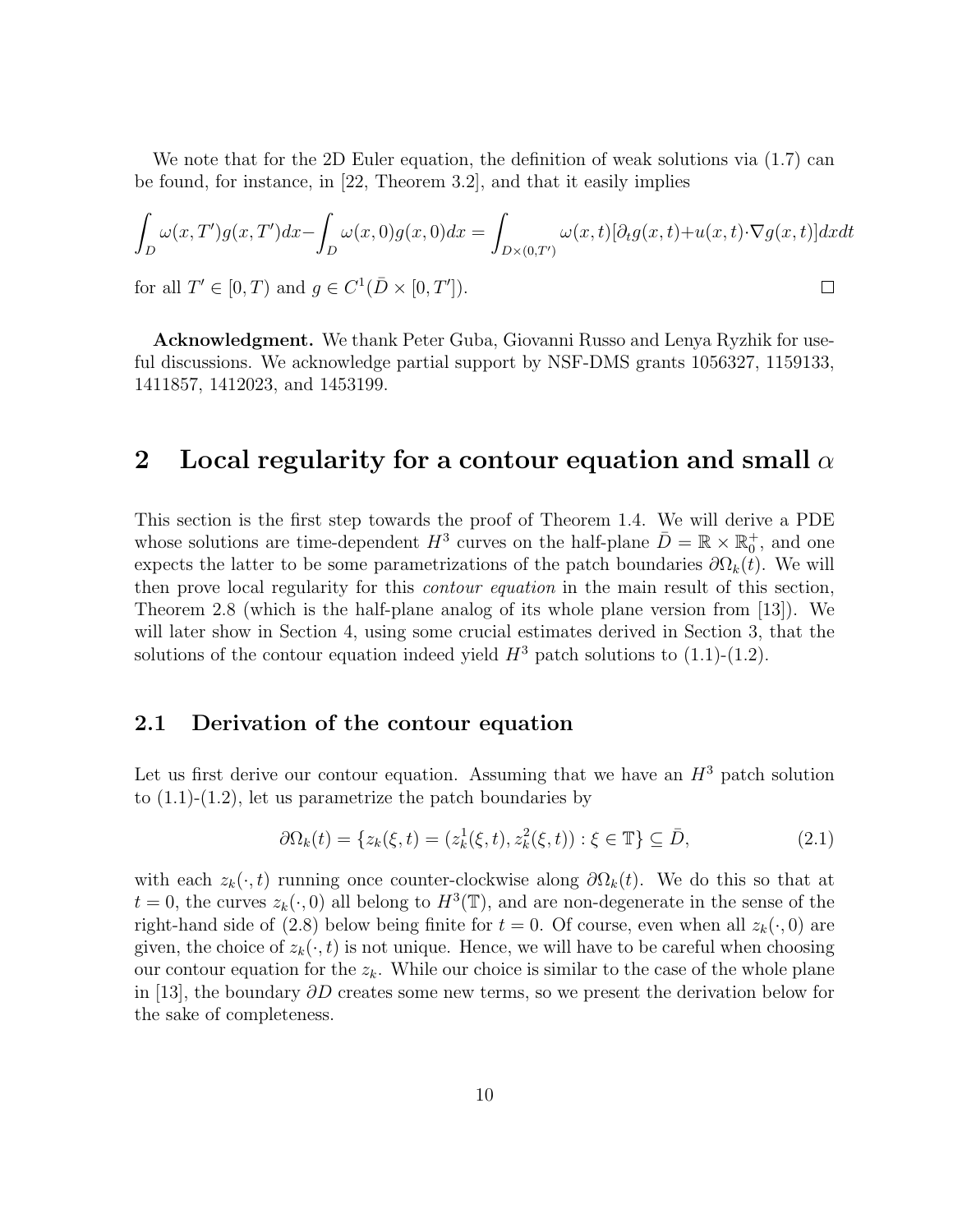We note that for the 2D Euler equation, the definition of weak solutions via (1.7) can be found, for instance, in [22, Theorem 3.2], and that it easily implies

$$\int_D \omega(x,T')g(x,T')dx - \int_D \omega(x,0)g(x,0)dx = \int_{D\times(0,T')} \omega(x,t)[\partial_t g(x,t) + u(x,t)\cdot\nabla g(x,t)]dxdt$$

for all $T' \in [0,T)$ and $g \in C^1(\bar{D}\times[0,T'])$. $\square$

**Acknowledgment.** We thank Peter Guba, Giovanni Russo and Lenya Ryzhik for useful discussions. We acknowledge partial support by NSF-DMS grants 1056327, 1159133, 1411857, 1412023, and 1453199.

# 2 Local regularity for a contour equation and small $\alpha$

This section is the first step towards the proof of Theorem 1.4. We will derive a PDE whose solutions are time-dependent $H^3$ curves on the half-plane $\bar{D} = \mathbb{R}\times\mathbb{R}_0^+$, and one expects the latter to be some parametrizations of the patch boundaries $\partial\Omega_k(t)$. We will then prove local regularity for this *contour equation* in the main result of this section, Theorem 2.8 (which is the half-plane analog of its whole plane version from [13]). We will later show in Section 4, using some crucial estimates derived in Section 3, that the solutions of the contour equation indeed yield $H^3$ patch solutions to (1.1)-(1.2).

## 2.1 Derivation of the contour equation

Let us first derive our contour equation. Assuming that we have an $H^3$ patch solution to (1.1)-(1.2), let us parametrize the patch boundaries by

$$\partial\Omega_k(t) = \{z_k(\xi,t) = (z_k^1(\xi,t), z_k^2(\xi,t)) : \xi \in \mathbb{T}\} \subseteq \bar{D}, \tag{2.1}$$

with each $z_k(\cdot,t)$ running once counter-clockwise along $\partial\Omega_k(t)$. We do this so that at $t=0$, the curves $z_k(\cdot,0)$ all belong to $H^3(\mathbb{T})$, and are non-degenerate in the sense of the right-hand side of (2.8) below being finite for $t=0$. Of course, even when all $z_k(\cdot,0)$ are given, the choice of $z_k(\cdot,t)$ is not unique. Hence, we will have to be careful when choosing our contour equation for the $z_k$. While our choice is similar to the case of the whole plane in [13], the boundary $\partial D$ creates some new terms, so we present the derivation below for the sake of completeness.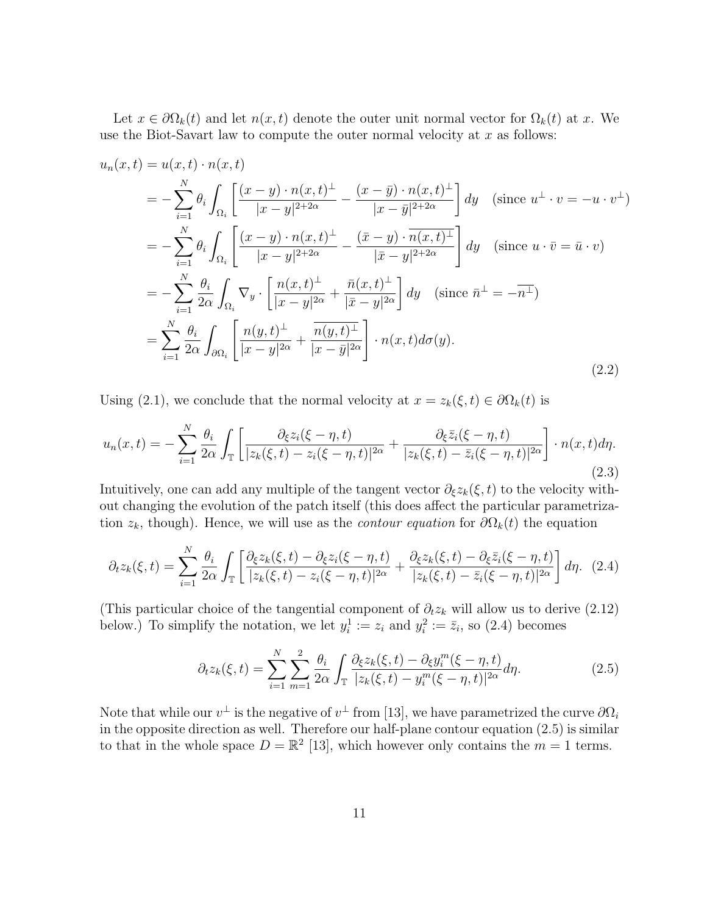Let $x \in \partial\Omega_k(t)$ and let $n(x,t)$ denote the outer unit normal vector for $\Omega_k(t)$ at $x$. We use the Biot-Savart law to compute the outer normal velocity at $x$ as follows:

$$
\begin{aligned}
u_n(x,t) &= u(x,t) \cdot n(x,t) \\
&= -\sum_{i=1}^N \theta_i \int_{\Omega_i} \left[ \frac{(x-y)\cdot n(x,t)^\perp}{|x-y|^{2+2\alpha}} - \frac{(x-\bar{y})\cdot n(x,t)^\perp}{|x-\bar{y}|^{2+2\alpha}} \right] dy \quad (\text{since } u^\perp \cdot v = -u \cdot v^\perp) \\
&= -\sum_{i=1}^N \theta_i \int_{\Omega_i} \left[ \frac{(x-y)\cdot n(x,t)^\perp}{|x-y|^{2+2\alpha}} - \frac{(\bar{x}-y)\cdot \overline{n(x,t)^\perp}}{|\bar{x}-y|^{2+2\alpha}} \right] dy \quad (\text{since } u \cdot \bar{v} = \bar{u} \cdot v) \\
&= -\sum_{i=1}^N \frac{\theta_i}{2\alpha} \int_{\Omega_i} \nabla_y \cdot \left[ \frac{n(x,t)^\perp}{|x-y|^{2\alpha}} + \frac{\bar{n}(x,t)^\perp}{|\bar{x}-y|^{2\alpha}} \right] dy \quad (\text{since } \bar{n}^\perp = -\overline{n^\perp}) \\
&= \sum_{i=1}^N \frac{\theta_i}{2\alpha} \int_{\partial\Omega_i} \left[ \frac{n(y,t)^\perp}{|x-y|^{2\alpha}} + \frac{\overline{n(y,t)^\perp}}{|x-\bar{y}|^{2\alpha}} \right] \cdot n(x,t) d\sigma(y).
\end{aligned}
\tag{2.2}
$$

Using (2.1), we conclude that the normal velocity at $x = z_k(\xi,t) \in \partial\Omega_k(t)$ is

$$
u_n(x,t) = -\sum_{i=1}^N \frac{\theta_i}{2\alpha} \int_{\mathbb{T}} \left[ \frac{\partial_\xi z_i(\xi-\eta,t)}{|z_k(\xi,t)-z_i(\xi-\eta,t)|^{2\alpha}} + \frac{\partial_\xi \bar{z}_i(\xi-\eta,t)}{|z_k(\xi,t)-\bar{z}_i(\xi-\eta,t)|^{2\alpha}} \right] \cdot n(x,t) d\eta.
\tag{2.3}
$$

Intuitively, one can add any multiple of the tangent vector $\partial_\xi z_k(\xi,t)$ to the velocity without changing the evolution of the patch itself (this does affect the particular parametrization $z_k$, though). Hence, we will use as the *contour equation* for $\partial\Omega_k(t)$ the equation

$$
\partial_t z_k(\xi,t) = \sum_{i=1}^N \frac{\theta_i}{2\alpha} \int_{\mathbb{T}} \left[ \frac{\partial_\xi z_k(\xi,t) - \partial_\xi z_i(\xi-\eta,t)}{|z_k(\xi,t)-z_i(\xi-\eta,t)|^{2\alpha}} + \frac{\partial_\xi z_k(\xi,t) - \partial_\xi \bar{z}_i(\xi-\eta,t)}{|z_k(\xi,t)-\bar{z}_i(\xi-\eta,t)|^{2\alpha}} \right] d\eta.
\tag{2.4}
$$

(This particular choice of the tangential component of $\partial_t z_k$ will allow us to derive (2.12) below.) To simplify the notation, we let $y_i^1 := z_i$ and $y_i^2 := \bar{z}_i$, so (2.4) becomes

$$
\partial_t z_k(\xi,t) = \sum_{i=1}^N \sum_{m=1}^2 \frac{\theta_i}{2\alpha} \int_{\mathbb{T}} \frac{\partial_\xi z_k(\xi,t) - \partial_\xi y_i^m(\xi-\eta,t)}{|z_k(\xi,t) - y_i^m(\xi-\eta,t)|^{2\alpha}} d\eta.
\tag{2.5}
$$

Note that while our $v^\perp$ is the negative of $v^\perp$ from [13], we have parametrized the curve $\partial\Omega_i$ in the opposite direction as well. Therefore our half-plane contour equation (2.5) is similar to that in the whole space $D = \mathbb{R}^2$ [13], which however only contains the $m = 1$ terms.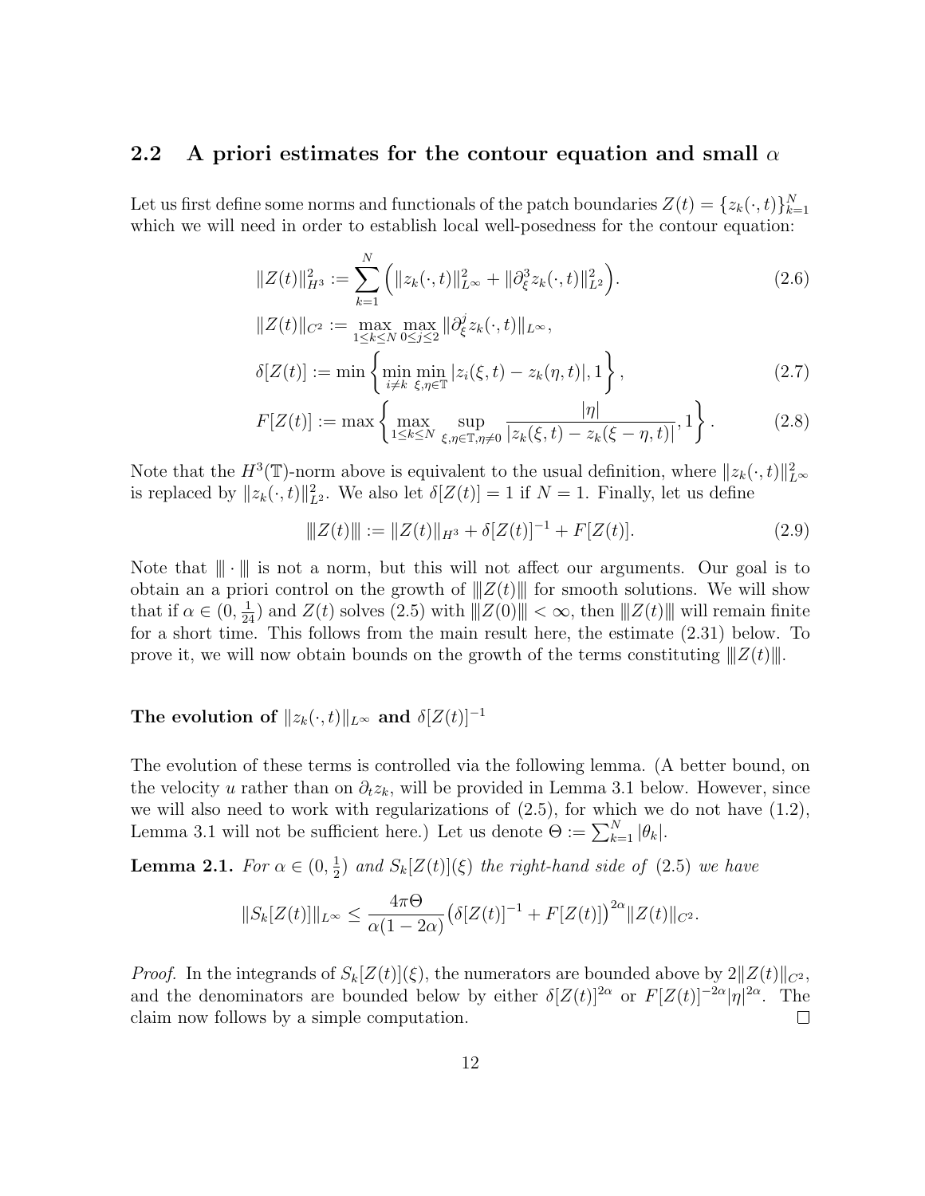## 2.2 A priori estimates for the contour equation and small $\alpha$

Let us first define some norms and functionals of the patch boundaries $Z(t) = \{z_k(\cdot,t)\}_{k=1}^N$ which we will need in order to establish local well-posedness for the contour equation:

$$\|Z(t)\|_{H^3}^2 := \sum_{k=1}^N \Big( \|z_k(\cdot,t)\|_{L^\infty}^2 + \|\partial_\xi^3 z_k(\cdot,t)\|_{L^2}^2 \Big). \tag{2.6}$$

$$\|Z(t)\|_{C^2} := \max_{1\le k\le N} \max_{0\le j\le 2} \|\partial_\xi^j z_k(\cdot,t)\|_{L^\infty},$$

$$\delta[Z(t)] := \min\left\{ \min_{i\neq k} \min_{\xi,\eta\in\mathbb{T}} |z_i(\xi,t) - z_k(\eta,t)|, 1 \right\}, \tag{2.7}$$

$$F[Z(t)] := \max\left\{ \max_{1\le k\le N} \sup_{\xi,\eta\in\mathbb{T},\eta\neq 0} \frac{|\eta|}{|z_k(\xi,t) - z_k(\xi-\eta,t)|}, 1 \right\}. \tag{2.8}$$

Note that the $H^3(\mathbb{T})$-norm above is equivalent to the usual definition, where $\|z_k(\cdot,t)\|_{L^\infty}^2$ is replaced by $\|z_k(\cdot,t)\|_{L^2}^2$. We also let $\delta[Z(t)] = 1$ if $N = 1$. Finally, let us define

$$|||Z(t)||| := \|Z(t)\|_{H^3} + \delta[Z(t)]^{-1} + F[Z(t)]. \tag{2.9}$$

Note that $|||\cdot|||$ is not a norm, but this will not affect our arguments. Our goal is to obtain an a priori control on the growth of $|||Z(t)|||$ for smooth solutions. We will show that if $\alpha \in (0, \frac{1}{24})$ and $Z(t)$ solves (2.5) with $|||Z(0)||| < \infty$, then $|||Z(t)|||$ will remain finite for a short time. This follows from the main result here, the estimate (2.31) below. To prove it, we will now obtain bounds on the growth of the terms constituting $|||Z(t)|||$.

#### The evolution of $\|z_k(\cdot,t)\|_{L^\infty}$ and $\delta[Z(t)]^{-1}$

The evolution of these terms is controlled via the following lemma. (A better bound, on the velocity $u$ rather than on $\partial_t z_k$, will be provided in Lemma 3.1 below. However, since we will also need to work with regularizations of (2.5), for which we do not have (1.2), Lemma 3.1 will not be sufficient here.) Let us denote $\Theta := \sum_{k=1}^N |\theta_k|$.

**Lemma 2.1.** *For $\alpha \in (0, \frac{1}{2})$ and $S_k[Z(t)](\xi)$ the right-hand side of (2.5) we have*

$$\|S_k[Z(t)]\|_{L^\infty} \le \frac{4\pi\Theta}{\alpha(1-2\alpha)} \big(\delta[Z(t)]^{-1} + F[Z(t)]\big)^{2\alpha} \|Z(t)\|_{C^2}.$$

*Proof.* In the integrands of $S_k[Z(t)](\xi)$, the numerators are bounded above by $2\|Z(t)\|_{C^2}$, and the denominators are bounded below by either $\delta[Z(t)]^{2\alpha}$ or $F[Z(t)]^{-2\alpha}|\eta|^{2\alpha}$. The claim now follows by a simple computation. $\square$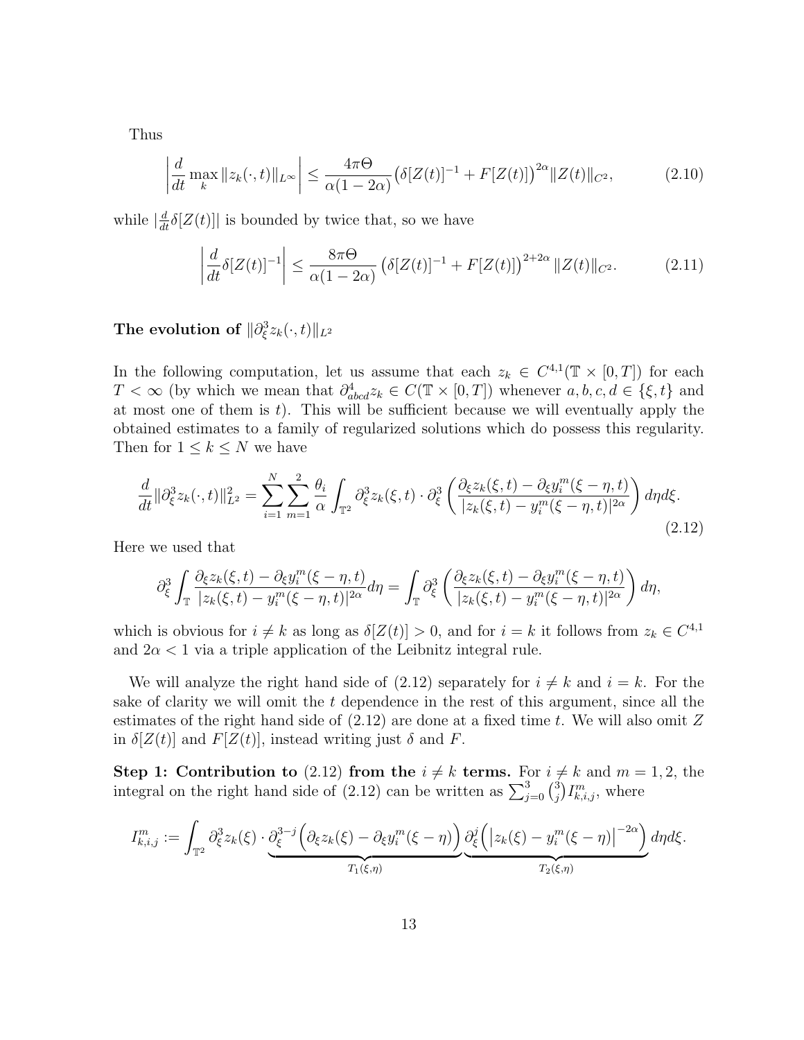Thus

$$\left| \frac{d}{dt} \max_k \|z_k(\cdot,t)\|_{L^\infty} \right| \le \frac{4\pi\Theta}{\alpha(1-2\alpha)} \big(\delta[Z(t)]^{-1} + F[Z(t)]\big)^{2\alpha} \|Z(t)\|_{C^2}, \tag{2.10}$$

while $|\frac{d}{dt}\delta[Z(t)]|$ is bounded by twice that, so we have

$$\left| \frac{d}{dt} \delta[Z(t)]^{-1} \right| \le \frac{8\pi\Theta}{\alpha(1-2\alpha)} \left(\delta[Z(t)]^{-1} + F[Z(t)]\right)^{2+2\alpha} \|Z(t)\|_{C^2}. \tag{2.11}$$

**The evolution of $\|\partial_\xi^3 z_k(\cdot,t)\|_{L^2}$**

In the following computation, let us assume that each $z_k \in C^{4,1}(\mathbb{T} \times [0,T])$ for each $T < \infty$ (by which we mean that $\partial^4_{abcd} z_k \in C(\mathbb{T} \times [0,T])$ whenever $a, b, c, d \in \{\xi, t\}$ and at most one of them is $t$). This will be sufficient because we will eventually apply the obtained estimates to a family of regularized solutions which do possess this regularity. Then for $1 \le k \le N$ we have

$$\frac{d}{dt}\|\partial_\xi^3 z_k(\cdot,t)\|_{L^2}^2 = \sum_{i=1}^N \sum_{m=1}^2 \frac{\theta_i}{\alpha} \int_{\mathbb{T}^2} \partial_\xi^3 z_k(\xi,t) \cdot \partial_\xi^3 \left( \frac{\partial_\xi z_k(\xi,t) - \partial_\xi y_i^m(\xi-\eta,t)}{|z_k(\xi,t) - y_i^m(\xi-\eta,t)|^{2\alpha}} \right) d\eta d\xi. \tag{2.12}$$

Here we used that

$$\partial_\xi^3 \int_{\mathbb{T}} \frac{\partial_\xi z_k(\xi,t) - \partial_\xi y_i^m(\xi-\eta,t)}{|z_k(\xi,t) - y_i^m(\xi-\eta,t)|^{2\alpha}} d\eta = \int_{\mathbb{T}} \partial_\xi^3 \left( \frac{\partial_\xi z_k(\xi,t) - \partial_\xi y_i^m(\xi-\eta,t)}{|z_k(\xi,t) - y_i^m(\xi-\eta,t)|^{2\alpha}} \right) d\eta,$$

which is obvious for $i \ne k$ as long as $\delta[Z(t)] > 0$, and for $i = k$ it follows from $z_k \in C^{4,1}$ and $2\alpha < 1$ via a triple application of the Leibnitz integral rule.

We will analyze the right hand side of (2.12) separately for $i \ne k$ and $i = k$. For the sake of clarity we will omit the $t$ dependence in the rest of this argument, since all the estimates of the right hand side of (2.12) are done at a fixed time $t$. We will also omit $Z$ in $\delta[Z(t)]$ and $F[Z(t)]$, instead writing just $\delta$ and $F$.

**Step 1: Contribution to** (2.12) **from the $i \ne k$ terms.** For $i \ne k$ and $m = 1, 2$, the integral on the right hand side of (2.12) can be written as $\sum_{j=0}^3 \binom{3}{j} I^m_{k,i,j}$, where

$$I^m_{k,i,j} := \int_{\mathbb{T}^2} \partial_\xi^3 z_k(\xi) \cdot \underbrace{\partial_\xi^{3-j}\Big(\partial_\xi z_k(\xi) - \partial_\xi y_i^m(\xi-\eta)\Big)}_{T_1(\xi,\eta)} \underbrace{\partial_\xi^j\Big(\big|z_k(\xi) - y_i^m(\xi-\eta)\big|^{-2\alpha}\Big)}_{T_2(\xi,\eta)} d\eta d\xi.$$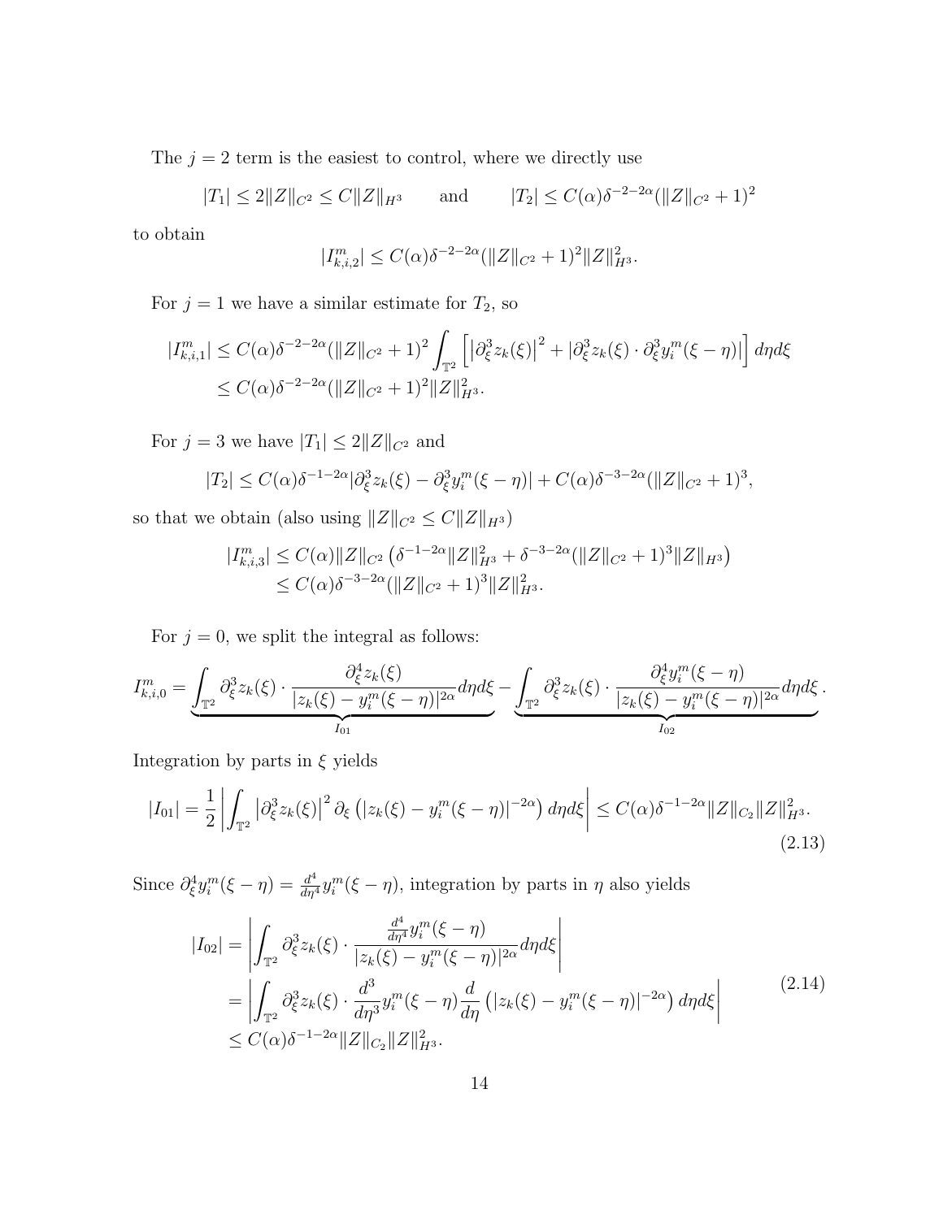The $j=2$ term is the easiest to control, where we directly use

$$|T_1| \le 2\|Z\|_{C^2} \le C\|Z\|_{H^3} \qquad \text{and} \qquad |T_2| \le C(\alpha)\delta^{-2-2\alpha}(\|Z\|_{C^2}+1)^2$$

to obtain

$$|I^m_{k,i,2}| \le C(\alpha)\delta^{-2-2\alpha}(\|Z\|_{C^2}+1)^2\|Z\|^2_{H^3}.$$

For $j=1$ we have a similar estimate for $T_2$, so

$$\begin{aligned}|I^m_{k,i,1}| &\le C(\alpha)\delta^{-2-2\alpha}(\|Z\|_{C^2}+1)^2\int_{\mathbb{T}^2}\left[\left|\partial^3_\xi z_k(\xi)\right|^2 + |\partial^3_\xi z_k(\xi)\cdot\partial^3_\xi y^m_i(\xi-\eta)|\right]d\eta d\xi \\ &\le C(\alpha)\delta^{-2-2\alpha}(\|Z\|_{C^2}+1)^2\|Z\|^2_{H^3}.\end{aligned}$$

For $j=3$ we have $|T_1| \le 2\|Z\|_{C^2}$ and

$$|T_2| \le C(\alpha)\delta^{-1-2\alpha}|\partial^3_\xi z_k(\xi) - \partial^3_\xi y^m_i(\xi-\eta)| + C(\alpha)\delta^{-3-2\alpha}(\|Z\|_{C^2}+1)^3,$$

so that we obtain (also using $\|Z\|_{C^2} \le C\|Z\|_{H^3}$)

$$\begin{aligned}|I^m_{k,i,3}| &\le C(\alpha)\|Z\|_{C^2}\left(\delta^{-1-2\alpha}\|Z\|^2_{H^3} + \delta^{-3-2\alpha}(\|Z\|_{C^2}+1)^3\|Z\|_{H^3}\right) \\ &\le C(\alpha)\delta^{-3-2\alpha}(\|Z\|_{C^2}+1)^3\|Z\|^2_{H^3}.\end{aligned}$$

For $j=0$, we split the integral as follows:

$$I^m_{k,i,0} = \underbrace{\int_{\mathbb{T}^2}\partial^3_\xi z_k(\xi)\cdot\frac{\partial^4_\xi z_k(\xi)}{|z_k(\xi)-y^m_i(\xi-\eta)|^{2\alpha}}d\eta d\xi}_{I_{01}} - \underbrace{\int_{\mathbb{T}^2}\partial^3_\xi z_k(\xi)\cdot\frac{\partial^4_\xi y^m_i(\xi-\eta)}{|z_k(\xi)-y^m_i(\xi-\eta)|^{2\alpha}}d\eta d\xi}_{I_{02}}.$$

Integration by parts in $\xi$ yields

$$|I_{01}| = \frac{1}{2}\left|\int_{\mathbb{T}^2}\left|\partial^3_\xi z_k(\xi)\right|^2\partial_\xi\left(|z_k(\xi)-y^m_i(\xi-\eta)|^{-2\alpha}\right)d\eta d\xi\right| \le C(\alpha)\delta^{-1-2\alpha}\|Z\|_{C_2}\|Z\|^2_{H^3}. \tag{2.13}$$

Since $\partial^4_\xi y^m_i(\xi-\eta) = \frac{d^4}{d\eta^4}y^m_i(\xi-\eta)$, integration by parts in $\eta$ also yields

$$\begin{aligned}|I_{02}| &= \left|\int_{\mathbb{T}^2}\partial^3_\xi z_k(\xi)\cdot\frac{\frac{d^4}{d\eta^4}y^m_i(\xi-\eta)}{|z_k(\xi)-y^m_i(\xi-\eta)|^{2\alpha}}d\eta d\xi\right| \\ &= \left|\int_{\mathbb{T}^2}\partial^3_\xi z_k(\xi)\cdot\frac{d^3}{d\eta^3}y^m_i(\xi-\eta)\frac{d}{d\eta}\left(|z_k(\xi)-y^m_i(\xi-\eta)|^{-2\alpha}\right)d\eta d\xi\right| \\ &\le C(\alpha)\delta^{-1-2\alpha}\|Z\|_{C_2}\|Z\|^2_{H^3}.\end{aligned} \tag{2.14}$$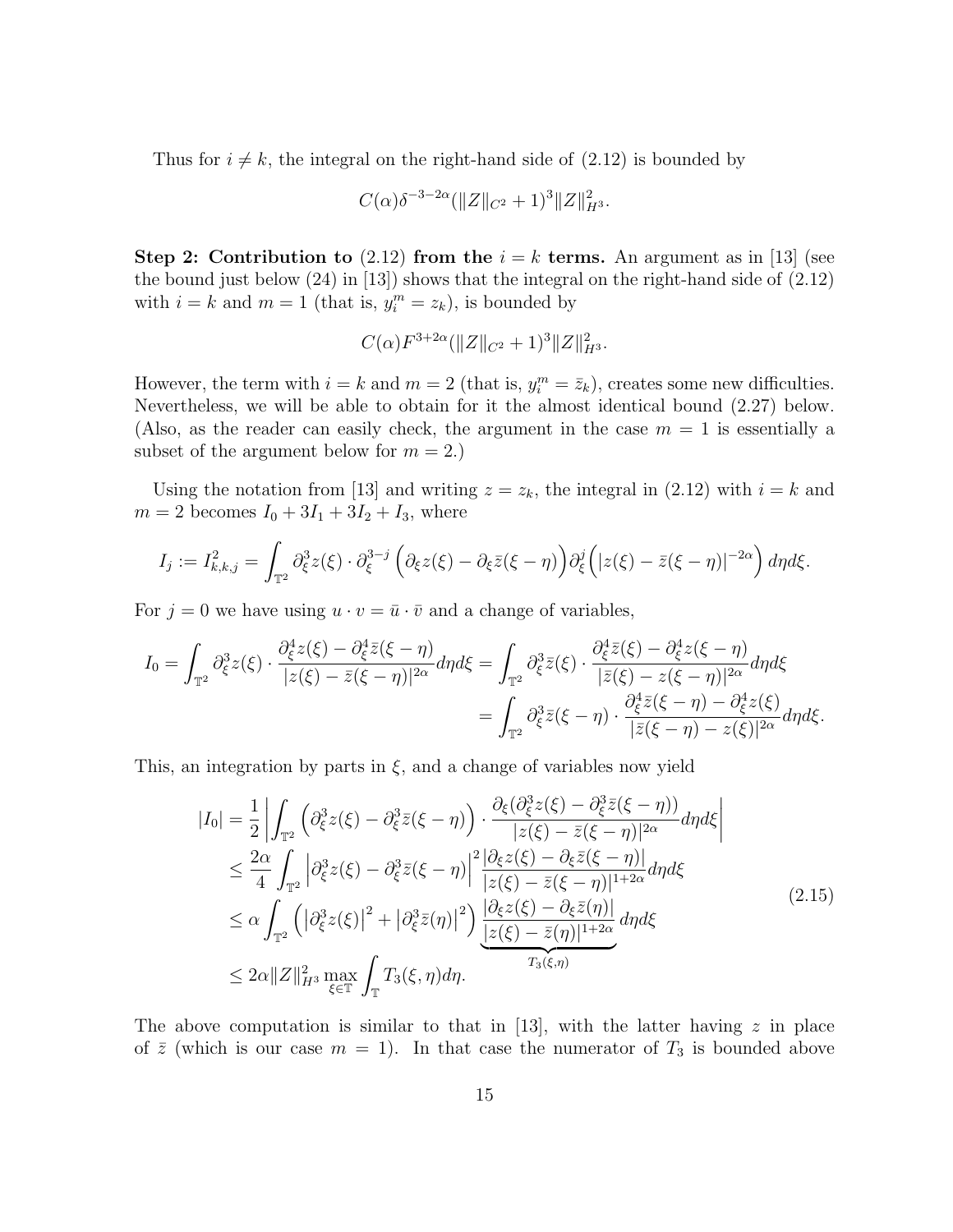Thus for $i \neq k$, the integral on the right-hand side of (2.12) is bounded by

$$C(\alpha)\delta^{-3-2\alpha}(\|Z\|_{C^2}+1)^3\|Z\|_{H^3}^2.$$

**Step 2: Contribution to (2.12) from the $i = k$ terms.** An argument as in [13] (see the bound just below (24) in [13]) shows that the integral on the right-hand side of (2.12) with $i = k$ and $m = 1$ (that is, $y_i^m = z_k$), is bounded by

$$C(\alpha)F^{3+2\alpha}(\|Z\|_{C^2}+1)^3\|Z\|_{H^3}^2.$$

However, the term with $i = k$ and $m = 2$ (that is, $y_i^m = \bar{z}_k$), creates some new difficulties. Nevertheless, we will be able to obtain for it the almost identical bound (2.27) below. (Also, as the reader can easily check, the argument in the case $m = 1$ is essentially a subset of the argument below for $m = 2$.)

Using the notation from [13] and writing $z = z_k$, the integral in (2.12) with $i = k$ and $m = 2$ becomes $I_0 + 3I_1 + 3I_2 + I_3$, where

$$I_j := I_{k,k,j}^2 = \int_{\mathbb{T}^2} \partial_\xi^3 z(\xi) \cdot \partial_\xi^{3-j}\Big(\partial_\xi z(\xi) - \partial_\xi \bar{z}(\xi-\eta)\Big)\partial_\xi^j\Big(|z(\xi)-\bar{z}(\xi-\eta)|^{-2\alpha}\Big)\,d\eta d\xi.$$

For $j = 0$ we have using $u \cdot v = \bar{u} \cdot \bar{v}$ and a change of variables,

$$\begin{aligned}
I_0 = \int_{\mathbb{T}^2} \partial_\xi^3 z(\xi) \cdot \frac{\partial_\xi^4 z(\xi) - \partial_\xi^4 \bar{z}(\xi-\eta)}{|z(\xi)-\bar{z}(\xi-\eta)|^{2\alpha}}d\eta d\xi &= \int_{\mathbb{T}^2} \partial_\xi^3 \bar{z}(\xi) \cdot \frac{\partial_\xi^4 \bar{z}(\xi) - \partial_\xi^4 z(\xi-\eta)}{|\bar{z}(\xi)-z(\xi-\eta)|^{2\alpha}}d\eta d\xi \\
&= \int_{\mathbb{T}^2} \partial_\xi^3 \bar{z}(\xi-\eta) \cdot \frac{\partial_\xi^4 \bar{z}(\xi-\eta) - \partial_\xi^4 z(\xi)}{|\bar{z}(\xi-\eta)-z(\xi)|^{2\alpha}}d\eta d\xi.
\end{aligned}$$

This, an integration by parts in $\xi$, and a change of variables now yield

$$\begin{aligned}
|I_0| &= \frac{1}{2}\left|\int_{\mathbb{T}^2}\Big(\partial_\xi^3 z(\xi) - \partial_\xi^3 \bar{z}(\xi-\eta)\Big)\cdot\frac{\partial_\xi(\partial_\xi^3 z(\xi)-\partial_\xi^3\bar{z}(\xi-\eta))}{|z(\xi)-\bar{z}(\xi-\eta)|^{2\alpha}}d\eta d\xi\right| \\
&\le \frac{2\alpha}{4}\int_{\mathbb{T}^2}\Big|\partial_\xi^3 z(\xi)-\partial_\xi^3\bar{z}(\xi-\eta)\Big|^2\frac{|\partial_\xi z(\xi)-\partial_\xi\bar{z}(\xi-\eta)|}{|z(\xi)-\bar{z}(\xi-\eta)|^{1+2\alpha}}d\eta d\xi \\
&\le \alpha\int_{\mathbb{T}^2}\Big(\big|\partial_\xi^3 z(\xi)\big|^2+\big|\partial_\xi^3\bar{z}(\eta)\big|^2\Big)\underbrace{\frac{|\partial_\xi z(\xi)-\partial_\xi\bar{z}(\eta)|}{|z(\xi)-\bar{z}(\eta)|^{1+2\alpha}}}_{T_3(\xi,\eta)}d\eta d\xi \\
&\le 2\alpha\|Z\|_{H^3}^2\max_{\xi\in\mathbb{T}}\int_{\mathbb{T}}T_3(\xi,\eta)d\eta.
\end{aligned} \tag{2.15}$$

The above computation is similar to that in [13], with the latter having $z$ in place of $\bar{z}$ (which is our case $m = 1$). In that case the numerator of $T_3$ is bounded above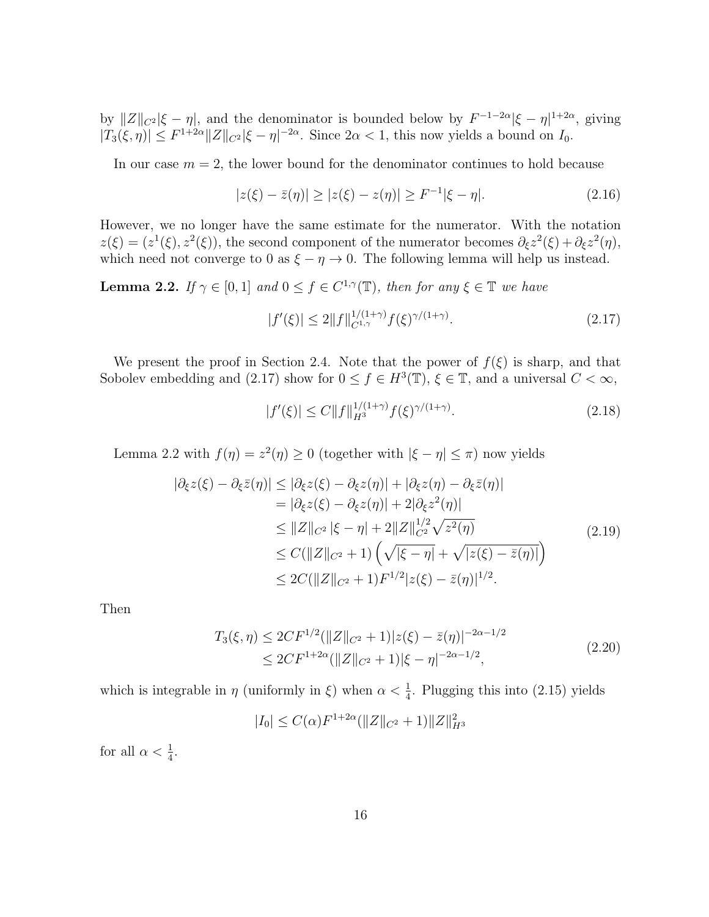by $\|Z\|_{C^2}|\xi-\eta|$, and the denominator is bounded below by $F^{-1-2\alpha}|\xi-\eta|^{1+2\alpha}$, giving $|T_3(\xi,\eta)| \le F^{1+2\alpha}\|Z\|_{C^2}|\xi-\eta|^{-2\alpha}$. Since $2\alpha<1$, this now yields a bound on $I_0$.

In our case $m=2$, the lower bound for the denominator continues to hold because

$$|z(\xi)-\bar{z}(\eta)| \ge |z(\xi)-z(\eta)| \ge F^{-1}|\xi-\eta|. \tag{2.16}$$

However, we no longer have the same estimate for the numerator. With the notation $z(\xi)=(z^1(\xi),z^2(\xi))$, the second component of the numerator becomes $\partial_\xi z^2(\xi)+\partial_\xi z^2(\eta)$, which need not converge to 0 as $\xi-\eta\to 0$. The following lemma will help us instead.

**Lemma 2.2.** *If $\gamma\in[0,1]$ and $0\le f\in C^{1,\gamma}(\mathbb{T})$, then for any $\xi\in\mathbb{T}$ we have*

$$|f'(\xi)| \le 2\|f\|_{C^{1,\gamma}}^{1/(1+\gamma)} f(\xi)^{\gamma/(1+\gamma)}. \tag{2.17}$$

We present the proof in Section 2.4. Note that the power of $f(\xi)$ is sharp, and that Sobolev embedding and (2.17) show for $0\le f\in H^3(\mathbb{T})$, $\xi\in\mathbb{T}$, and a universal $C<\infty$,

$$|f'(\xi)| \le C\|f\|_{H^3}^{1/(1+\gamma)} f(\xi)^{\gamma/(1+\gamma)}. \tag{2.18}$$

Lemma 2.2 with $f(\eta)=z^2(\eta)\ge 0$ (together with $|\xi-\eta|\le\pi$) now yields

$$\begin{aligned}
|\partial_\xi z(\xi)-\partial_\xi \bar{z}(\eta)| &\le |\partial_\xi z(\xi)-\partial_\xi z(\eta)| + |\partial_\xi z(\eta)-\partial_\xi \bar{z}(\eta)| \\
&= |\partial_\xi z(\xi)-\partial_\xi z(\eta)| + 2|\partial_\xi z^2(\eta)| \\
&\le \|Z\|_{C^2}\,|\xi-\eta| + 2\|Z\|_{C^2}^{1/2}\sqrt{z^2(\eta)} \\
&\le C(\|Z\|_{C^2}+1)\left(\sqrt{|\xi-\eta|}+\sqrt{|z(\xi)-\bar{z}(\eta)|}\right) \\
&\le 2C(\|Z\|_{C^2}+1)F^{1/2}|z(\xi)-\bar{z}(\eta)|^{1/2}.
\end{aligned} \tag{2.19}$$

Then

$$\begin{aligned}
T_3(\xi,\eta) &\le 2CF^{1/2}(\|Z\|_{C^2}+1)|z(\xi)-\bar{z}(\eta)|^{-2\alpha-1/2} \\
&\le 2CF^{1+2\alpha}(\|Z\|_{C^2}+1)|\xi-\eta|^{-2\alpha-1/2},
\end{aligned} \tag{2.20}$$

which is integrable in $\eta$ (uniformly in $\xi$) when $\alpha<\frac{1}{4}$. Plugging this into (2.15) yields

$$|I_0| \le C(\alpha)F^{1+2\alpha}(\|Z\|_{C^2}+1)\|Z\|_{H^3}^2$$

for all $\alpha<\frac{1}{4}$.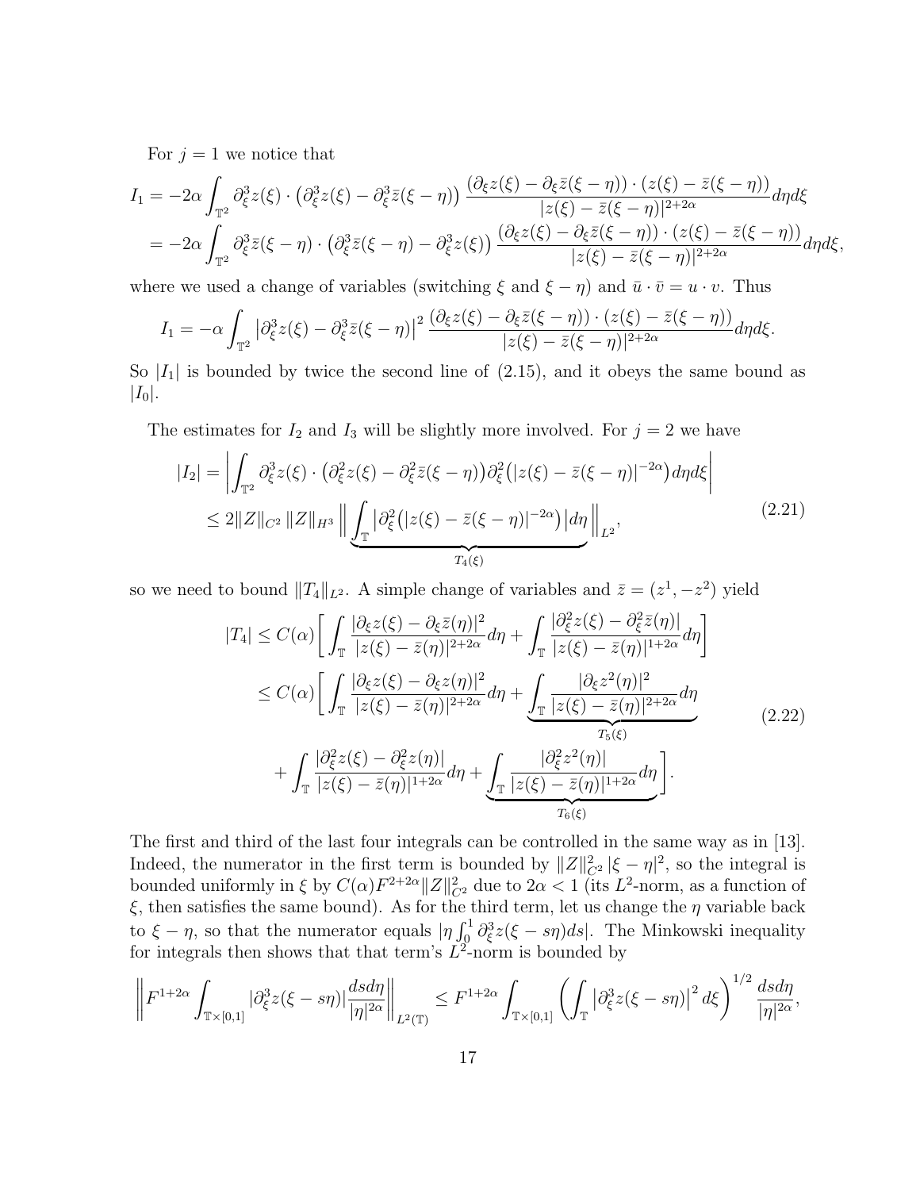For $j = 1$ we notice that

$$
\begin{aligned}
I_1 &= -2\alpha \int_{\mathbb{T}^2} \partial_\xi^3 z(\xi) \cdot \left(\partial_\xi^3 z(\xi) - \partial_\xi^3 \bar{z}(\xi-\eta)\right) \frac{(\partial_\xi z(\xi) - \partial_\xi \bar{z}(\xi-\eta)) \cdot (z(\xi) - \bar{z}(\xi-\eta))}{|z(\xi) - \bar{z}(\xi-\eta)|^{2+2\alpha}} d\eta d\xi \\
&= -2\alpha \int_{\mathbb{T}^2} \partial_\xi^3 \bar{z}(\xi-\eta) \cdot \left(\partial_\xi^3 \bar{z}(\xi-\eta) - \partial_\xi^3 z(\xi)\right) \frac{(\partial_\xi z(\xi) - \partial_\xi \bar{z}(\xi-\eta)) \cdot (z(\xi) - \bar{z}(\xi-\eta))}{|z(\xi) - \bar{z}(\xi-\eta)|^{2+2\alpha}} d\eta d\xi,
\end{aligned}
$$

where we used a change of variables (switching $\xi$ and $\xi - \eta$) and $\bar{u} \cdot \bar{v} = u \cdot v$. Thus

$$
I_1 = -\alpha \int_{\mathbb{T}^2} \left|\partial_\xi^3 z(\xi) - \partial_\xi^3 \bar{z}(\xi-\eta)\right|^2 \frac{(\partial_\xi z(\xi) - \partial_\xi \bar{z}(\xi-\eta)) \cdot (z(\xi) - \bar{z}(\xi-\eta))}{|z(\xi) - \bar{z}(\xi-\eta)|^{2+2\alpha}} d\eta d\xi.
$$

So $|I_1|$ is bounded by twice the second line of (2.15), and it obeys the same bound as $|I_0|$.

The estimates for $I_2$ and $I_3$ will be slightly more involved. For $j = 2$ we have

$$
\begin{aligned}
|I_2| &= \left| \int_{\mathbb{T}^2} \partial_\xi^3 z(\xi) \cdot \left(\partial_\xi^2 z(\xi) - \partial_\xi^2 \bar{z}(\xi-\eta)\right) \partial_\xi^2 \left(|z(\xi) - \bar{z}(\xi-\eta)|^{-2\alpha}\right) d\eta d\xi \right| \\
&\le 2\|Z\|_{C^2} \|Z\|_{H^3} \Big\| \underbrace{\int_{\mathbb{T}} \left|\partial_\xi^2 \left(|z(\xi) - \bar{z}(\xi-\eta)|^{-2\alpha}\right)\right| d\eta}_{T_4(\xi)} \Big\|_{L^2},
\end{aligned}
\tag{2.21}
$$

so we need to bound $\|T_4\|_{L^2}$. A simple change of variables and $\bar{z} = (z^1, -z^2)$ yield

$$
\begin{aligned}
|T_4| &\le C(\alpha) \left[ \int_{\mathbb{T}} \frac{|\partial_\xi z(\xi) - \partial_\xi \bar{z}(\eta)|^2}{|z(\xi) - \bar{z}(\eta)|^{2+2\alpha}} d\eta + \int_{\mathbb{T}} \frac{|\partial_\xi^2 z(\xi) - \partial_\xi^2 \bar{z}(\eta)|}{|z(\xi) - \bar{z}(\eta)|^{1+2\alpha}} d\eta \right] \\
&\le C(\alpha) \Bigg[ \int_{\mathbb{T}} \frac{|\partial_\xi z(\xi) - \partial_\xi z(\eta)|^2}{|z(\xi) - \bar{z}(\eta)|^{2+2\alpha}} d\eta + \underbrace{\int_{\mathbb{T}} \frac{|\partial_\xi z^2(\eta)|^2}{|z(\xi) - \bar{z}(\eta)|^{2+2\alpha}} d\eta}_{T_5(\xi)} \\
&\qquad + \int_{\mathbb{T}} \frac{|\partial_\xi^2 z(\xi) - \partial_\xi^2 z(\eta)|}{|z(\xi) - \bar{z}(\eta)|^{1+2\alpha}} d\eta + \underbrace{\int_{\mathbb{T}} \frac{|\partial_\xi^2 z^2(\eta)|}{|z(\xi) - \bar{z}(\eta)|^{1+2\alpha}} d\eta}_{T_6(\xi)} \Bigg].
\end{aligned}
\tag{2.22}
$$

The first and third of the last four integrals can be controlled in the same way as in [13]. Indeed, the numerator in the first term is bounded by $\|Z\|_{C^2}^2 |\xi - \eta|^2$, so the integral is bounded uniformly in $\xi$ by $C(\alpha) F^{2+2\alpha} \|Z\|_{C^2}^2$ due to $2\alpha < 1$ (its $L^2$-norm, as a function of $\xi$, then satisfies the same bound). As for the third term, let us change the $\eta$ variable back to $\xi - \eta$, so that the numerator equals $|\eta \int_0^1 \partial_\xi^3 z(\xi - s\eta) ds|$. The Minkowski inequality for integrals then shows that that term's $L^2$-norm is bounded by

$$
\left\| F^{1+2\alpha} \int_{\mathbb{T} \times [0,1]} |\partial_\xi^3 z(\xi - s\eta)| \frac{ds d\eta}{|\eta|^{2\alpha}} \right\|_{L^2(\mathbb{T})} \le F^{1+2\alpha} \int_{\mathbb{T} \times [0,1]} \left( \int_{\mathbb{T}} \left|\partial_\xi^3 z(\xi - s\eta)\right|^2 d\xi \right)^{1/2} \frac{ds d\eta}{|\eta|^{2\alpha}},
$$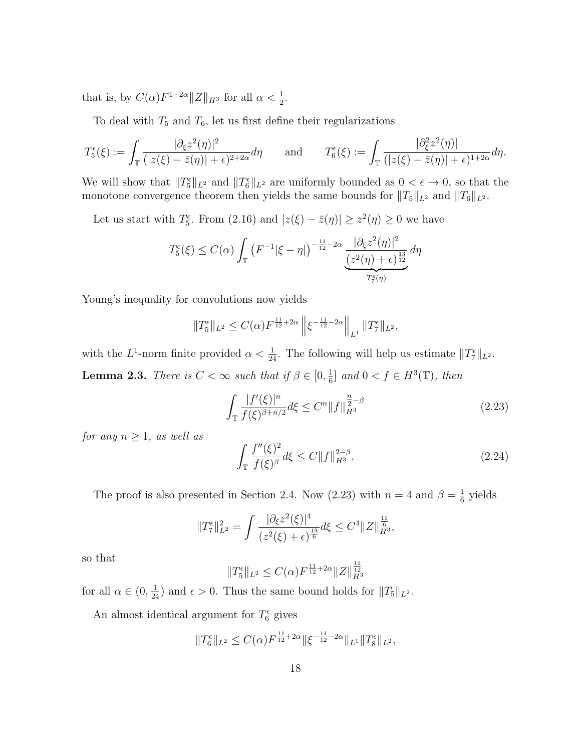that is, by $C(\alpha)F^{1+2\alpha}\|Z\|_{H^3}$ for all $\alpha < \frac{1}{2}$.

To deal with $T_5$ and $T_6$, let us first define their regularizations

$$T_5^\epsilon(\xi) := \int_{\mathbb{T}} \frac{|\partial_\xi z^2(\eta)|^2}{(|z(\xi) - \bar{z}(\eta)| + \epsilon)^{2+2\alpha}} d\eta \qquad \text{and} \qquad T_6^\epsilon(\xi) := \int_{\mathbb{T}} \frac{|\partial_\xi^2 z^2(\eta)|}{(|z(\xi) - \bar{z}(\eta)| + \epsilon)^{1+2\alpha}} d\eta.$$

We will show that $\|T_5^\epsilon\|_{L^2}$ and $\|T_6^\epsilon\|_{L^2}$ are uniformly bounded as $0 < \epsilon \to 0$, so that the monotone convergence theorem then yields the same bounds for $\|T_5\|_{L^2}$ and $\|T_6\|_{L^2}$.

Let us start with $T_5^\epsilon$. From (2.16) and $|z(\xi) - \bar{z}(\eta)| \geq z^2(\eta) \geq 0$ we have

$$T_5^\epsilon(\xi) \leq C(\alpha) \int_{\mathbb{T}} \left(F^{-1}|\xi - \eta|\right)^{-\frac{11}{12} - 2\alpha} \underbrace{\frac{|\partial_\xi z^2(\eta)|^2}{(z^2(\eta) + \epsilon)^{\frac{13}{12}}}}_{T_7^\epsilon(\eta)} d\eta$$

Young's inequality for convolutions now yields

$$\|T_5^\epsilon\|_{L^2} \leq C(\alpha) F^{\frac{11}{12}+2\alpha} \left\| \xi^{-\frac{11}{12}-2\alpha} \right\|_{L^1} \|T_7^\epsilon\|_{L^2},$$

with the $L^1$-norm finite provided $\alpha < \frac{1}{24}$. The following will help us estimate $\|T_7^\epsilon\|_{L^2}$.

**Lemma 2.3.** *There is $C < \infty$ such that if $\beta \in [0, \frac{1}{6}]$ and $0 < f \in H^3(\mathbb{T})$, then*

$$\int_{\mathbb{T}} \frac{|f'(\xi)|^n}{f(\xi)^{\beta + n/2}} d\xi \leq C^n \|f\|_{H^3}^{\frac{n}{2} - \beta} \tag{2.23}$$

*for any $n \geq 1$, as well as*

$$\int_{\mathbb{T}} \frac{f''(\xi)^2}{f(\xi)^\beta} d\xi \leq C \|f\|_{H^3}^{2-\beta}. \tag{2.24}$$

The proof is also presented in Section 2.4. Now (2.23) with $n = 4$ and $\beta = \frac{1}{6}$ yields

$$\|T_7^\epsilon\|_{L^2}^2 = \int \frac{|\partial_\xi z^2(\xi)|^4}{(z^2(\xi) + \epsilon)^{\frac{13}{6}}} d\xi \leq C^4 \|Z\|_{H^3}^{\frac{11}{6}},$$

so that

$$\|T_5^\epsilon\|_{L^2} \leq C(\alpha) F^{\frac{11}{12}+2\alpha} \|Z\|_{H^3}^{\frac{11}{12}}$$

for all $\alpha \in (0, \frac{1}{24})$ and $\epsilon > 0$. Thus the same bound holds for $\|T_5\|_{L^2}$.

An almost identical argument for $T_6^\epsilon$ gives

$$\|T_6^\epsilon\|_{L^2} \leq C(\alpha) F^{\frac{11}{12}+2\alpha} \|\xi^{-\frac{11}{12}-2\alpha}\|_{L^1} \|T_8^\epsilon\|_{L^2},$$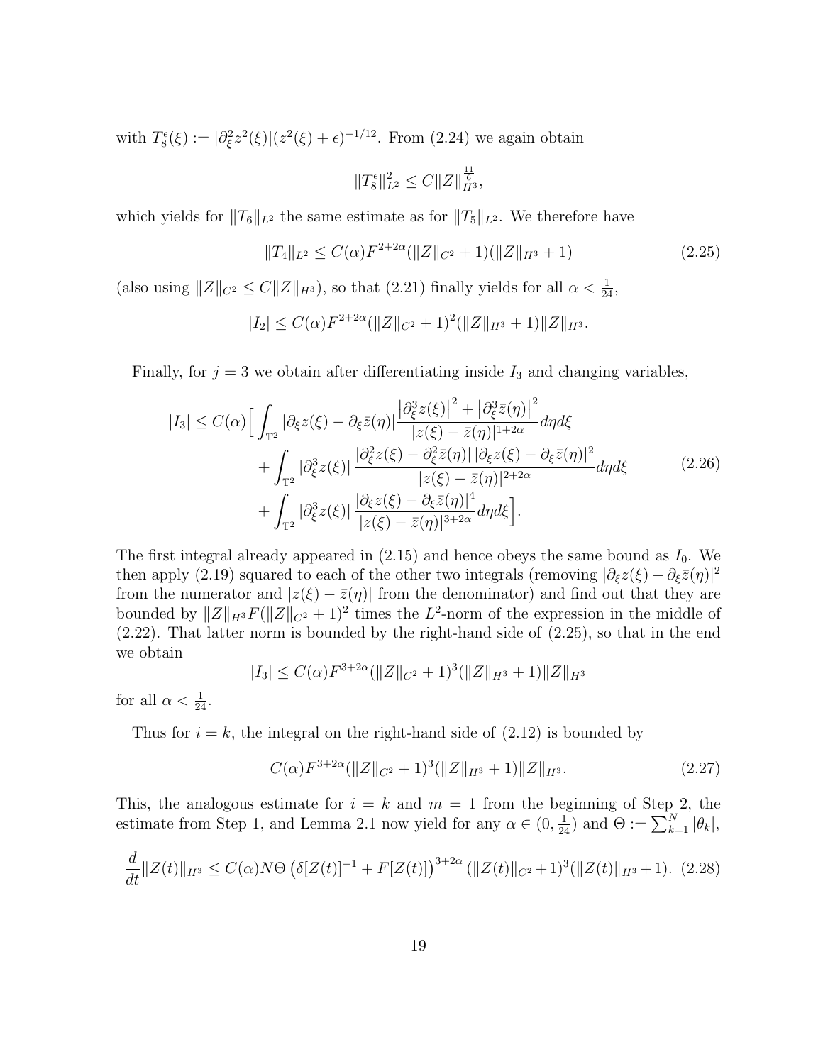with $T_8^\epsilon(\xi) := |\partial_\xi^2 z^2(\xi)|(z^2(\xi)+\epsilon)^{-1/12}$. From (2.24) we again obtain

$$\|T_8^\epsilon\|_{L^2}^2 \le C\|Z\|_{H^3}^{\frac{11}{6}},$$

which yields for $\|T_6\|_{L^2}$ the same estimate as for $\|T_5\|_{L^2}$. We therefore have

$$\|T_4\|_{L^2} \le C(\alpha)F^{2+2\alpha}(\|Z\|_{C^2}+1)(\|Z\|_{H^3}+1) \tag{2.25}$$

(also using $\|Z\|_{C^2} \le C\|Z\|_{H^3}$), so that (2.21) finally yields for all $\alpha < \frac{1}{24}$,

$$|I_2| \le C(\alpha)F^{2+2\alpha}(\|Z\|_{C^2}+1)^2(\|Z\|_{H^3}+1)\|Z\|_{H^3}.$$

Finally, for $j=3$ we obtain after differentiating inside $I_3$ and changing variables,

$$\begin{aligned}
|I_3| \le C(\alpha)\Big[ &\int_{\mathbb{T}^2} |\partial_\xi z(\xi) - \partial_\xi \bar{z}(\eta)| \frac{\left|\partial_\xi^3 z(\xi)\right|^2 + \left|\partial_\xi^3 \bar{z}(\eta)\right|^2}{|z(\xi)-\bar{z}(\eta)|^{1+2\alpha}} d\eta d\xi \\
&+ \int_{\mathbb{T}^2} |\partial_\xi^3 z(\xi)| \frac{|\partial_\xi^2 z(\xi) - \partial_\xi^2 \bar{z}(\eta)|\,|\partial_\xi z(\xi) - \partial_\xi \bar{z}(\eta)|^2}{|z(\xi)-\bar{z}(\eta)|^{2+2\alpha}} d\eta d\xi \\
&+ \int_{\mathbb{T}^2} |\partial_\xi^3 z(\xi)| \frac{|\partial_\xi z(\xi) - \partial_\xi \bar{z}(\eta)|^4}{|z(\xi)-\bar{z}(\eta)|^{3+2\alpha}} d\eta d\xi \Big].
\end{aligned} \tag{2.26}$$

The first integral already appeared in (2.15) and hence obeys the same bound as $I_0$. We then apply (2.19) squared to each of the other two integrals (removing $|\partial_\xi z(\xi) - \partial_\xi \bar{z}(\eta)|^2$ from the numerator and $|z(\xi)-\bar{z}(\eta)|$ from the denominator) and find out that they are bounded by $\|Z\|_{H^3}F(\|Z\|_{C^2}+1)^2$ times the $L^2$-norm of the expression in the middle of (2.22). That latter norm is bounded by the right-hand side of (2.25), so that in the end we obtain

$$|I_3| \le C(\alpha)F^{3+2\alpha}(\|Z\|_{C^2}+1)^3(\|Z\|_{H^3}+1)\|Z\|_{H^3}$$

for all $\alpha < \frac{1}{24}$.

Thus for $i=k$, the integral on the right-hand side of (2.12) is bounded by

$$C(\alpha)F^{3+2\alpha}(\|Z\|_{C^2}+1)^3(\|Z\|_{H^3}+1)\|Z\|_{H^3}. \tag{2.27}$$

This, the analogous estimate for $i=k$ and $m=1$ from the beginning of Step 2, the estimate from Step 1, and Lemma 2.1 now yield for any $\alpha \in (0, \frac{1}{24})$ and $\Theta := \sum_{k=1}^N |\theta_k|$,

$$\frac{d}{dt}\|Z(t)\|_{H^3} \le C(\alpha)N\Theta\left(\delta[Z(t)]^{-1} + F[Z(t)]\right)^{3+2\alpha}(\|Z(t)\|_{C^2}+1)^3(\|Z(t)\|_{H^3}+1). \tag{2.28}$$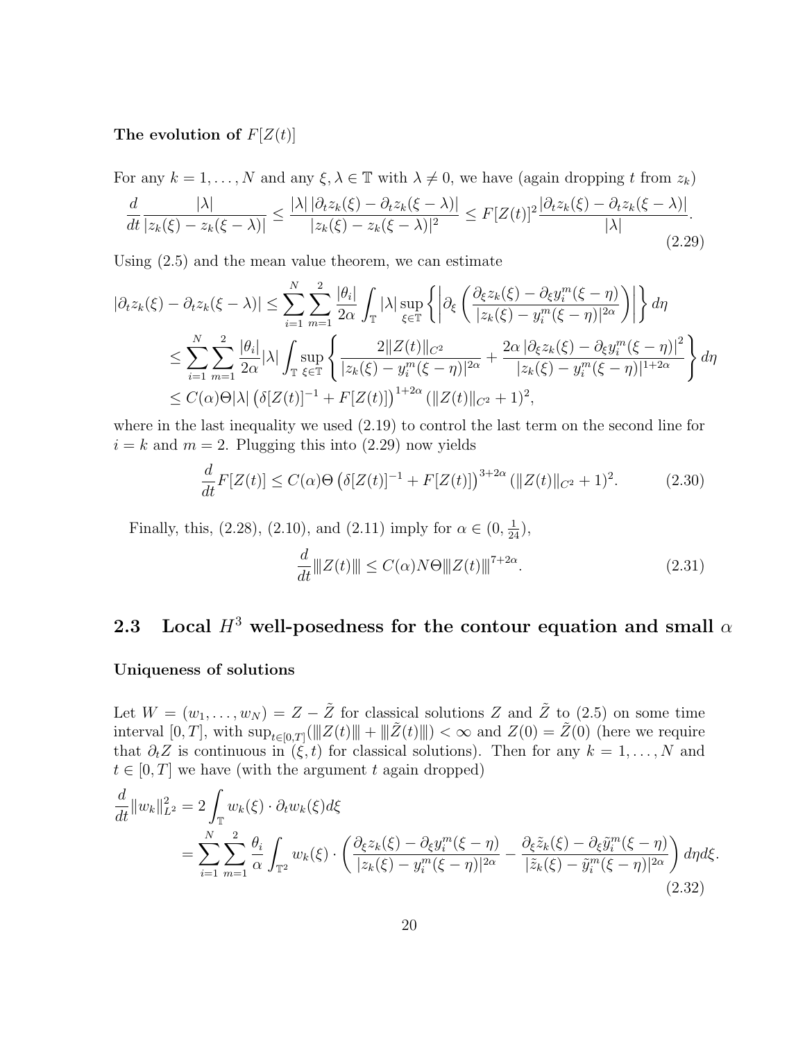**The evolution of $F[Z(t)]$**

For any $k = 1, \dots, N$ and any $\xi, \lambda \in \mathbb{T}$ with $\lambda \neq 0$, we have (again dropping $t$ from $z_k$)

$$\frac{d}{dt} \frac{|\lambda|}{|z_k(\xi) - z_k(\xi - \lambda)|} \leq \frac{|\lambda| \, |\partial_t z_k(\xi) - \partial_t z_k(\xi - \lambda)|}{|z_k(\xi) - z_k(\xi - \lambda)|^2} \leq F[Z(t)]^2 \frac{|\partial_t z_k(\xi) - \partial_t z_k(\xi - \lambda)|}{|\lambda|}. \tag{2.29}$$

Using (2.5) and the mean value theorem, we can estimate

$$\begin{aligned}
|\partial_t z_k(\xi) - \partial_t z_k(\xi - \lambda)| &\leq \sum_{i=1}^N \sum_{m=1}^2 \frac{|\theta_i|}{2\alpha} \int_{\mathbb{T}} |\lambda| \sup_{\xi \in \mathbb{T}} \left\{ \left| \partial_\xi \left( \frac{\partial_\xi z_k(\xi) - \partial_\xi y_i^m(\xi - \eta)}{|z_k(\xi) - y_i^m(\xi - \eta)|^{2\alpha}} \right) \right| \right\} d\eta \\
&\leq \sum_{i=1}^N \sum_{m=1}^2 \frac{|\theta_i|}{2\alpha} |\lambda| \int_{\mathbb{T}} \sup_{\xi \in \mathbb{T}} \left\{ \frac{2\|Z(t)\|_{C^2}}{|z_k(\xi) - y_i^m(\xi - \eta)|^{2\alpha}} + \frac{2\alpha \left| \partial_\xi z_k(\xi) - \partial_\xi y_i^m(\xi - \eta) \right|^2}{|z_k(\xi) - y_i^m(\xi - \eta)|^{1+2\alpha}} \right\} d\eta \\
&\leq C(\alpha) \Theta |\lambda| \left( \delta[Z(t)]^{-1} + F[Z(t)] \right)^{1+2\alpha} (\|Z(t)\|_{C^2} + 1)^2,
\end{aligned}$$

where in the last inequality we used (2.19) to control the last term on the second line for $i = k$ and $m = 2$. Plugging this into (2.29) now yields

$$\frac{d}{dt} F[Z(t)] \leq C(\alpha) \Theta \left( \delta[Z(t)]^{-1} + F[Z(t)] \right)^{3+2\alpha} (\|Z(t)\|_{C^2} + 1)^2. \tag{2.30}$$

Finally, this, (2.28), (2.10), and (2.11) imply for $\alpha \in (0, \frac{1}{24})$,

$$\frac{d}{dt} |||Z(t)||| \leq C(\alpha) N \Theta |||Z(t)|||^{7+2\alpha}. \tag{2.31}$$

## 2.3 Local $H^3$ well-posedness for the contour equation and small $\alpha$

**Uniqueness of solutions**

Let $W = (w_1, \dots, w_N) = Z - \tilde{Z}$ for classical solutions $Z$ and $\tilde{Z}$ to (2.5) on some time interval $[0, T]$, with $\sup_{t \in [0,T]} (|||Z(t)||| + |||\tilde{Z}(t)|||) < \infty$ and $Z(0) = \tilde{Z}(0)$ (here we require that $\partial_t Z$ is continuous in $(\xi, t)$ for classical solutions). Then for any $k = 1, \dots, N$ and $t \in [0, T]$ we have (with the argument $t$ again dropped)

$$\begin{aligned}
\frac{d}{dt} \|w_k\|_{L^2}^2 &= 2 \int_{\mathbb{T}} w_k(\xi) \cdot \partial_t w_k(\xi) d\xi \\
&= \sum_{i=1}^N \sum_{m=1}^2 \frac{\theta_i}{\alpha} \int_{\mathbb{T}^2} w_k(\xi) \cdot \left( \frac{\partial_\xi z_k(\xi) - \partial_\xi y_i^m(\xi - \eta)}{|z_k(\xi) - y_i^m(\xi - \eta)|^{2\alpha}} - \frac{\partial_\xi \tilde{z}_k(\xi) - \partial_\xi \tilde{y}_i^m(\xi - \eta)}{|\tilde{z}_k(\xi) - \tilde{y}_i^m(\xi - \eta)|^{2\alpha}} \right) d\eta d\xi.
\end{aligned} \tag{2.32}$$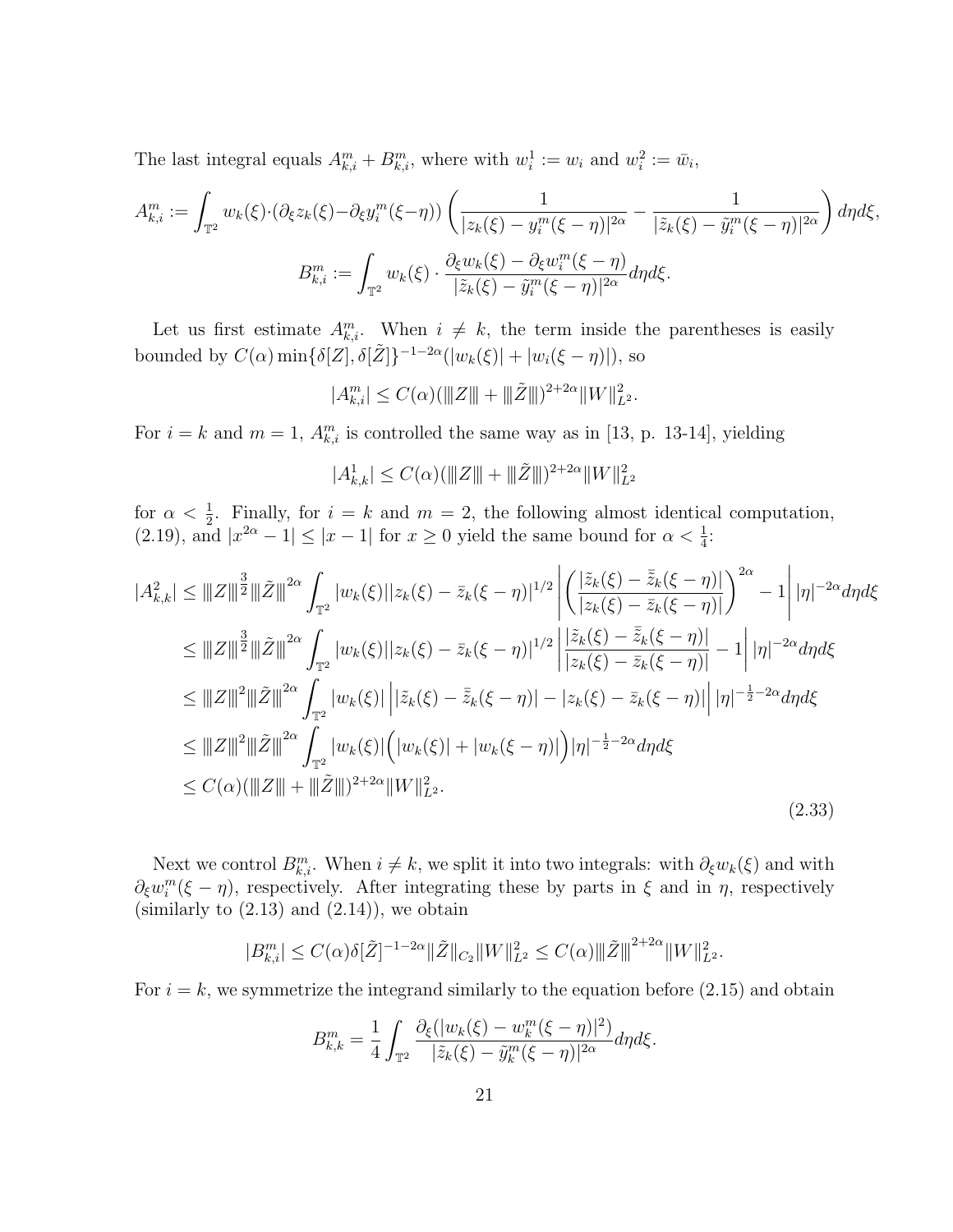The last integral equals $A^m_{k,i} + B^m_{k,i}$, where with $w^1_i := w_i$ and $w^2_i := \bar{w}_i$,

$$A^m_{k,i} := \int_{\mathbb{T}^2} w_k(\xi)\cdot(\partial_\xi z_k(\xi) - \partial_\xi y^m_i(\xi-\eta)) \left( \frac{1}{|z_k(\xi) - y^m_i(\xi-\eta)|^{2\alpha}} - \frac{1}{|\tilde{z}_k(\xi) - \tilde{y}^m_i(\xi-\eta)|^{2\alpha}} \right) d\eta d\xi,$$

$$B^m_{k,i} := \int_{\mathbb{T}^2} w_k(\xi) \cdot \frac{\partial_\xi w_k(\xi) - \partial_\xi w^m_i(\xi-\eta)}{|\tilde{z}_k(\xi) - \tilde{y}^m_i(\xi-\eta)|^{2\alpha}} d\eta d\xi.$$

Let us first estimate $A^m_{k,i}$. When $i \neq k$, the term inside the parentheses is easily bounded by $C(\alpha)\min\{\delta[Z], \delta[\tilde{Z}]\}^{-1-2\alpha}(|w_k(\xi)| + |w_i(\xi-\eta)|)$, so

$$|A^m_{k,i}| \leq C(\alpha)(|\!|\!|Z|\!|\!| + |\!|\!|\tilde{Z}|\!|\!|)^{2+2\alpha}\|W\|^2_{L^2}.$$

For $i = k$ and $m = 1$, $A^m_{k,i}$ is controlled the same way as in [13, p. 13-14], yielding

$$|A^1_{k,k}| \leq C(\alpha)(|\!|\!|Z|\!|\!| + |\!|\!|\tilde{Z}|\!|\!|)^{2+2\alpha}\|W\|^2_{L^2}$$

for $\alpha < \frac{1}{2}$. Finally, for $i = k$ and $m = 2$, the following almost identical computation, (2.19), and $|x^{2\alpha} - 1| \leq |x - 1|$ for $x \geq 0$ yield the same bound for $\alpha < \frac{1}{4}$:

$$\begin{aligned}
|A^2_{k,k}| &\leq |\!|\!|Z|\!|\!|^{\frac{3}{2}} |\!|\!|\tilde{Z}|\!|\!|^{2\alpha} \int_{\mathbb{T}^2} |w_k(\xi)||z_k(\xi) - \bar{z}_k(\xi-\eta)|^{1/2} \left| \left( \frac{|\tilde{z}_k(\xi) - \bar{\tilde{z}}_k(\xi-\eta)|}{|z_k(\xi) - \bar{z}_k(\xi-\eta)|} \right)^{2\alpha} - 1 \right| |\eta|^{-2\alpha} d\eta d\xi \\
&\leq |\!|\!|Z|\!|\!|^{\frac{3}{2}} |\!|\!|\tilde{Z}|\!|\!|^{2\alpha} \int_{\mathbb{T}^2} |w_k(\xi)||z_k(\xi) - \bar{z}_k(\xi-\eta)|^{1/2} \left| \frac{|\tilde{z}_k(\xi) - \bar{\tilde{z}}_k(\xi-\eta)|}{|z_k(\xi) - \bar{z}_k(\xi-\eta)|} - 1 \right| |\eta|^{-2\alpha} d\eta d\xi \\
&\leq |\!|\!|Z|\!|\!|^{2} |\!|\!|\tilde{Z}|\!|\!|^{2\alpha} \int_{\mathbb{T}^2} |w_k(\xi)| \Big| |\tilde{z}_k(\xi) - \bar{\tilde{z}}_k(\xi-\eta)| - |z_k(\xi) - \bar{z}_k(\xi-\eta)| \Big| |\eta|^{-\frac{1}{2}-2\alpha} d\eta d\xi \\
&\leq |\!|\!|Z|\!|\!|^{2} |\!|\!|\tilde{Z}|\!|\!|^{2\alpha} \int_{\mathbb{T}^2} |w_k(\xi)| \Big( |w_k(\xi)| + |w_k(\xi-\eta)| \Big) |\eta|^{-\frac{1}{2}-2\alpha} d\eta d\xi \\
&\leq C(\alpha)(|\!|\!|Z|\!|\!| + |\!|\!|\tilde{Z}|\!|\!|)^{2+2\alpha}\|W\|^2_{L^2}.
\end{aligned} \tag{2.33}$$

Next we control $B^m_{k,i}$. When $i \neq k$, we split it into two integrals: with $\partial_\xi w_k(\xi)$ and with $\partial_\xi w^m_i(\xi-\eta)$, respectively. After integrating these by parts in $\xi$ and in $\eta$, respectively (similarly to (2.13) and (2.14)), we obtain

$$|B^m_{k,i}| \leq C(\alpha)\delta[\tilde{Z}]^{-1-2\alpha}\|\tilde{Z}\|_{C_2}\|W\|^2_{L^2} \leq C(\alpha)|\!|\!|\tilde{Z}|\!|\!|^{2+2\alpha}\|W\|^2_{L^2}.$$

For $i = k$, we symmetrize the integrand similarly to the equation before (2.15) and obtain

$$B^m_{k,k} = \frac{1}{4}\int_{\mathbb{T}^2} \frac{\partial_\xi(|w_k(\xi) - w^m_k(\xi-\eta)|^2)}{|\tilde{z}_k(\xi) - \tilde{y}^m_k(\xi-\eta)|^{2\alpha}} d\eta d\xi.$$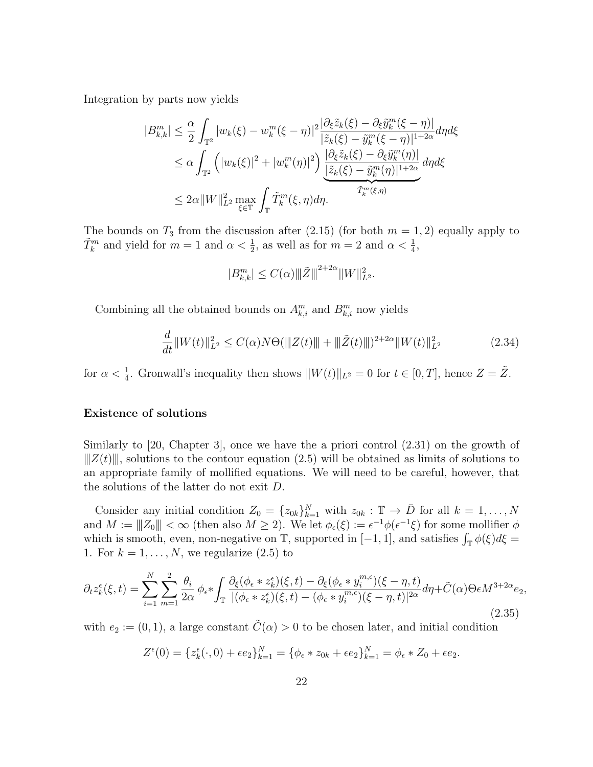Integration by parts now yields

$$
\begin{aligned}
|B^m_{k,k}| &\le \frac{\alpha}{2}\int_{\mathbb{T}^2} |w_k(\xi) - w^m_k(\xi-\eta)|^2 \frac{|\partial_\xi \tilde{z}_k(\xi) - \partial_\xi \tilde{y}^m_k(\xi-\eta)|}{|\tilde{z}_k(\xi) - \tilde{y}^m_k(\xi-\eta)|^{1+2\alpha}} d\eta d\xi \\
&\le \alpha \int_{\mathbb{T}^2} \left( |w_k(\xi)|^2 + |w^m_k(\eta)|^2 \right) \underbrace{\frac{|\partial_\xi \tilde{z}_k(\xi) - \partial_\xi \tilde{y}^m_k(\eta)|}{|\tilde{z}_k(\xi) - \tilde{y}^m_k(\eta)|^{1+2\alpha}}}_{\tilde{T}^m_k(\xi,\eta)} d\eta d\xi \\
&\le 2\alpha \|W\|^2_{L^2} \max_{\xi\in\mathbb{T}} \int_{\mathbb{T}} \tilde{T}^m_k(\xi,\eta) d\eta.
\end{aligned}
$$

The bounds on $T_3$ from the discussion after (2.15) (for both $m = 1, 2$) equally apply to $\tilde{T}^m_k$ and yield for $m = 1$ and $\alpha < \frac{1}{2}$, as well as for $m = 2$ and $\alpha < \frac{1}{4}$,

$$
|B^m_{k,k}| \le C(\alpha) |||\tilde{Z}|||^{2+2\alpha} \|W\|^2_{L^2}.
$$

Combining all the obtained bounds on $A^m_{k,i}$ and $B^m_{k,i}$ now yields

$$
\frac{d}{dt}\|W(t)\|^2_{L^2} \le C(\alpha) N \Theta (|||Z(t)||| + |||\tilde{Z}(t)|||)^{2+2\alpha} \|W(t)\|^2_{L^2} \tag{2.34}
$$

for $\alpha < \frac{1}{4}$. Gronwall's inequality then shows $\|W(t)\|_{L^2} = 0$ for $t \in [0, T]$, hence $Z = \tilde{Z}$.

**Existence of solutions**

Similarly to [20, Chapter 3], once we have the a priori control (2.31) on the growth of $|||Z(t)|||$, solutions to the contour equation (2.5) will be obtained as limits of solutions to an appropriate family of mollified equations. We will need to be careful, however, that the solutions of the latter do not exit $D$.

Consider any initial condition $Z_0 = \{z_{0k}\}_{k=1}^N$ with $z_{0k} : \mathbb{T} \to \bar{D}$ for all $k = 1, \ldots, N$ and $M := |||Z_0||| < \infty$ (then also $M \ge 2$). We let $\phi_\epsilon(\xi) := \epsilon^{-1}\phi(\epsilon^{-1}\xi)$ for some mollifier $\phi$ which is smooth, even, non-negative on $\mathbb{T}$, supported in $[-1, 1]$, and satisfies $\int_{\mathbb{T}} \phi(\xi) d\xi = 1$. For $k = 1, \ldots, N$, we regularize (2.5) to

$$
\partial_t z^\epsilon_k(\xi, t) = \sum_{i=1}^N \sum_{m=1}^2 \frac{\theta_i}{2\alpha}\, \phi_\epsilon * \int_{\mathbb{T}} \frac{\partial_\xi(\phi_\epsilon * z^\epsilon_k)(\xi,t) - \partial_\xi(\phi_\epsilon * y^{m,\epsilon}_i)(\xi-\eta,t)}{|(\phi_\epsilon * z^\epsilon_k)(\xi,t) - (\phi_\epsilon * y^{m,\epsilon}_i)(\xi-\eta,t)|^{2\alpha}} d\eta + \tilde{C}(\alpha)\Theta\epsilon M^{3+2\alpha} e_2, \tag{2.35}
$$

with $e_2 := (0, 1)$, a large constant $\tilde{C}(\alpha) > 0$ to be chosen later, and initial condition

$$
Z^\epsilon(0) = \{z^\epsilon_k(\cdot, 0) + \epsilon e_2\}_{k=1}^N = \{\phi_\epsilon * z_{0k} + \epsilon e_2\}_{k=1}^N = \phi_\epsilon * Z_0 + \epsilon e_2.
$$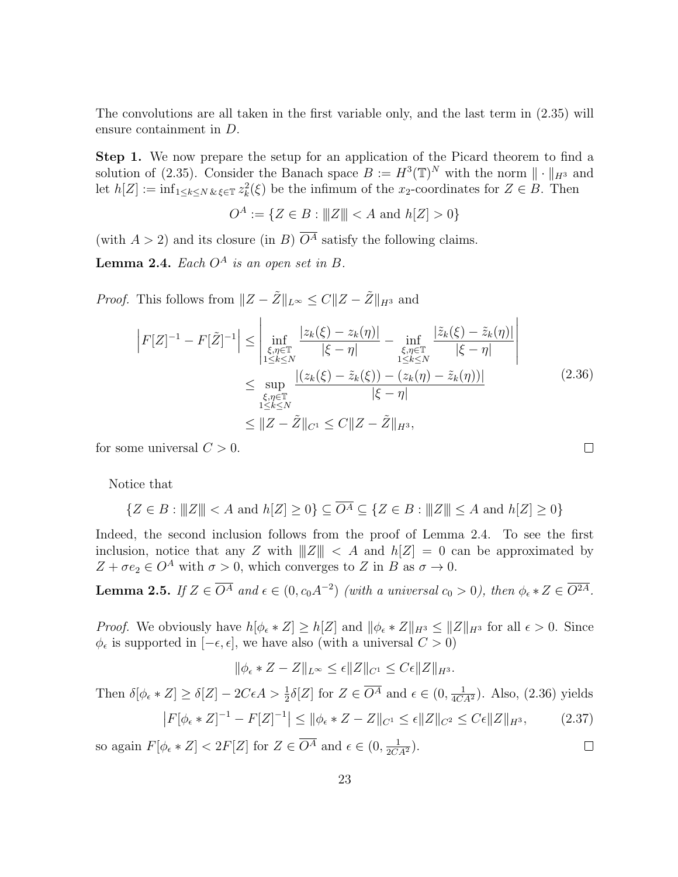The convolutions are all taken in the first variable only, and the last term in (2.35) will ensure containment in $D$.

**Step 1.** We now prepare the setup for an application of the Picard theorem to find a solution of (2.35). Consider the Banach space $B := H^3(\mathbb{T})^N$ with the norm $\|\cdot\|_{H^3}$ and let $h[Z] := \inf_{1\le k\le N \,\&\, \xi\in\mathbb{T}} z_k^2(\xi)$ be the infimum of the $x_2$-coordinates for $Z \in B$. Then

$$O^A := \{Z \in B : \|\!|Z|\!\|< A \text{ and } h[Z] > 0\}$$

(with $A > 2$) and its closure (in $B$) $\overline{O^A}$ satisfy the following claims.

**Lemma 2.4.** *Each $O^A$ is an open set in $B$.*

*Proof.* This follows from $\|Z - \tilde{Z}\|_{L^\infty} \le C\|Z - \tilde{Z}\|_{H^3}$ and

$$\begin{aligned}
\left|F[Z]^{-1} - F[\tilde{Z}]^{-1}\right| &\le \left| \inf_{\substack{\xi,\eta\in\mathbb{T}\\1\le k\le N}} \frac{|z_k(\xi) - z_k(\eta)|}{|\xi-\eta|} - \inf_{\substack{\xi,\eta\in\mathbb{T}\\1\le k\le N}} \frac{|\tilde{z}_k(\xi) - \tilde{z}_k(\eta)|}{|\xi-\eta|}\right| \\
&\le \sup_{\substack{\xi,\eta\in\mathbb{T}\\1\le k\le N}} \frac{|(z_k(\xi) - \tilde{z}_k(\xi)) - (z_k(\eta) - \tilde{z}_k(\eta))|}{|\xi-\eta|} \\
&\le \|Z - \tilde{Z}\|_{C^1} \le C\|Z - \tilde{Z}\|_{H^3},
\end{aligned} \tag{2.36}$$

for some universal $C > 0$. $\square$

Notice that

$$\{Z \in B : \|\!|Z|\!\| < A \text{ and } h[Z] \ge 0\} \subseteq \overline{O^A} \subseteq \{Z \in B : \|\!|Z|\!\| \le A \text{ and } h[Z] \ge 0\}$$

Indeed, the second inclusion follows from the proof of Lemma 2.4. To see the first inclusion, notice that any $Z$ with $\|\!|Z|\!\| < A$ and $h[Z] = 0$ can be approximated by $Z + \sigma e_2 \in O^A$ with $\sigma > 0$, which converges to $Z$ in $B$ as $\sigma \to 0$.

**Lemma 2.5.** *If $Z \in \overline{O^A}$ and $\epsilon \in (0, c_0 A^{-2})$ (with a universal $c_0 > 0$), then $\phi_\epsilon * Z \in \overline{O^{2A}}$.*

*Proof.* We obviously have $h[\phi_\epsilon * Z] \ge h[Z]$ and $\|\phi_\epsilon * Z\|_{H^3} \le \|Z\|_{H^3}$ for all $\epsilon > 0$. Since $\phi_\epsilon$ is supported in $[-\epsilon, \epsilon]$, we have also (with a universal $C > 0$)

$$\|\phi_\epsilon * Z - Z\|_{L^\infty} \le \epsilon\|Z\|_{C^1} \le C\epsilon\|Z\|_{H^3}.$$

Then $\delta[\phi_\epsilon * Z] \ge \delta[Z] - 2C\epsilon A > \frac{1}{2}\delta[Z]$ for $Z \in \overline{O^A}$ and $\epsilon \in (0, \frac{1}{4CA^2})$. Also, (2.36) yields

$$\left|F[\phi_\epsilon * Z]^{-1} - F[Z]^{-1}\right| \le \|\phi_\epsilon * Z - Z\|_{C^1} \le \epsilon\|Z\|_{C^2} \le C\epsilon\|Z\|_{H^3}, \tag{2.37}$$

so again $F[\phi_\epsilon * Z] < 2F[Z]$ for $Z \in \overline{O^A}$ and $\epsilon \in (0, \frac{1}{2CA^2})$. $\square$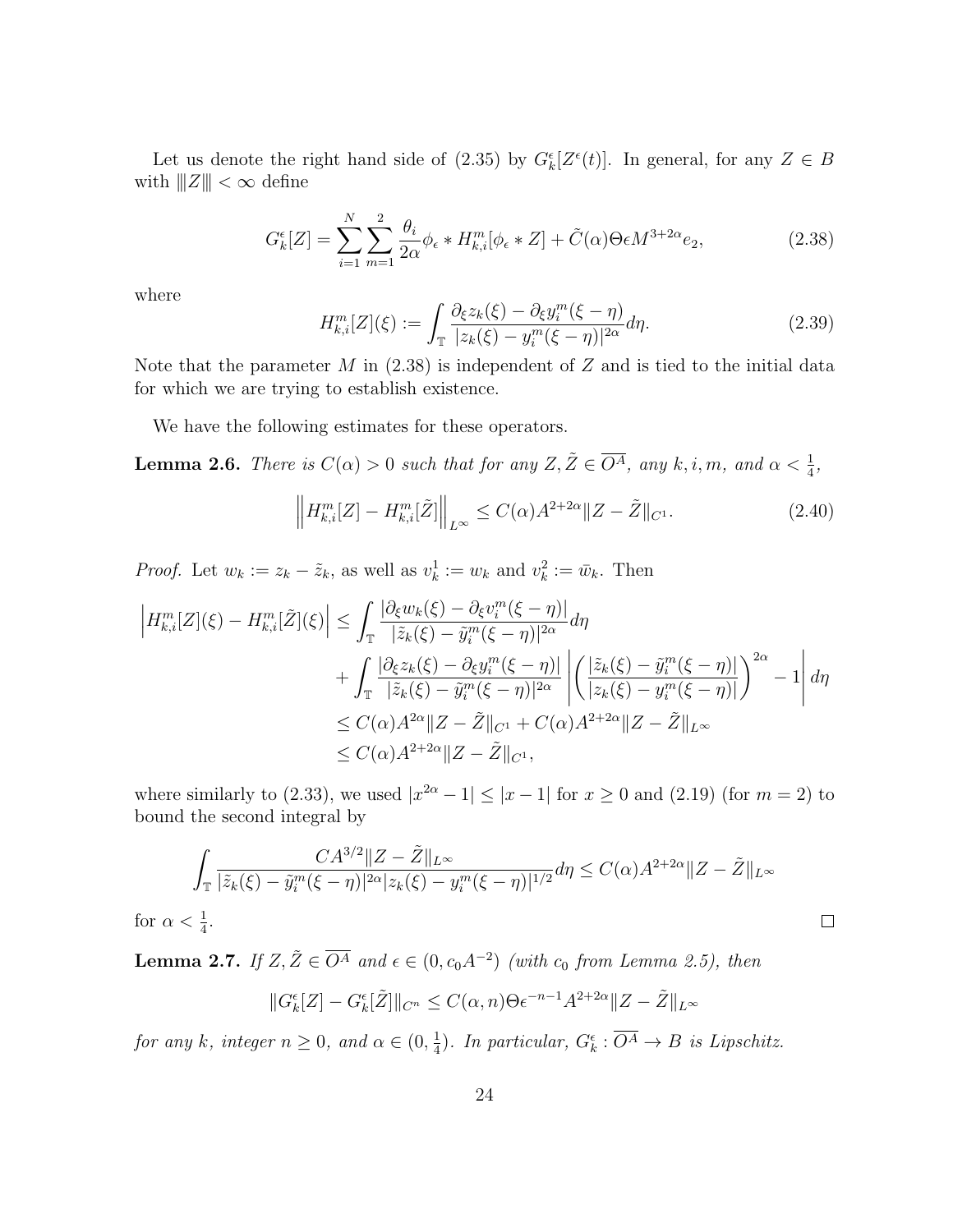Let us denote the right hand side of (2.35) by $G_k^\epsilon[Z^\epsilon(t)]$. In general, for any $Z \in B$ with $\|\!|Z|\!\|< \infty$ define

$$G_k^\epsilon[Z] = \sum_{i=1}^{N} \sum_{m=1}^{2} \frac{\theta_i}{2\alpha} \phi_\epsilon * H_{k,i}^m[\phi_\epsilon * Z] + \tilde{C}(\alpha)\Theta\epsilon M^{3+2\alpha} e_2, \tag{2.38}$$

where

$$H_{k,i}^m[Z](\xi) := \int_{\mathbb{T}} \frac{\partial_\xi z_k(\xi) - \partial_\xi y_i^m(\xi - \eta)}{|z_k(\xi) - y_i^m(\xi - \eta)|^{2\alpha}} d\eta. \tag{2.39}$$

Note that the parameter $M$ in (2.38) is independent of $Z$ and is tied to the initial data for which we are trying to establish existence.

We have the following estimates for these operators.

**Lemma 2.6.** *There is $C(\alpha) > 0$ such that for any $Z, \tilde{Z} \in \overline{O^A}$, any $k, i, m$, and $\alpha < \frac{1}{4}$,*

$$\left\| H_{k,i}^m[Z] - H_{k,i}^m[\tilde{Z}] \right\|_{L^\infty} \le C(\alpha) A^{2+2\alpha} \|Z - \tilde{Z}\|_{C^1}. \tag{2.40}$$

*Proof.* Let $w_k := z_k - \tilde{z}_k$, as well as $v_k^1 := w_k$ and $v_k^2 := \bar{w}_k$. Then

$$\begin{aligned}
\left| H_{k,i}^m[Z](\xi) - H_{k,i}^m[\tilde{Z}](\xi) \right| &\le \int_{\mathbb{T}} \frac{|\partial_\xi w_k(\xi) - \partial_\xi v_i^m(\xi - \eta)|}{|\tilde{z}_k(\xi) - \tilde{y}_i^m(\xi - \eta)|^{2\alpha}} d\eta \\
&\quad + \int_{\mathbb{T}} \frac{|\partial_\xi z_k(\xi) - \partial_\xi y_i^m(\xi - \eta)|}{|\tilde{z}_k(\xi) - \tilde{y}_i^m(\xi - \eta)|^{2\alpha}} \left| \left( \frac{|\tilde{z}_k(\xi) - \tilde{y}_i^m(\xi - \eta)|}{|z_k(\xi) - y_i^m(\xi - \eta)|} \right)^{2\alpha} - 1 \right| d\eta \\
&\le C(\alpha) A^{2\alpha} \|Z - \tilde{Z}\|_{C^1} + C(\alpha) A^{2+2\alpha} \|Z - \tilde{Z}\|_{L^\infty} \\
&\le C(\alpha) A^{2+2\alpha} \|Z - \tilde{Z}\|_{C^1},
\end{aligned}$$

where similarly to (2.33), we used $|x^{2\alpha} - 1| \le |x - 1|$ for $x \ge 0$ and (2.19) (for $m = 2$) to bound the second integral by

$$\int_{\mathbb{T}} \frac{CA^{3/2} \|Z - \tilde{Z}\|_{L^\infty}}{|\tilde{z}_k(\xi) - \tilde{y}_i^m(\xi - \eta)|^{2\alpha} |z_k(\xi) - y_i^m(\xi - \eta)|^{1/2}} d\eta \le C(\alpha) A^{2+2\alpha} \|Z - \tilde{Z}\|_{L^\infty}$$

for $\alpha < \frac{1}{4}$. $\square$

**Lemma 2.7.** *If $Z, \tilde{Z} \in \overline{O^A}$ and $\epsilon \in (0, c_0 A^{-2})$ (with $c_0$ from Lemma 2.5), then*

$$\|G_k^\epsilon[Z] - G_k^\epsilon[\tilde{Z}]\|_{C^n} \le C(\alpha, n)\Theta\epsilon^{-n-1} A^{2+2\alpha} \|Z - \tilde{Z}\|_{L^\infty}$$

*for any $k$, integer $n \ge 0$, and $\alpha \in (0, \frac{1}{4})$. In particular, $G_k^\epsilon : \overline{O^A} \to B$ is Lipschitz.*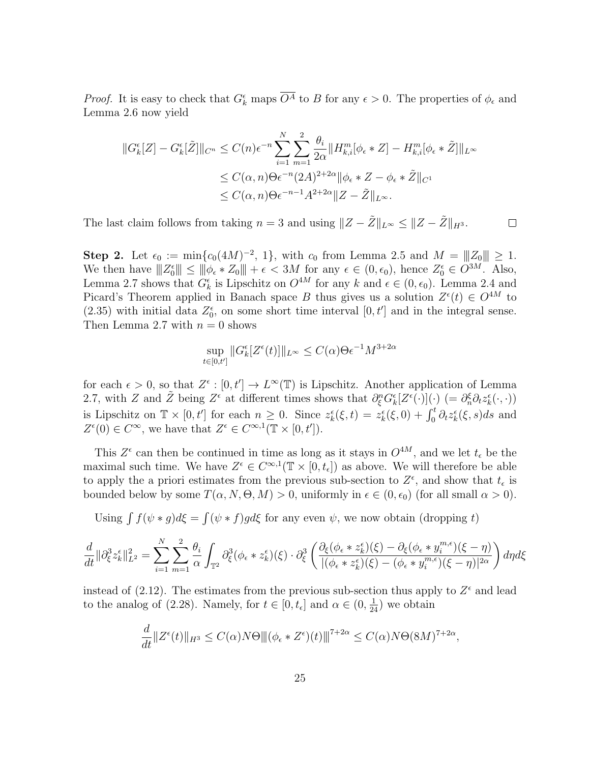*Proof.* It is easy to check that $G_k^\epsilon$ maps $\overline{O^A}$ to $B$ for any $\epsilon > 0$. The properties of $\phi_\epsilon$ and Lemma 2.6 now yield

$$
\begin{aligned}
\|G_k^\epsilon[Z] - G_k^\epsilon[\tilde{Z}]\|_{C^n} &\le C(n)\epsilon^{-n} \sum_{i=1}^N \sum_{m=1}^2 \frac{\theta_i}{2\alpha} \|H_{k,i}^m[\phi_\epsilon * Z] - H_{k,i}^m[\phi_\epsilon * \tilde{Z}]\|_{L^\infty} \\
&\le C(\alpha, n)\Theta\epsilon^{-n}(2A)^{2+2\alpha}\|\phi_\epsilon * Z - \phi_\epsilon * \tilde{Z}\|_{C^1} \\
&\le C(\alpha, n)\Theta\epsilon^{-n-1}A^{2+2\alpha}\|Z - \tilde{Z}\|_{L^\infty}.
\end{aligned}
$$

The last claim follows from taking $n = 3$ and using $\|Z - \tilde{Z}\|_{L^\infty} \le \|Z - \tilde{Z}\|_{H^3}$. $\square$

**Step 2.** Let $\epsilon_0 := \min\{c_0(4M)^{-2}, 1\}$, with $c_0$ from Lemma 2.5 and $M = |||Z_0||| \ge 1$. We then have $|||Z_0^\epsilon||| \le |||\phi_\epsilon * Z_0||| + \epsilon < 3M$ for any $\epsilon \in (0, \epsilon_0)$, hence $Z_0^\epsilon \in O^{3M}$. Also, Lemma 2.7 shows that $G_k^\epsilon$ is Lipschitz on $O^{4M}$ for any $k$ and $\epsilon \in (0, \epsilon_0)$. Lemma 2.4 and Picard's Theorem applied in Banach space $B$ thus gives us a solution $Z^\epsilon(t) \in O^{4M}$ to (2.35) with initial data $Z_0^\epsilon$, on some short time interval $[0, t']$ and in the integral sense. Then Lemma 2.7 with $n = 0$ shows

$$
\sup_{t \in [0, t']} \|G_k^\epsilon[Z^\epsilon(t)]\|_{L^\infty} \le C(\alpha)\Theta\epsilon^{-1}M^{3+2\alpha}
$$

for each $\epsilon > 0$, so that $Z^\epsilon : [0, t'] \to L^\infty(\mathbb{T})$ is Lipschitz. Another application of Lemma 2.7, with $Z$ and $\tilde{Z}$ being $Z^\epsilon$ at different times shows that $\partial_\xi^n G_k^\epsilon[Z^\epsilon(\cdot)](\cdot)$ $(= \partial_n^\xi \partial_t z_k^\epsilon(\cdot, \cdot))$ is Lipschitz on $\mathbb{T} \times [0, t']$ for each $n \ge 0$. Since $z_k^\epsilon(\xi, t) = z_k^\epsilon(\xi, 0) + \int_0^t \partial_t z_k^\epsilon(\xi, s)ds$ and $Z^\epsilon(0) \in C^\infty$, we have that $Z^\epsilon \in C^{\infty,1}(\mathbb{T} \times [0, t'])$.

This $Z^\epsilon$ can then be continued in time as long as it stays in $O^{4M}$, and we let $t_\epsilon$ be the maximal such time. We have $Z^\epsilon \in C^{\infty,1}(\mathbb{T} \times [0, t_\epsilon])$ as above. We will therefore be able to apply the a priori estimates from the previous sub-section to $Z^\epsilon$, and show that $t_\epsilon$ is bounded below by some $T(\alpha, N, \Theta, M) > 0$, uniformly in $\epsilon \in (0, \epsilon_0)$ (for all small $\alpha > 0$).

Using $\int f(\psi * g)d\xi = \int(\psi * f)gd\xi$ for any even $\psi$, we now obtain (dropping $t$)

$$
\frac{d}{dt}\|\partial_\xi^3 z_k^\epsilon\|_{L^2}^2 = \sum_{i=1}^N \sum_{m=1}^2 \frac{\theta_i}{\alpha} \int_{\mathbb{T}^2} \partial_\xi^3(\phi_\epsilon * z_k^\epsilon)(\xi) \cdot \partial_\xi^3 \left( \frac{\partial_\xi(\phi_\epsilon * z_k^\epsilon)(\xi) - \partial_\xi(\phi_\epsilon * y_i^{m,\epsilon})(\xi - \eta)}{|(\phi_\epsilon * z_k^\epsilon)(\xi) - (\phi_\epsilon * y_i^{m,\epsilon})(\xi - \eta)|^{2\alpha}} \right) d\eta d\xi
$$

instead of (2.12). The estimates from the previous sub-section thus apply to $Z^\epsilon$ and lead to the analog of (2.28). Namely, for $t \in [0, t_\epsilon]$ and $\alpha \in (0, \frac{1}{24})$ we obtain

$$
\frac{d}{dt}\|Z^\epsilon(t)\|_{H^3} \le C(\alpha)N\Theta|||(\phi_\epsilon * Z^\epsilon)(t)|||^{7+2\alpha} \le C(\alpha)N\Theta(8M)^{7+2\alpha},
$$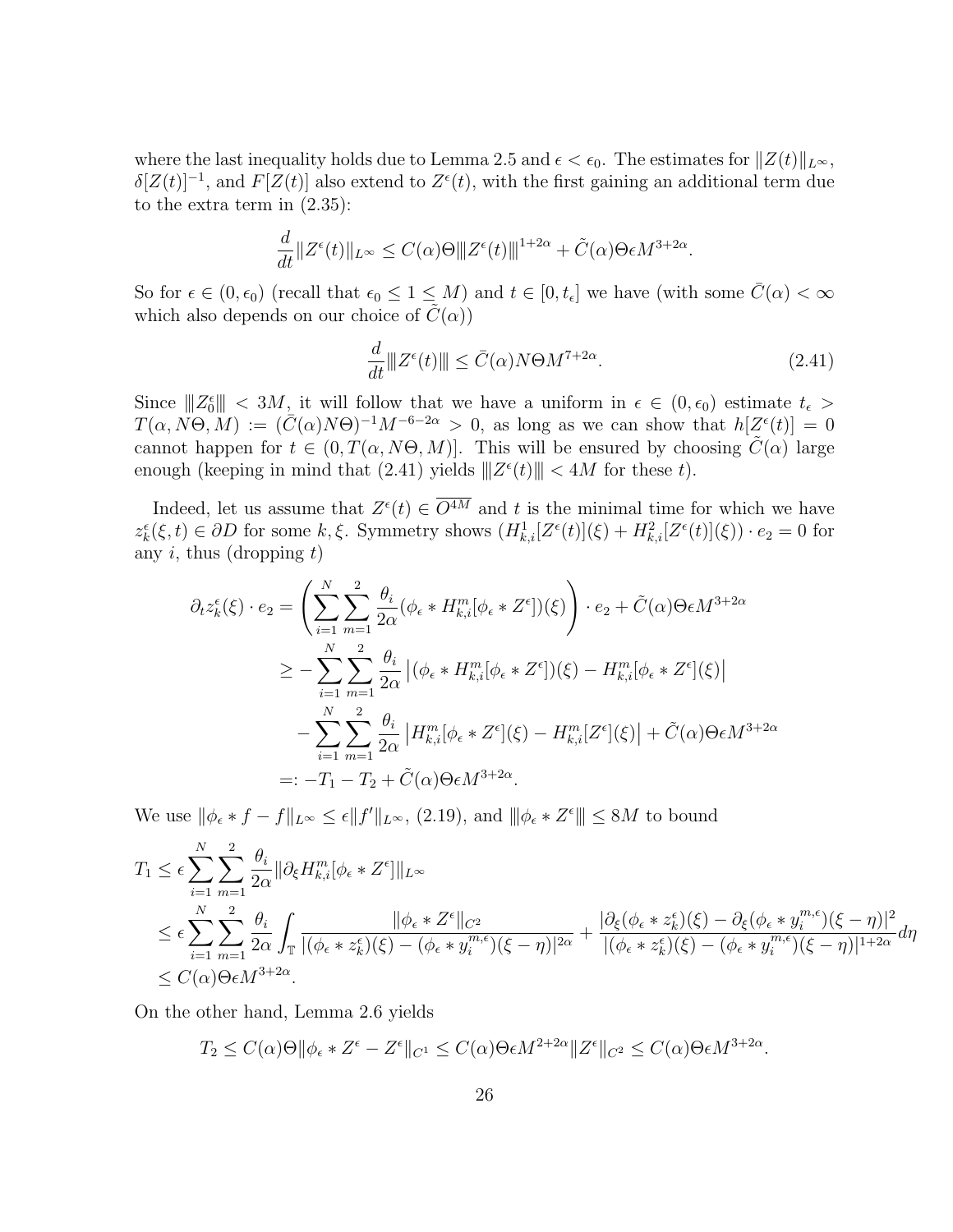where the last inequality holds due to Lemma 2.5 and $\epsilon < \epsilon_0$. The estimates for $\|Z(t)\|_{L^\infty}$, $\delta[Z(t)]^{-1}$, and $F[Z(t)]$ also extend to $Z^\epsilon(t)$, with the first gaining an additional term due to the extra term in (2.35):

$$\frac{d}{dt}\|Z^\epsilon(t)\|_{L^\infty} \le C(\alpha)\Theta \| Z^\epsilon(t) \|^{1+2\alpha} + \tilde{C}(\alpha)\Theta\epsilon M^{3+2\alpha}.$$

So for $\epsilon \in (0, \epsilon_0)$ (recall that $\epsilon_0 \le 1 \le M$) and $t \in [0, t_\epsilon]$ we have (with some $\bar{C}(\alpha) < \infty$ which also depends on our choice of $\tilde{C}(\alpha)$)

$$\frac{d}{dt}\|Z^\epsilon(t)\| \le \bar{C}(\alpha)N\Theta M^{7+2\alpha}. \tag{2.41}$$

Since $\|Z_0^\epsilon\| < 3M$, it will follow that we have a uniform in $\epsilon \in (0, \epsilon_0)$ estimate $t_\epsilon > T(\alpha, N\Theta, M) := (\bar{C}(\alpha)N\Theta)^{-1}M^{-6-2\alpha} > 0$, as long as we can show that $h[Z^\epsilon(t)] = 0$ cannot happen for $t \in (0, T(\alpha, N\Theta, M)]$. This will be ensured by choosing $\tilde{C}(\alpha)$ large enough (keeping in mind that (2.41) yields $\|Z^\epsilon(t)\| < 4M$ for these $t$).

Indeed, let us assume that $Z^\epsilon(t) \in \overline{O^{4M}}$ and $t$ is the minimal time for which we have $z_k^\epsilon(\xi, t) \in \partial D$ for some $k, \xi$. Symmetry shows $(H_{k,i}^1[Z^\epsilon(t)](\xi) + H_{k,i}^2[Z^\epsilon(t)](\xi)) \cdot e_2 = 0$ for any $i$, thus (dropping $t$)

$$\begin{aligned}
\partial_t z_k^\epsilon(\xi) \cdot e_2 &= \left(\sum_{i=1}^N \sum_{m=1}^2 \frac{\theta_i}{2\alpha}(\phi_\epsilon * H_{k,i}^m[\phi_\epsilon * Z^\epsilon])(\xi)\right) \cdot e_2 + \tilde{C}(\alpha)\Theta\epsilon M^{3+2\alpha} \\
&\ge -\sum_{i=1}^N \sum_{m=1}^2 \frac{\theta_i}{2\alpha}\left|(\phi_\epsilon * H_{k,i}^m[\phi_\epsilon * Z^\epsilon])(\xi) - H_{k,i}^m[\phi_\epsilon * Z^\epsilon](\xi)\right| \\
&\quad - \sum_{i=1}^N \sum_{m=1}^2 \frac{\theta_i}{2\alpha}\left|H_{k,i}^m[\phi_\epsilon * Z^\epsilon](\xi) - H_{k,i}^m[Z^\epsilon](\xi)\right| + \tilde{C}(\alpha)\Theta\epsilon M^{3+2\alpha} \\
&=: -T_1 - T_2 + \tilde{C}(\alpha)\Theta\epsilon M^{3+2\alpha}.
\end{aligned}$$

We use $\|\phi_\epsilon * f - f\|_{L^\infty} \le \epsilon\|f'\|_{L^\infty}$, (2.19), and $\|\phi_\epsilon * Z^\epsilon\| \le 8M$ to bound

$$\begin{aligned}
T_1 &\le \epsilon \sum_{i=1}^N \sum_{m=1}^2 \frac{\theta_i}{2\alpha}\|\partial_\xi H_{k,i}^m[\phi_\epsilon * Z^\epsilon]\|_{L^\infty} \\
&\le \epsilon \sum_{i=1}^N \sum_{m=1}^2 \frac{\theta_i}{2\alpha}\int_{\mathbb{T}} \frac{\|\phi_\epsilon * Z^\epsilon\|_{C^2}}{|(\phi_\epsilon * z_k^\epsilon)(\xi) - (\phi_\epsilon * y_i^{m,\epsilon})(\xi - \eta)|^{2\alpha}} + \frac{|\partial_\xi(\phi_\epsilon * z_k^\epsilon)(\xi) - \partial_\xi(\phi_\epsilon * y_i^{m,\epsilon})(\xi - \eta)|^2}{|(\phi_\epsilon * z_k^\epsilon)(\xi) - (\phi_\epsilon * y_i^{m,\epsilon})(\xi - \eta)|^{1+2\alpha}} d\eta \\
&\le C(\alpha)\Theta\epsilon M^{3+2\alpha}.
\end{aligned}$$

On the other hand, Lemma 2.6 yields

$$T_2 \le C(\alpha)\Theta\|\phi_\epsilon * Z^\epsilon - Z^\epsilon\|_{C^1} \le C(\alpha)\Theta\epsilon M^{2+2\alpha}\|Z^\epsilon\|_{C^2} \le C(\alpha)\Theta\epsilon M^{3+2\alpha}.$$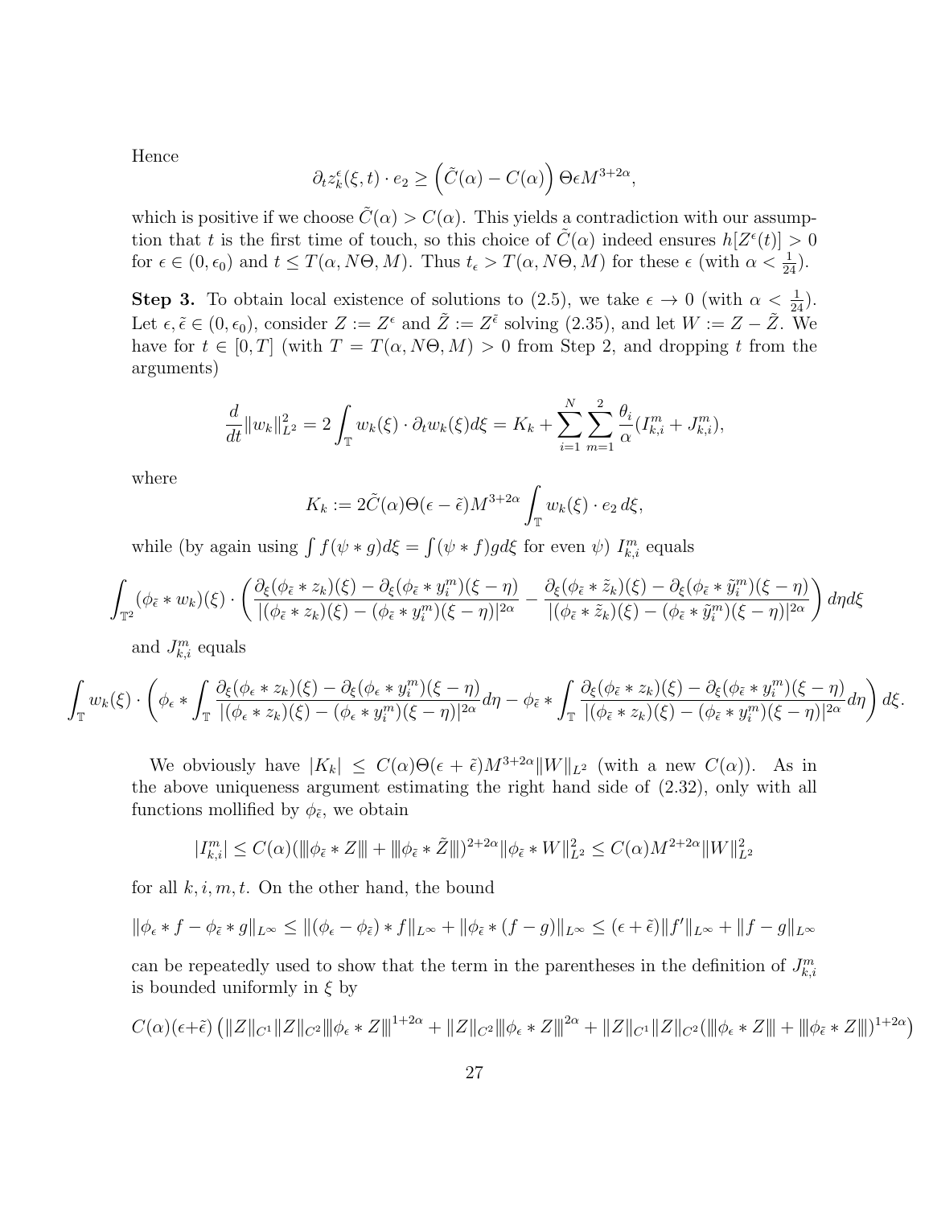Hence

$$\partial_t z_k^\epsilon(\xi,t)\cdot e_2 \geq \left(\tilde{C}(\alpha) - C(\alpha)\right)\Theta\epsilon M^{3+2\alpha},$$

which is positive if we choose $\tilde{C}(\alpha) > C(\alpha)$. This yields a contradiction with our assumption that $t$ is the first time of touch, so this choice of $\tilde{C}(\alpha)$ indeed ensures $h[Z^\epsilon(t)] > 0$ for $\epsilon \in (0,\epsilon_0)$ and $t \leq T(\alpha, N\Theta, M)$. Thus $t_\epsilon > T(\alpha, N\Theta, M)$ for these $\epsilon$ (with $\alpha < \frac{1}{24}$).

**Step 3.** To obtain local existence of solutions to (2.5), we take $\epsilon \to 0$ (with $\alpha < \frac{1}{24}$). Let $\epsilon, \tilde{\epsilon} \in (0,\epsilon_0)$, consider $Z := Z^\epsilon$ and $\tilde{Z} := Z^{\tilde{\epsilon}}$ solving (2.35), and let $W := Z - \tilde{Z}$. We have for $t \in [0,T]$ (with $T = T(\alpha, N\Theta, M) > 0$ from Step 2, and dropping $t$ from the arguments)

$$\frac{d}{dt}\|w_k\|_{L^2}^2 = 2\int_{\mathbb{T}} w_k(\xi)\cdot\partial_t w_k(\xi)d\xi = K_k + \sum_{i=1}^N\sum_{m=1}^2 \frac{\theta_i}{\alpha}(I_{k,i}^m + J_{k,i}^m),$$

where

$$K_k := 2\tilde{C}(\alpha)\Theta(\epsilon - \tilde{\epsilon})M^{3+2\alpha}\int_{\mathbb{T}} w_k(\xi)\cdot e_2\, d\xi,$$

while (by again using $\int f(\psi * g)d\xi = \int(\psi * f)g d\xi$ for even $\psi$) $I_{k,i}^m$ equals

$$\int_{\mathbb{T}^2}(\phi_{\tilde{\epsilon}} * w_k)(\xi)\cdot\left(\frac{\partial_\xi(\phi_{\tilde{\epsilon}} * z_k)(\xi) - \partial_\xi(\phi_{\tilde{\epsilon}} * y_i^m)(\xi-\eta)}{|(\phi_{\tilde{\epsilon}} * z_k)(\xi) - (\phi_{\tilde{\epsilon}} * y_i^m)(\xi-\eta)|^{2\alpha}} - \frac{\partial_\xi(\phi_{\tilde{\epsilon}} * \tilde{z}_k)(\xi) - \partial_\xi(\phi_{\tilde{\epsilon}} * \tilde{y}_i^m)(\xi-\eta)}{|(\phi_{\tilde{\epsilon}} * \tilde{z}_k)(\xi) - (\phi_{\tilde{\epsilon}} * \tilde{y}_i^m)(\xi-\eta)|^{2\alpha}}\right)d\eta d\xi$$

and $J_{k,i}^m$ equals

$$\int_{\mathbb{T}} w_k(\xi)\cdot\left(\phi_\epsilon * \int_{\mathbb{T}}\frac{\partial_\xi(\phi_\epsilon * z_k)(\xi) - \partial_\xi(\phi_\epsilon * y_i^m)(\xi-\eta)}{|(\phi_\epsilon * z_k)(\xi) - (\phi_\epsilon * y_i^m)(\xi-\eta)|^{2\alpha}}d\eta - \phi_{\tilde{\epsilon}} * \int_{\mathbb{T}}\frac{\partial_\xi(\phi_{\tilde{\epsilon}} * z_k)(\xi) - \partial_\xi(\phi_{\tilde{\epsilon}} * y_i^m)(\xi-\eta)}{|(\phi_{\tilde{\epsilon}} * z_k)(\xi) - (\phi_{\tilde{\epsilon}} * y_i^m)(\xi-\eta)|^{2\alpha}}d\eta\right)d\xi.$$

We obviously have $|K_k| \leq C(\alpha)\Theta(\epsilon + \tilde{\epsilon})M^{3+2\alpha}\|W\|_{L^2}$ (with a new $C(\alpha)$). As in the above uniqueness argument estimating the right hand side of (2.32), only with all functions mollified by $\phi_{\tilde{\epsilon}}$, we obtain

$$|I_{k,i}^m| \leq C(\alpha)(|||\phi_{\tilde{\epsilon}} * Z||| + |||\phi_{\tilde{\epsilon}} * \tilde{Z}|||)^{2+2\alpha}\|\phi_{\tilde{\epsilon}} * W\|_{L^2}^2 \leq C(\alpha)M^{2+2\alpha}\|W\|_{L^2}^2$$

for all $k, i, m, t$. On the other hand, the bound

$$\|\phi_\epsilon * f - \phi_{\tilde{\epsilon}} * g\|_{L^\infty} \leq \|(\phi_\epsilon - \phi_{\tilde{\epsilon}}) * f\|_{L^\infty} + \|\phi_{\tilde{\epsilon}} * (f-g)\|_{L^\infty} \leq (\epsilon + \tilde{\epsilon})\|f'\|_{L^\infty} + \|f - g\|_{L^\infty}$$

can be repeatedly used to show that the term in the parentheses in the definition of $J_{k,i}^m$ is bounded uniformly in $\xi$ by

$$C(\alpha)(\epsilon+\tilde{\epsilon})\left(\|Z\|_{C^1}\|Z\|_{C^2}|||\phi_\epsilon * Z|||^{1+2\alpha} + \|Z\|_{C^2}|||\phi_\epsilon * Z|||^{2\alpha} + \|Z\|_{C^1}\|Z\|_{C^2}(|||\phi_\epsilon * Z||| + |||\phi_{\tilde{\epsilon}} * Z|||)^{1+2\alpha}\right)$$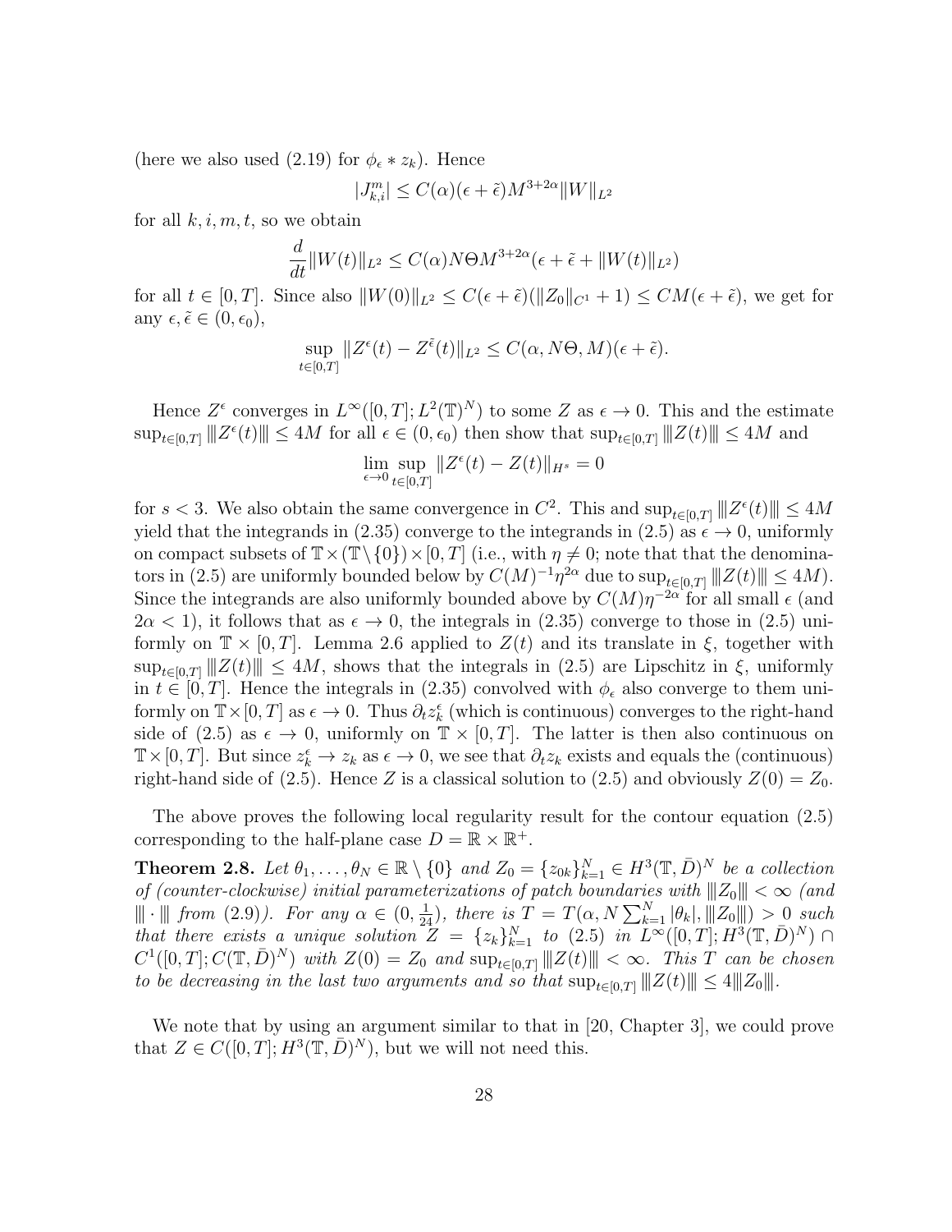(here we also used (2.19) for $\phi_\epsilon * z_k$). Hence

$$|J_{k,i}^m| \le C(\alpha)(\epsilon+\tilde\epsilon) M^{3+2\alpha} \|W\|_{L^2}$$

for all $k, i, m, t$, so we obtain

$$\frac{d}{dt}\|W(t)\|_{L^2} \le C(\alpha) N\Theta M^{3+2\alpha}(\epsilon+\tilde\epsilon+\|W(t)\|_{L^2})$$

for all $t \in [0,T]$. Since also $\|W(0)\|_{L^2} \le C(\epsilon+\tilde\epsilon)(\|Z_0\|_{C^1}+1) \le CM(\epsilon+\tilde\epsilon)$, we get for any $\epsilon, \tilde\epsilon \in (0,\epsilon_0)$,

$$\sup_{t\in[0,T]} \|Z^\epsilon(t) - Z^{\tilde\epsilon}(t)\|_{L^2} \le C(\alpha, N\Theta, M)(\epsilon+\tilde\epsilon).$$

Hence $Z^\epsilon$ converges in $L^\infty([0,T]; L^2(\mathbb{T})^N)$ to some $Z$ as $\epsilon \to 0$. This and the estimate $\sup_{t\in[0,T]} |||Z^\epsilon(t)||| \le 4M$ for all $\epsilon \in (0,\epsilon_0)$ then show that $\sup_{t\in[0,T]} |||Z(t)||| \le 4M$ and

$$\lim_{\epsilon\to 0} \sup_{t\in[0,T]} \|Z^\epsilon(t) - Z(t)\|_{H^s} = 0$$

for $s < 3$. We also obtain the same convergence in $C^2$. This and $\sup_{t\in[0,T]} |||Z^\epsilon(t)||| \le 4M$ yield that the integrands in (2.35) converge to the integrands in (2.5) as $\epsilon \to 0$, uniformly on compact subsets of $\mathbb{T}\times(\mathbb{T}\setminus\{0\})\times[0,T]$ (i.e., with $\eta \ne 0$; note that that the denominators in (2.5) are uniformly bounded below by $C(M)^{-1}\eta^{2\alpha}$ due to $\sup_{t\in[0,T]} |||Z(t)||| \le 4M$). Since the integrands are also uniformly bounded above by $C(M)\eta^{-2\alpha}$ for all small $\epsilon$ (and $2\alpha < 1$), it follows that as $\epsilon \to 0$, the integrals in (2.35) converge to those in (2.5) uniformly on $\mathbb{T}\times[0,T]$. Lemma 2.6 applied to $Z(t)$ and its translate in $\xi$, together with $\sup_{t\in[0,T]} |||Z(t)||| \le 4M$, shows that the integrals in (2.5) are Lipschitz in $\xi$, uniformly in $t \in [0,T]$. Hence the integrals in (2.35) convolved with $\phi_\epsilon$ also converge to them uniformly on $\mathbb{T}\times[0,T]$ as $\epsilon \to 0$. Thus $\partial_t z_k^\epsilon$ (which is continuous) converges to the right-hand side of (2.5) as $\epsilon \to 0$, uniformly on $\mathbb{T}\times[0,T]$. The latter is then also continuous on $\mathbb{T}\times[0,T]$. But since $z_k^\epsilon \to z_k$ as $\epsilon \to 0$, we see that $\partial_t z_k$ exists and equals the (continuous) right-hand side of (2.5). Hence $Z$ is a classical solution to (2.5) and obviously $Z(0) = Z_0$.

The above proves the following local regularity result for the contour equation (2.5) corresponding to the half-plane case $D = \mathbb{R}\times\mathbb{R}^+$.

**Theorem 2.8.** *Let $\theta_1, \dots, \theta_N \in \mathbb{R}\setminus\{0\}$ and $Z_0 = \{z_{0k}\}_{k=1}^N \in H^3(\mathbb{T}, \bar D)^N$ be a collection of (counter-clockwise) initial parameterizations of patch boundaries with $|||Z_0||| < \infty$ (and $|||\cdot|||$ from (2.9)). For any $\alpha \in (0, \frac{1}{24})$, there is $T = T(\alpha, N\sum_{k=1}^N |\theta_k|, |||Z_0|||) > 0$ such that there exists a unique solution $Z = \{z_k\}_{k=1}^N$ to (2.5) in $L^\infty([0,T]; H^3(\mathbb{T}, \bar D)^N) \cap C^1([0,T]; C(\mathbb{T}, \bar D)^N)$ with $Z(0) = Z_0$ and $\sup_{t\in[0,T]} |||Z(t)||| < \infty$. This $T$ can be chosen to be decreasing in the last two arguments and so that $\sup_{t\in[0,T]} |||Z(t)||| \le 4|||Z_0|||$.*

We note that by using an argument similar to that in [20, Chapter 3], we could prove that $Z \in C([0,T]; H^3(\mathbb{T}, \bar D)^N)$, but we will not need this.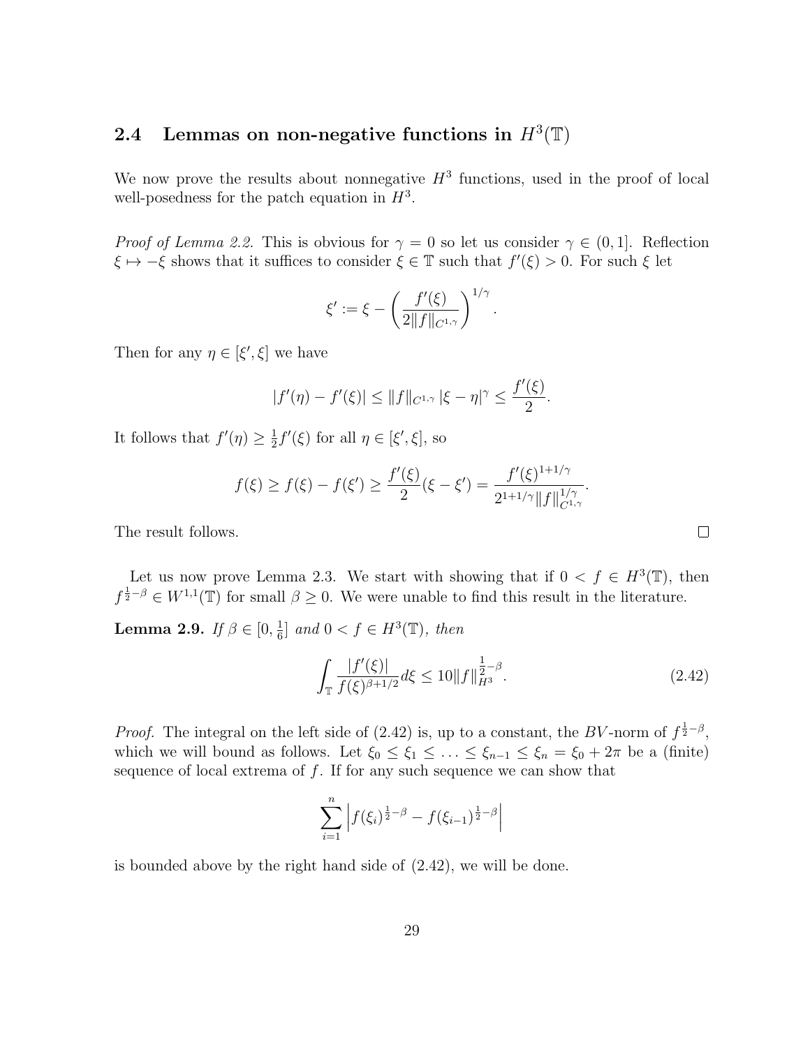## 2.4 Lemmas on non-negative functions in $H^3(\mathbb{T})$

We now prove the results about nonnegative $H^3$ functions, used in the proof of local well-posedness for the patch equation in $H^3$.

*Proof of Lemma 2.2.* This is obvious for $\gamma = 0$ so let us consider $\gamma \in (0, 1]$. Reflection $\xi \mapsto -\xi$ shows that it suffices to consider $\xi \in \mathbb{T}$ such that $f'(\xi) > 0$. For such $\xi$ let

$$\xi' := \xi - \left( \frac{f'(\xi)}{2\|f\|_{C^{1,\gamma}}} \right)^{1/\gamma}.$$

Then for any $\eta \in [\xi', \xi]$ we have

$$|f'(\eta) - f'(\xi)| \leq \|f\|_{C^{1,\gamma}} |\xi - \eta|^\gamma \leq \frac{f'(\xi)}{2}.$$

It follows that $f'(\eta) \geq \frac{1}{2} f'(\xi)$ for all $\eta \in [\xi', \xi]$, so

$$f(\xi) \geq f(\xi) - f(\xi') \geq \frac{f'(\xi)}{2}(\xi - \xi') = \frac{f'(\xi)^{1+1/\gamma}}{2^{1+1/\gamma} \|f\|_{C^{1,\gamma}}^{1/\gamma}}.$$

The result follows. $\square$

Let us now prove Lemma 2.3. We start with showing that if $0 < f \in H^3(\mathbb{T})$, then $f^{\frac{1}{2}-\beta} \in W^{1,1}(\mathbb{T})$ for small $\beta \geq 0$. We were unable to find this result in the literature.

**Lemma 2.9.** *If $\beta \in [0, \frac{1}{6}]$ and $0 < f \in H^3(\mathbb{T})$, then*

$$\int_{\mathbb{T}} \frac{|f'(\xi)|}{f(\xi)^{\beta+1/2}} d\xi \leq 10 \|f\|_{H^3}^{\frac{1}{2}-\beta}. \tag{2.42}$$

*Proof.* The integral on the left side of (2.42) is, up to a constant, the $BV$-norm of $f^{\frac{1}{2}-\beta}$, which we will bound as follows. Let $\xi_0 \leq \xi_1 \leq \ldots \leq \xi_{n-1} \leq \xi_n = \xi_0 + 2\pi$ be a (finite) sequence of local extrema of $f$. If for any such sequence we can show that

$$\sum_{i=1}^{n} \left| f(\xi_i)^{\frac{1}{2}-\beta} - f(\xi_{i-1})^{\frac{1}{2}-\beta} \right|$$

is bounded above by the right hand side of (2.42), we will be done.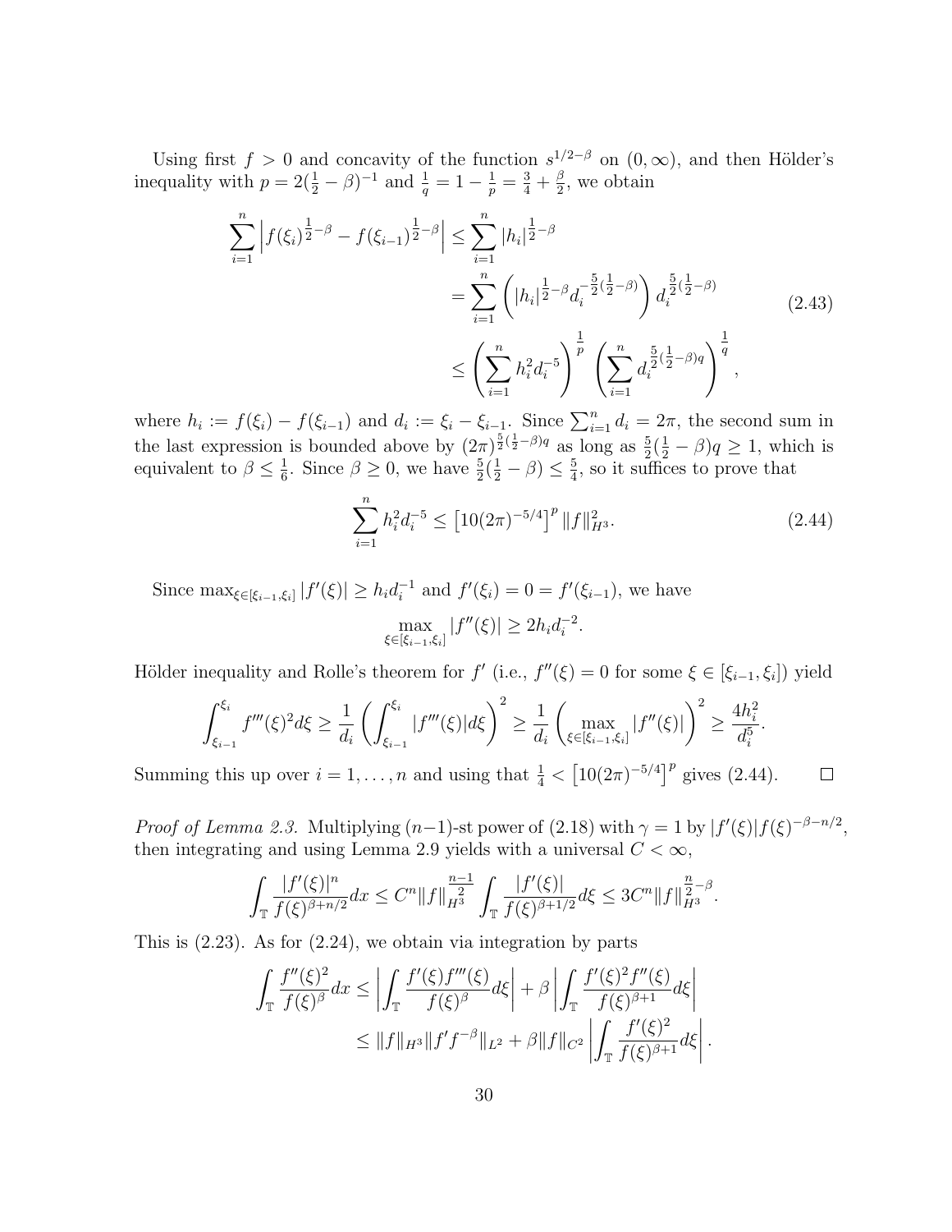Using first $f > 0$ and concavity of the function $s^{1/2-\beta}$ on $(0,\infty)$, and then Hölder's inequality with $p = 2(\frac{1}{2}-\beta)^{-1}$ and $\frac{1}{q} = 1 - \frac{1}{p} = \frac{3}{4} + \frac{\beta}{2}$, we obtain

$$
\begin{aligned}
\sum_{i=1}^{n} \left| f(\xi_i)^{\frac{1}{2}-\beta} - f(\xi_{i-1})^{\frac{1}{2}-\beta} \right| &\le \sum_{i=1}^{n} |h_i|^{\frac{1}{2}-\beta} \\
&= \sum_{i=1}^{n} \left( |h_i|^{\frac{1}{2}-\beta} d_i^{-\frac{5}{2}(\frac{1}{2}-\beta)} \right) d_i^{\frac{5}{2}(\frac{1}{2}-\beta)} \\
&\le \left( \sum_{i=1}^{n} h_i^2 d_i^{-5} \right)^{\frac{1}{p}} \left( \sum_{i=1}^{n} d_i^{\frac{5}{2}(\frac{1}{2}-\beta) q} \right)^{\frac{1}{q}},
\end{aligned}
\tag{2.43}
$$

where $h_i := f(\xi_i) - f(\xi_{i-1})$ and $d_i := \xi_i - \xi_{i-1}$. Since $\sum_{i=1}^{n} d_i = 2\pi$, the second sum in the last expression is bounded above by $(2\pi)^{\frac{5}{2}(\frac{1}{2}-\beta)q}$ as long as $\frac{5}{2}(\frac{1}{2}-\beta)q \ge 1$, which is equivalent to $\beta \le \frac{1}{6}$. Since $\beta \ge 0$, we have $\frac{5}{2}(\frac{1}{2}-\beta) \le \frac{5}{4}$, so it suffices to prove that

$$
\sum_{i=1}^{n} h_i^2 d_i^{-5} \le \left[10(2\pi)^{-5/4}\right]^p \|f\|_{H^3}^2. \tag{2.44}
$$

Since $\max_{\xi \in [\xi_{i-1}, \xi_i]} |f'(\xi)| \ge h_i d_i^{-1}$ and $f'(\xi_i) = 0 = f'(\xi_{i-1})$, we have

$$
\max_{\xi \in [\xi_{i-1}, \xi_i]} |f''(\xi)| \ge 2 h_i d_i^{-2}.
$$

Hölder inequality and Rolle's theorem for $f'$ (i.e., $f''(\xi) = 0$ for some $\xi \in [\xi_{i-1}, \xi_i]$) yield

$$
\int_{\xi_{i-1}}^{\xi_i} f'''(\xi)^2 d\xi \ge \frac{1}{d_i} \left( \int_{\xi_{i-1}}^{\xi_i} |f'''(\xi)| d\xi \right)^2 \ge \frac{1}{d_i} \left( \max_{\xi \in [\xi_{i-1}, \xi_i]} |f''(\xi)| \right)^2 \ge \frac{4 h_i^2}{d_i^5}.
$$

Summing this up over $i = 1, \dots, n$ and using that $\frac{1}{4} < \left[10(2\pi)^{-5/4}\right]^p$ gives (2.44). $\square$

*Proof of Lemma 2.3.* Multiplying $(n-1)$-st power of (2.18) with $\gamma = 1$ by $|f'(\xi)| f(\xi)^{-\beta - n/2}$, then integrating and using Lemma 2.9 yields with a universal $C < \infty$,

$$
\int_{\mathbb{T}} \frac{|f'(\xi)|^n}{f(\xi)^{\beta + n/2}} dx \le C^n \|f\|_{H^3}^{\frac{n-1}{2}} \int_{\mathbb{T}} \frac{|f'(\xi)|}{f(\xi)^{\beta + 1/2}} d\xi \le 3 C^n \|f\|_{H^3}^{\frac{n}{2}-\beta}.
$$

This is (2.23). As for (2.24), we obtain via integration by parts

$$
\begin{aligned}
\int_{\mathbb{T}} \frac{f''(\xi)^2}{f(\xi)^\beta} dx &\le \left| \int_{\mathbb{T}} \frac{f'(\xi) f'''(\xi)}{f(\xi)^\beta} d\xi \right| + \beta \left| \int_{\mathbb{T}} \frac{f'(\xi)^2 f''(\xi)}{f(\xi)^{\beta+1}} d\xi \right| \\
&\le \|f\|_{H^3} \|f' f^{-\beta}\|_{L^2} + \beta \|f\|_{C^2} \left| \int_{\mathbb{T}} \frac{f'(\xi)^2}{f(\xi)^{\beta+1}} d\xi \right|.
\end{aligned}
$$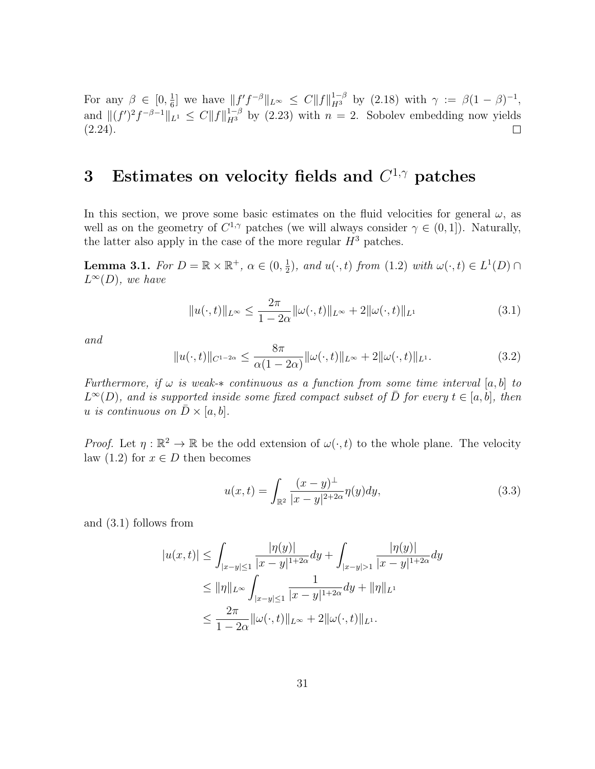For any $\beta \in [0, \frac{1}{6}]$ we have $\|f'f^{-\beta}\|_{L^\infty} \leq C\|f\|_{H^3}^{1-\beta}$ by (2.18) with $\gamma := \beta(1-\beta)^{-1}$, and $\|(f')^2 f^{-\beta-1}\|_{L^1} \leq C\|f\|_{H^3}^{1-\beta}$ by (2.23) with $n = 2$. Sobolev embedding now yields (2.24). $\square$

# 3 Estimates on velocity fields and $C^{1,\gamma}$ patches

In this section, we prove some basic estimates on the fluid velocities for general $\omega$, as well as on the geometry of $C^{1,\gamma}$ patches (we will always consider $\gamma \in (0, 1]$). Naturally, the latter also apply in the case of the more regular $H^3$ patches.

**Lemma 3.1.** *For $D = \mathbb{R} \times \mathbb{R}^+$, $\alpha \in (0, \frac{1}{2})$, and $u(\cdot, t)$ from (1.2) with $\omega(\cdot, t) \in L^1(D) \cap L^\infty(D)$, we have*

$$\|u(\cdot, t)\|_{L^\infty} \leq \frac{2\pi}{1 - 2\alpha}\|\omega(\cdot, t)\|_{L^\infty} + 2\|\omega(\cdot, t)\|_{L^1} \tag{3.1}$$

*and*

$$\|u(\cdot, t)\|_{C^{1-2\alpha}} \leq \frac{8\pi}{\alpha(1 - 2\alpha)}\|\omega(\cdot, t)\|_{L^\infty} + 2\|\omega(\cdot, t)\|_{L^1}. \tag{3.2}$$

*Furthermore, if $\omega$ is weak-$*$ continuous as a function from some time interval $[a, b]$ to $L^\infty(D)$, and is supported inside some fixed compact subset of $\bar{D}$ for every $t \in [a, b]$, then $u$ is continuous on $\bar{D} \times [a, b]$.*

*Proof.* Let $\eta : \mathbb{R}^2 \to \mathbb{R}$ be the odd extension of $\omega(\cdot, t)$ to the whole plane. The velocity law (1.2) for $x \in D$ then becomes

$$u(x, t) = \int_{\mathbb{R}^2} \frac{(x - y)^\perp}{|x - y|^{2+2\alpha}}\eta(y)dy, \tag{3.3}$$

and (3.1) follows from

$$\begin{aligned}
|u(x, t)| &\leq \int_{|x-y|\leq 1} \frac{|\eta(y)|}{|x - y|^{1+2\alpha}}dy + \int_{|x-y|>1} \frac{|\eta(y)|}{|x - y|^{1+2\alpha}}dy \\
&\leq \|\eta\|_{L^\infty} \int_{|x-y|\leq 1} \frac{1}{|x - y|^{1+2\alpha}}dy + \|\eta\|_{L^1} \\
&\leq \frac{2\pi}{1 - 2\alpha}\|\omega(\cdot, t)\|_{L^\infty} + 2\|\omega(\cdot, t)\|_{L^1}.
\end{aligned}$$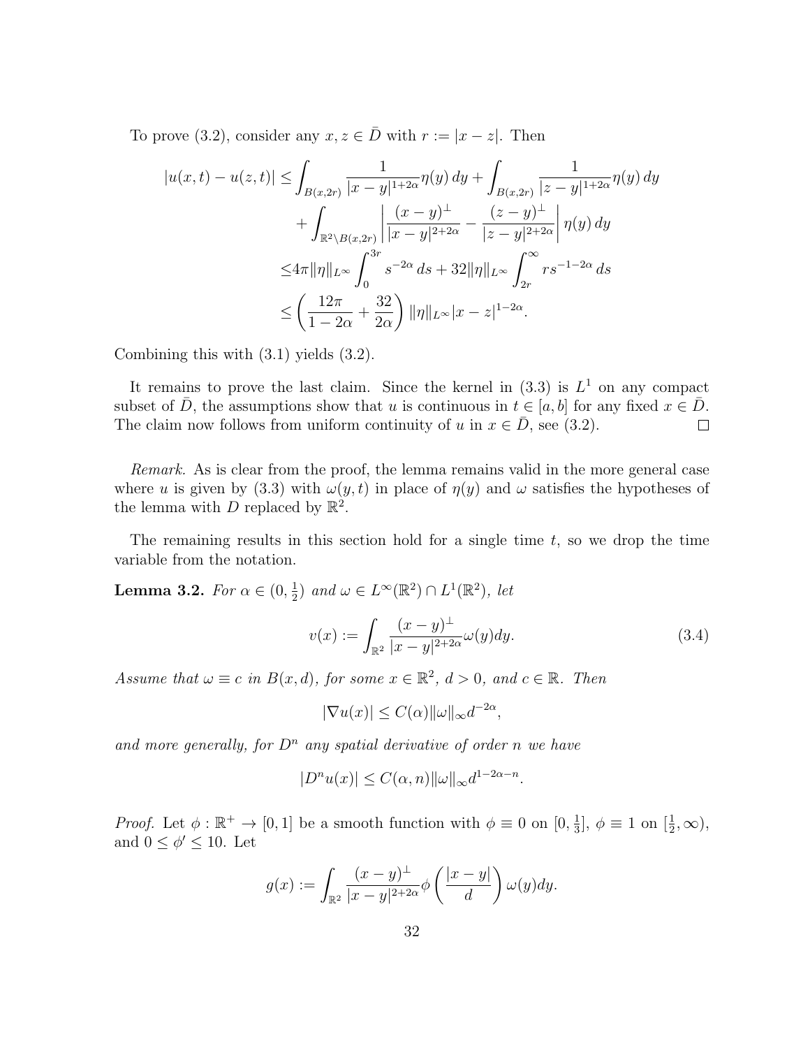To prove (3.2), consider any $x, z \in \bar{D}$ with $r := |x - z|$. Then

$$
\begin{aligned}
|u(x,t) - u(z,t)| \leq & \int_{B(x,2r)} \frac{1}{|x-y|^{1+2\alpha}} \eta(y)\, dy + \int_{B(x,2r)} \frac{1}{|z-y|^{1+2\alpha}} \eta(y)\, dy \\
& + \int_{\mathbb{R}^2 \setminus B(x,2r)} \left| \frac{(x-y)^\perp}{|x-y|^{2+2\alpha}} - \frac{(z-y)^\perp}{|z-y|^{2+2\alpha}} \right| \eta(y)\, dy \\
\leq & 4\pi \|\eta\|_{L^\infty} \int_0^{3r} s^{-2\alpha}\, ds + 32 \|\eta\|_{L^\infty} \int_{2r}^\infty r s^{-1-2\alpha}\, ds \\
\leq & \left( \frac{12\pi}{1-2\alpha} + \frac{32}{2\alpha} \right) \|\eta\|_{L^\infty} |x - z|^{1-2\alpha}.
\end{aligned}
$$

Combining this with (3.1) yields (3.2).

It remains to prove the last claim. Since the kernel in (3.3) is $L^1$ on any compact subset of $\bar{D}$, the assumptions show that $u$ is continuous in $t \in [a,b]$ for any fixed $x \in \bar{D}$. The claim now follows from uniform continuity of $u$ in $x \in \bar{D}$, see (3.2). ∎

*Remark.* As is clear from the proof, the lemma remains valid in the more general case where $u$ is given by (3.3) with $\omega(y,t)$ in place of $\eta(y)$ and $\omega$ satisfies the hypotheses of the lemma with $D$ replaced by $\mathbb{R}^2$.

The remaining results in this section hold for a single time $t$, so we drop the time variable from the notation.

**Lemma 3.2.** *For $\alpha \in (0, \frac{1}{2})$ and $\omega \in L^\infty(\mathbb{R}^2) \cap L^1(\mathbb{R}^2)$, let*

$$
v(x) := \int_{\mathbb{R}^2} \frac{(x-y)^\perp}{|x-y|^{2+2\alpha}} \omega(y) dy. \tag{3.4}
$$

*Assume that $\omega \equiv c$ in $B(x,d)$, for some $x \in \mathbb{R}^2$, $d > 0$, and $c \in \mathbb{R}$. Then*

$$
|\nabla u(x)| \leq C(\alpha) \|\omega\|_\infty d^{-2\alpha},
$$

*and more generally, for $D^n$ any spatial derivative of order $n$ we have*

$$
|D^n u(x)| \leq C(\alpha, n) \|\omega\|_\infty d^{1-2\alpha-n}.
$$

*Proof.* Let $\phi : \mathbb{R}^+ \to [0,1]$ be a smooth function with $\phi \equiv 0$ on $[0, \frac{1}{3}]$, $\phi \equiv 1$ on $[\frac{1}{2}, \infty)$, and $0 \leq \phi' \leq 10$. Let

$$
g(x) := \int_{\mathbb{R}^2} \frac{(x-y)^\perp}{|x-y|^{2+2\alpha}} \phi\left( \frac{|x-y|}{d} \right) \omega(y) dy.
$$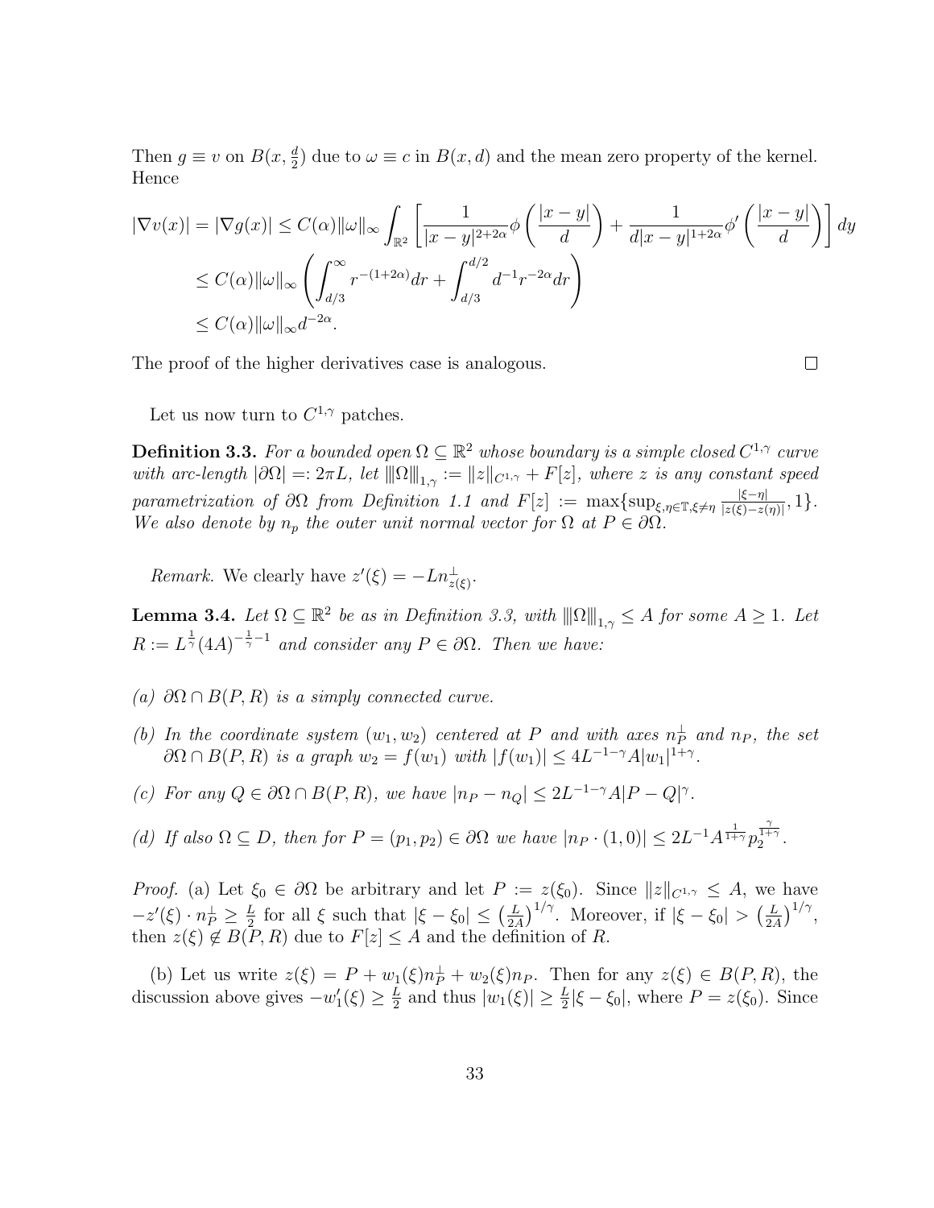Then $g \equiv v$ on $B(x, \frac{d}{2})$ due to $\omega \equiv c$ in $B(x,d)$ and the mean zero property of the kernel. Hence

$$
\begin{aligned}
|\nabla v(x)| = |\nabla g(x)| &\le C(\alpha)\|\omega\|_\infty \int_{\mathbb{R}^2} \left[ \frac{1}{|x-y|^{2+2\alpha}} \phi\left(\frac{|x-y|}{d}\right) + \frac{1}{d|x-y|^{1+2\alpha}} \phi'\left(\frac{|x-y|}{d}\right) \right] dy \\
&\le C(\alpha)\|\omega\|_\infty \left( \int_{d/3}^{\infty} r^{-(1+2\alpha)} dr + \int_{d/3}^{d/2} d^{-1} r^{-2\alpha} dr \right) \\
&\le C(\alpha)\|\omega\|_\infty d^{-2\alpha}.
\end{aligned}
$$

The proof of the higher derivatives case is analogous. $\square$

Let us now turn to $C^{1,\gamma}$ patches.

**Definition 3.3.** *For a bounded open $\Omega \subseteq \mathbb{R}^2$ whose boundary is a simple closed $C^{1,\gamma}$ curve with arc-length $|\partial\Omega| =: 2\pi L$, let $\|\|\Omega\|\|_{1,\gamma} := \|z\|_{C^{1,\gamma}} + F[z]$, where $z$ is any constant speed parametrization of $\partial\Omega$ from Definition 1.1 and $F[z] := \max\{\sup_{\xi,\eta\in\mathbb{T},\xi\neq\eta} \frac{|\xi-\eta|}{|z(\xi)-z(\eta)|}, 1\}$. We also denote by $n_p$ the outer unit normal vector for $\Omega$ at $P \in \partial\Omega$.*

*Remark.* We clearly have $z'(\xi) = -L n_{z(\xi)}^{\perp}$.

**Lemma 3.4.** *Let $\Omega \subseteq \mathbb{R}^2$ be as in Definition 3.3, with $\|\|\Omega\|\|_{1,\gamma} \le A$ for some $A \ge 1$. Let $R := L^{\frac{1}{\gamma}}(4A)^{-\frac{1}{\gamma}-1}$ and consider any $P \in \partial\Omega$. Then we have:*

*(a) $\partial\Omega \cap B(P,R)$ is a simply connected curve.*

*(b) In the coordinate system $(w_1,w_2)$ centered at $P$ and with axes $n_P^{\perp}$ and $n_P$, the set $\partial\Omega \cap B(P,R)$ is a graph $w_2 = f(w_1)$ with $|f(w_1)| \le 4L^{-1-\gamma}A|w_1|^{1+\gamma}$.*

*(c) For any $Q \in \partial\Omega \cap B(P,R)$, we have $|n_P - n_Q| \le 2L^{-1-\gamma}A|P-Q|^{\gamma}$.*

*(d) If also $\Omega \subseteq D$, then for $P = (p_1,p_2) \in \partial\Omega$ we have $|n_P \cdot (1,0)| \le 2L^{-1}A^{\frac{1}{1+\gamma}} p_2^{\frac{\gamma}{1+\gamma}}$.*

*Proof.* (a) Let $\xi_0 \in \partial\Omega$ be arbitrary and let $P := z(\xi_0)$. Since $\|z\|_{C^{1,\gamma}} \le A$, we have $-z'(\xi) \cdot n_P^{\perp} \ge \frac{L}{2}$ for all $\xi$ such that $|\xi - \xi_0| \le \left(\frac{L}{2A}\right)^{1/\gamma}$. Moreover, if $|\xi - \xi_0| > \left(\frac{L}{2A}\right)^{1/\gamma}$, then $z(\xi) \notin B(P,R)$ due to $F[z] \le A$ and the definition of $R$.

(b) Let us write $z(\xi) = P + w_1(\xi) n_P^{\perp} + w_2(\xi) n_P$. Then for any $z(\xi) \in B(P,R)$, the discussion above gives $-w_1'(\xi) \ge \frac{L}{2}$ and thus $|w_1(\xi)| \ge \frac{L}{2}|\xi - \xi_0|$, where $P = z(\xi_0)$. Since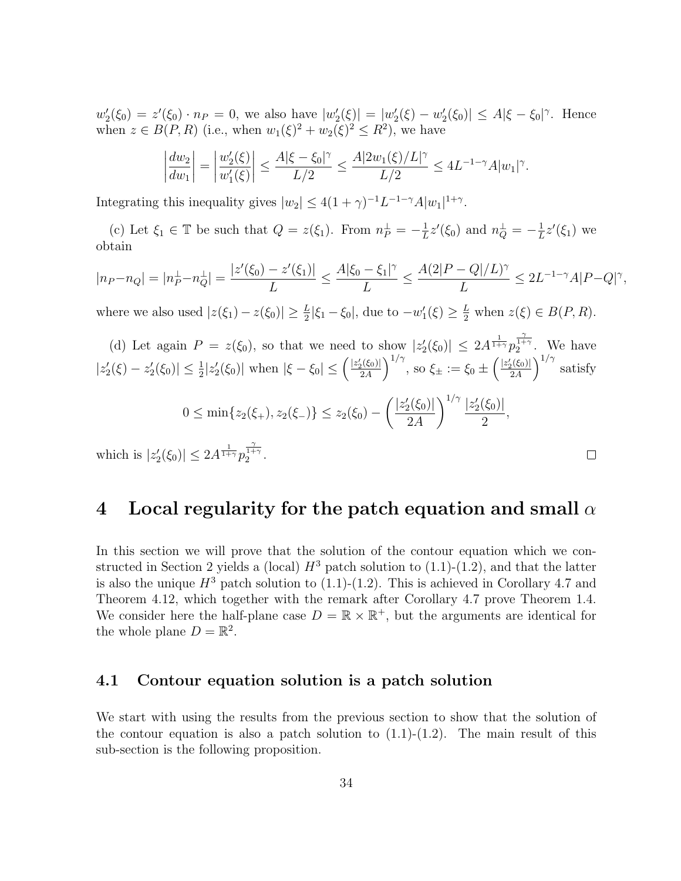$w_2'(\xi_0) = z'(\xi_0) \cdot n_P = 0$, we also have $|w_2'(\xi)| = |w_2'(\xi) - w_2'(\xi_0)| \leq A|\xi - \xi_0|^\gamma$. Hence when $z \in B(P, R)$ (i.e., when $w_1(\xi)^2 + w_2(\xi)^2 \leq R^2$), we have

$$\left|\frac{dw_2}{dw_1}\right| = \left|\frac{w_2'(\xi)}{w_1'(\xi)}\right| \leq \frac{A|\xi - \xi_0|^\gamma}{L/2} \leq \frac{A|2w_1(\xi)/L|^\gamma}{L/2} \leq 4L^{-1-\gamma}A|w_1|^\gamma.$$

Integrating this inequality gives $|w_2| \leq 4(1+\gamma)^{-1}L^{-1-\gamma}A|w_1|^{1+\gamma}$.

(c) Let $\xi_1 \in \mathbb{T}$ be such that $Q = z(\xi_1)$. From $n_P^\perp = -\frac{1}{L}z'(\xi_0)$ and $n_Q^\perp = -\frac{1}{L}z'(\xi_1)$ we obtain

$$|n_P - n_Q| = |n_P^\perp - n_Q^\perp| = \frac{|z'(\xi_0) - z'(\xi_1)|}{L} \leq \frac{A|\xi_0 - \xi_1|^\gamma}{L} \leq \frac{A(2|P-Q|/L)^\gamma}{L} \leq 2L^{-1-\gamma}A|P-Q|^\gamma,$$

where we also used $|z(\xi_1) - z(\xi_0)| \geq \frac{L}{2}|\xi_1 - \xi_0|$, due to $-w_1'(\xi) \geq \frac{L}{2}$ when $z(\xi) \in B(P, R)$.

(d) Let again $P = z(\xi_0)$, so that we need to show $|z_2'(\xi_0)| \leq 2A^{\frac{1}{1+\gamma}}p_2^{\frac{\gamma}{1+\gamma}}$. We have $|z_2'(\xi) - z_2'(\xi_0)| \leq \frac{1}{2}|z_2'(\xi_0)|$ when $|\xi - \xi_0| \leq \left(\frac{|z_2'(\xi_0)|}{2A}\right)^{1/\gamma}$, so $\xi_\pm := \xi_0 \pm \left(\frac{|z_2'(\xi_0)|}{2A}\right)^{1/\gamma}$ satisfy

$$0 \leq \min\{z_2(\xi_+), z_2(\xi_-)\} \leq z_2(\xi_0) - \left(\frac{|z_2'(\xi_0)|}{2A}\right)^{1/\gamma}\frac{|z_2'(\xi_0)|}{2},$$

which is $|z_2'(\xi_0)| \leq 2A^{\frac{1}{1+\gamma}}p_2^{\frac{\gamma}{1+\gamma}}$. $\square$

# 4 Local regularity for the patch equation and small $\alpha$

In this section we will prove that the solution of the contour equation which we constructed in Section 2 yields a (local) $H^3$ patch solution to (1.1)-(1.2), and that the latter is also the unique $H^3$ patch solution to (1.1)-(1.2). This is achieved in Corollary 4.7 and Theorem 4.12, which together with the remark after Corollary 4.7 prove Theorem 1.4. We consider here the half-plane case $D = \mathbb{R} \times \mathbb{R}^+$, but the arguments are identical for the whole plane $D = \mathbb{R}^2$.

## 4.1 Contour equation solution is a patch solution

We start with using the results from the previous section to show that the solution of the contour equation is also a patch solution to (1.1)-(1.2). The main result of this sub-section is the following proposition.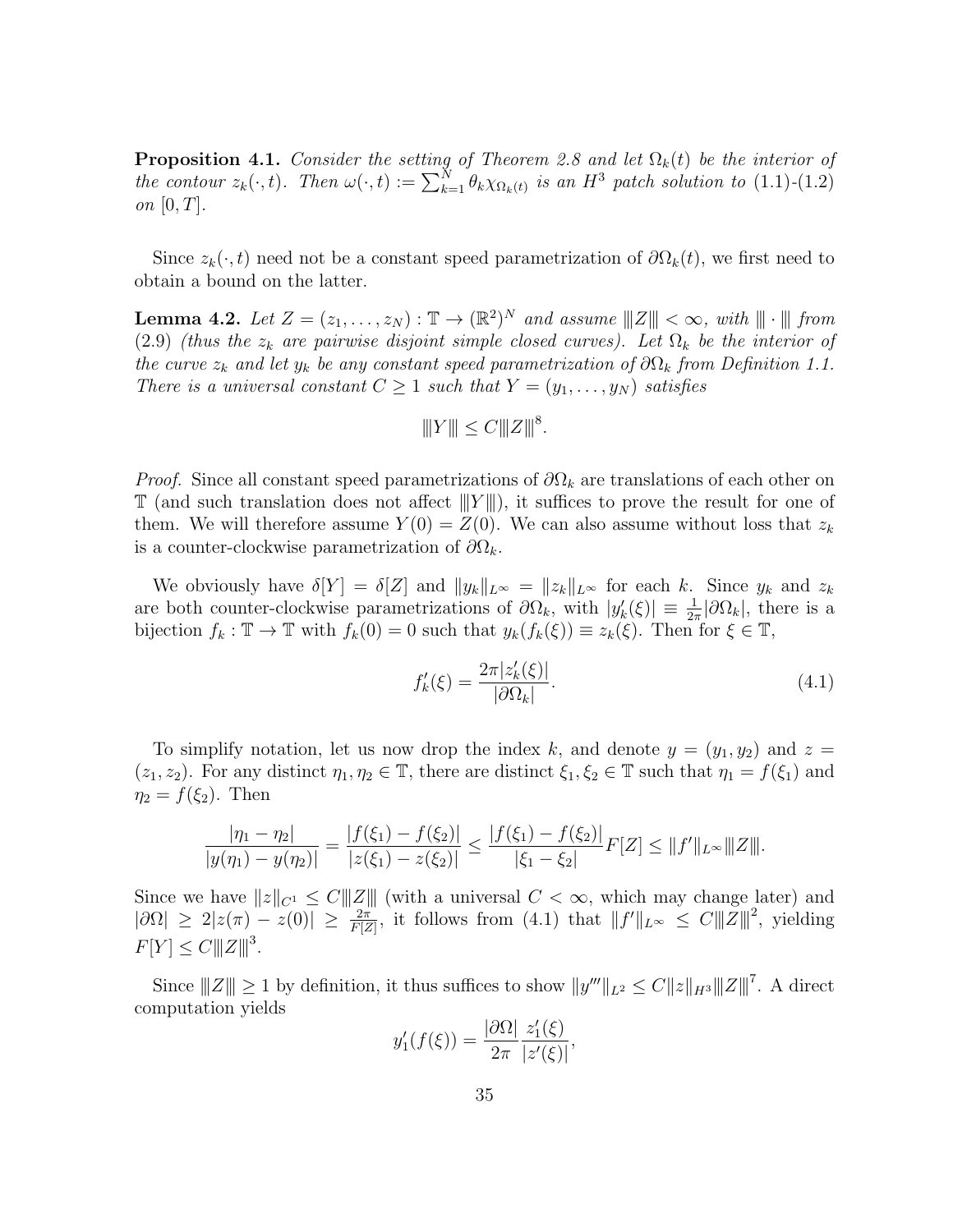**Proposition 4.1.** *Consider the setting of Theorem 2.8 and let $\Omega_k(t)$ be the interior of the contour $z_k(\cdot,t)$. Then $\omega(\cdot,t) := \sum_{k=1}^N \theta_k \chi_{\Omega_k(t)}$ is an $H^3$ patch solution to (1.1)-(1.2) on $[0,T]$.*

Since $z_k(\cdot,t)$ need not be a constant speed parametrization of $\partial\Omega_k(t)$, we first need to obtain a bound on the latter.

**Lemma 4.2.** *Let $Z = (z_1,\dots,z_N) : \mathbb{T} \to (\mathbb{R}^2)^N$ and assume $\|\!|Z|\!\|<\infty$, with $\|\!|\cdot|\!\|$ from (2.9) (thus the $z_k$ are pairwise disjoint simple closed curves). Let $\Omega_k$ be the interior of the curve $z_k$ and let $y_k$ be any constant speed parametrization of $\partial\Omega_k$ from Definition 1.1. There is a universal constant $C \geq 1$ such that $Y = (y_1,\dots,y_N)$ satisfies*

$$\|\!|Y|\!\| \leq C\|\!|Z|\!\|^8.$$

*Proof.* Since all constant speed parametrizations of $\partial\Omega_k$ are translations of each other on $\mathbb{T}$ (and such translation does not affect $\|\!|Y|\!\|$), it suffices to prove the result for one of them. We will therefore assume $Y(0) = Z(0)$. We can also assume without loss that $z_k$ is a counter-clockwise parametrization of $\partial\Omega_k$.

We obviously have $\delta[Y] = \delta[Z]$ and $\|y_k\|_{L^\infty} = \|z_k\|_{L^\infty}$ for each $k$. Since $y_k$ and $z_k$ are both counter-clockwise parametrizations of $\partial\Omega_k$, with $|y_k'(\xi)| \equiv \frac{1}{2\pi}|\partial\Omega_k|$, there is a bijection $f_k : \mathbb{T} \to \mathbb{T}$ with $f_k(0) = 0$ such that $y_k(f_k(\xi)) \equiv z_k(\xi)$. Then for $\xi \in \mathbb{T}$,

$$f_k'(\xi) = \frac{2\pi |z_k'(\xi)|}{|\partial\Omega_k|}. \tag{4.1}$$

To simplify notation, let us now drop the index $k$, and denote $y = (y_1, y_2)$ and $z = (z_1, z_2)$. For any distinct $\eta_1, \eta_2 \in \mathbb{T}$, there are distinct $\xi_1, \xi_2 \in \mathbb{T}$ such that $\eta_1 = f(\xi_1)$ and $\eta_2 = f(\xi_2)$. Then

$$\frac{|\eta_1 - \eta_2|}{|y(\eta_1) - y(\eta_2)|} = \frac{|f(\xi_1) - f(\xi_2)|}{|z(\xi_1) - z(\xi_2)|} \leq \frac{|f(\xi_1) - f(\xi_2)|}{|\xi_1 - \xi_2|} F[Z] \leq \|f'\|_{L^\infty} \|\!|Z|\!\|.$$

Since we have $\|z\|_{C^1} \leq C\|\!|Z|\!\|$ (with a universal $C < \infty$, which may change later) and $|\partial\Omega| \geq 2|z(\pi) - z(0)| \geq \frac{2\pi}{F[Z]}$, it follows from (4.1) that $\|f'\|_{L^\infty} \leq C\|\!|Z|\!\|^2$, yielding $F[Y] \leq C\|\!|Z|\!\|^3$.

Since $\|\!|Z|\!\| \geq 1$ by definition, it thus suffices to show $\|y'''\|_{L^2} \leq C\|z\|_{H^3}\|\!|Z|\!\|^7$. A direct computation yields

$$y_1'(f(\xi)) = \frac{|\partial\Omega|}{2\pi} \frac{z_1'(\xi)}{|z'(\xi)|},$$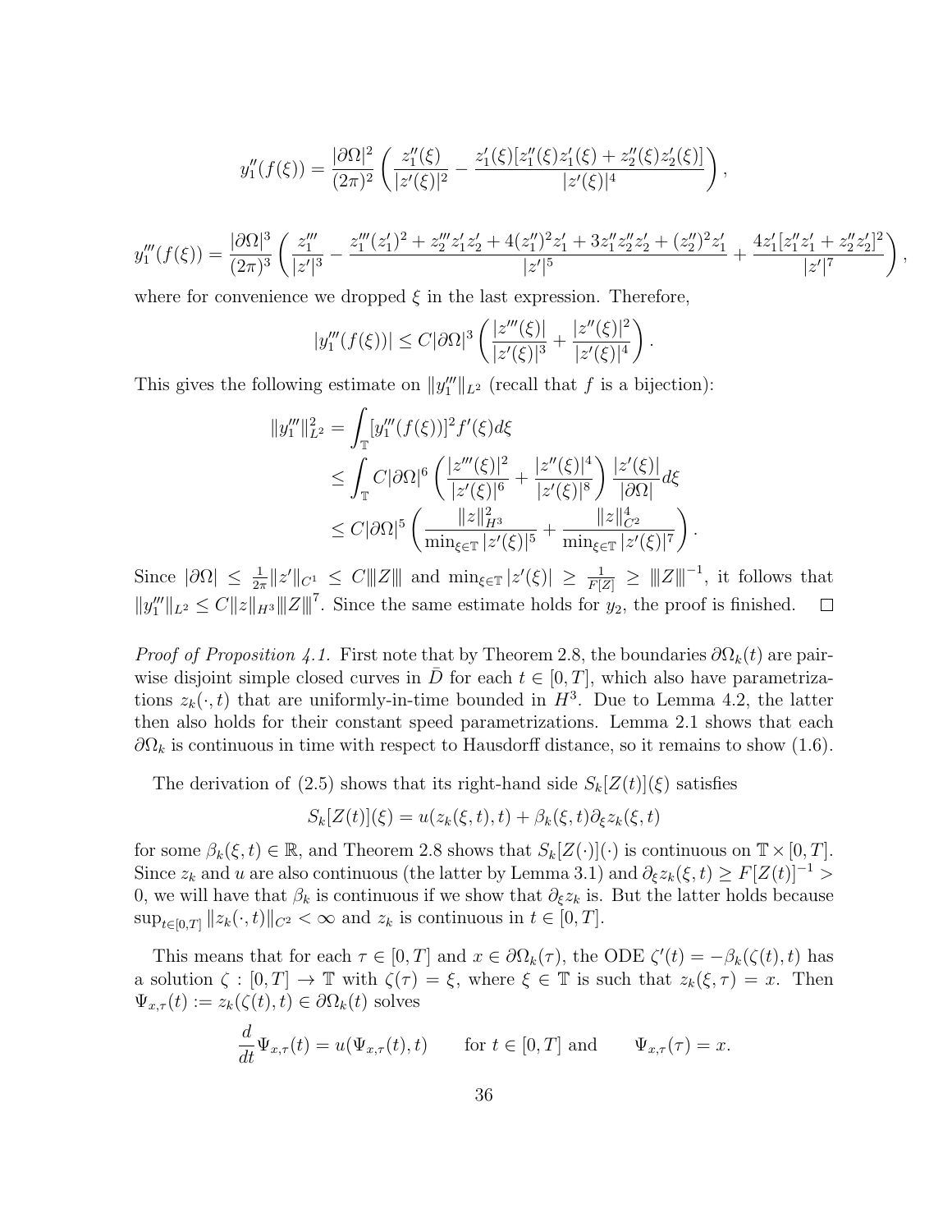$$y_1''(f(\xi)) = \frac{|\partial\Omega|^2}{(2\pi)^2}\left(\frac{z_1''(\xi)}{|z'(\xi)|^2} - \frac{z_1'(\xi)[z_1''(\xi)z_1'(\xi) + z_2''(\xi)z_2'(\xi)]}{|z'(\xi)|^4}\right),$$

$$y_1'''(f(\xi)) = \frac{|\partial\Omega|^3}{(2\pi)^3}\left(\frac{z_1'''}{|z'|^3} - \frac{z_1'''(z_1')^2 + z_2'''z_1'z_2' + 4(z_1'')^2z_1' + 3z_1''z_2''z_2' + (z_2'')^2z_1'}{|z'|^5} + \frac{4z_1'[z_1''z_1' + z_2''z_2']^2}{|z'|^7}\right),$$

where for convenience we dropped $\xi$ in the last expression. Therefore,

$$|y_1'''(f(\xi))| \le C|\partial\Omega|^3\left(\frac{|z'''(\xi)|}{|z'(\xi)|^3} + \frac{|z''(\xi)|^2}{|z'(\xi)|^4}\right).$$

This gives the following estimate on $\|y_1'''\|_{L^2}$ (recall that $f$ is a bijection):

$$\begin{aligned}
\|y_1'''\|_{L^2}^2 &= \int_{\mathbb{T}} [y_1'''(f(\xi))]^2 f'(\xi)d\xi \\
&\le \int_{\mathbb{T}} C|\partial\Omega|^6\left(\frac{|z'''(\xi)|^2}{|z'(\xi)|^6} + \frac{|z''(\xi)|^4}{|z'(\xi)|^8}\right)\frac{|z'(\xi)|}{|\partial\Omega|}d\xi \\
&\le C|\partial\Omega|^5\left(\frac{\|z\|_{H^3}^2}{\min_{\xi\in\mathbb{T}}|z'(\xi)|^5} + \frac{\|z\|_{C^2}^4}{\min_{\xi\in\mathbb{T}}|z'(\xi)|^7}\right).
\end{aligned}$$

Since $|\partial\Omega| \le \frac{1}{2\pi}\|z'\|_{C^1} \le C|||Z|||$ and $\min_{\xi\in\mathbb{T}}|z'(\xi)| \ge \frac{1}{F[Z]} \ge |||Z|||^{-1}$, it follows that $\|y_1'''\|_{L^2} \le C\|z\|_{H^3}|||Z|||^7$. Since the same estimate holds for $y_2$, the proof is finished. $\square$

*Proof of Proposition 4.1.* First note that by Theorem 2.8, the boundaries $\partial\Omega_k(t)$ are pairwise disjoint simple closed curves in $\bar{D}$ for each $t \in [0,T]$, which also have parametrizations $z_k(\cdot,t)$ that are uniformly-in-time bounded in $H^3$. Due to Lemma 4.2, the latter then also holds for their constant speed parametrizations. Lemma 2.1 shows that each $\partial\Omega_k$ is continuous in time with respect to Hausdorff distance, so it remains to show (1.6).

The derivation of (2.5) shows that its right-hand side $S_k[Z(t)](\xi)$ satisfies

$$S_k[Z(t)](\xi) = u(z_k(\xi,t),t) + \beta_k(\xi,t)\partial_\xi z_k(\xi,t)$$

for some $\beta_k(\xi,t) \in \mathbb{R}$, and Theorem 2.8 shows that $S_k[Z(\cdot)](\cdot)$ is continuous on $\mathbb{T}\times[0,T]$. Since $z_k$ and $u$ are also continuous (the latter by Lemma 3.1) and $\partial_\xi z_k(\xi,t) \ge F[Z(t)]^{-1} > 0$, we will have that $\beta_k$ is continuous if we show that $\partial_\xi z_k$ is. But the latter holds because $\sup_{t\in[0,T]}\|z_k(\cdot,t)\|_{C^2} < \infty$ and $z_k$ is continuous in $t \in [0,T]$.

This means that for each $\tau \in [0,T]$ and $x \in \partial\Omega_k(\tau)$, the ODE $\zeta'(t) = -\beta_k(\zeta(t),t)$ has a solution $\zeta : [0,T] \to \mathbb{T}$ with $\zeta(\tau) = \xi$, where $\xi \in \mathbb{T}$ is such that $z_k(\xi,\tau) = x$. Then $\Psi_{x,\tau}(t) := z_k(\zeta(t),t) \in \partial\Omega_k(t)$ solves

$$\frac{d}{dt}\Psi_{x,\tau}(t) = u(\Psi_{x,\tau}(t),t) \qquad \text{for } t \in [0,T] \text{ and } \qquad \Psi_{x,\tau}(\tau) = x.$$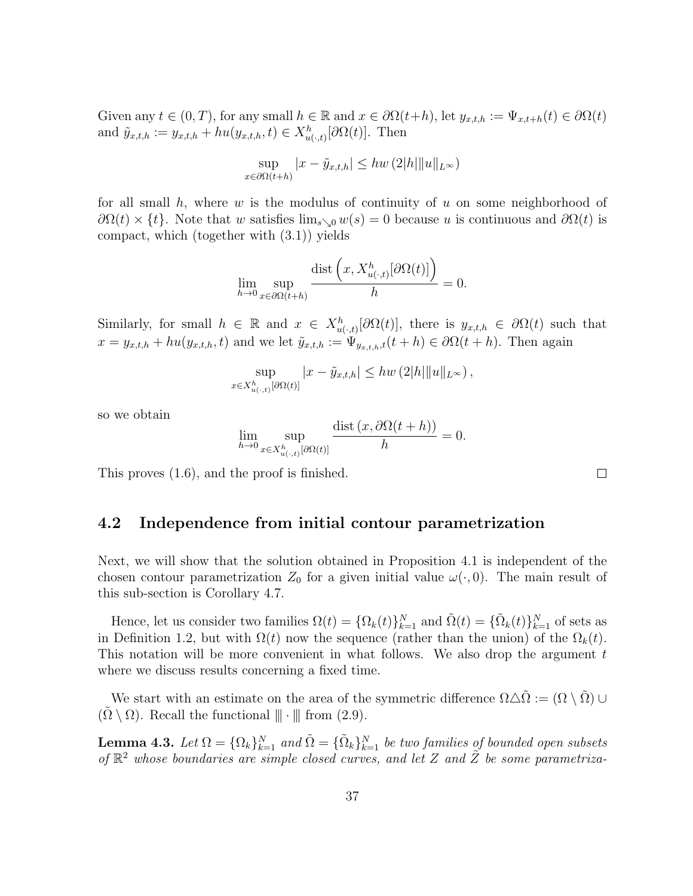Given any $t \in (0,T)$, for any small $h \in \mathbb{R}$ and $x \in \partial\Omega(t+h)$, let $y_{x,t,h} := \Psi_{x,t+h}(t) \in \partial\Omega(t)$ and $\tilde{y}_{x,t,h} := y_{x,t,h} + hu(y_{x,t,h}, t) \in X^h_{u(\cdot,t)}[\partial\Omega(t)]$. Then

$$\sup_{x\in\partial\Omega(t+h)} |x - \tilde{y}_{x,t,h}| \le hw\left(2|h|\|u\|_{L^\infty}\right)$$

for all small $h$, where $w$ is the modulus of continuity of $u$ on some neighborhood of $\partial\Omega(t) \times \{t\}$. Note that $w$ satisfies $\lim_{s\searrow 0} w(s) = 0$ because $u$ is continuous and $\partial\Omega(t)$ is compact, which (together with (3.1)) yields

$$\lim_{h\to 0} \sup_{x\in\partial\Omega(t+h)} \frac{\operatorname{dist}\left(x, X^h_{u(\cdot,t)}[\partial\Omega(t)]\right)}{h} = 0.$$

Similarly, for small $h \in \mathbb{R}$ and $x \in X^h_{u(\cdot,t)}[\partial\Omega(t)]$, there is $y_{x,t,h} \in \partial\Omega(t)$ such that $x = y_{x,t,h} + hu(y_{x,t,h}, t)$ and we let $\tilde{y}_{x,t,h} := \Psi_{y_{x,t,h},t}(t+h) \in \partial\Omega(t+h)$. Then again

$$\sup_{x\in X^h_{u(\cdot,t)}[\partial\Omega(t)]} |x - \tilde{y}_{x,t,h}| \le hw\left(2|h|\|u\|_{L^\infty}\right),$$

so we obtain

$$\lim_{h\to 0} \sup_{x\in X^h_{u(\cdot,t)}[\partial\Omega(t)]} \frac{\operatorname{dist}\left(x, \partial\Omega(t+h)\right)}{h} = 0.$$

This proves (1.6), and the proof is finished. □

## 4.2 Independence from initial contour parametrization

Next, we will show that the solution obtained in Proposition 4.1 is independent of the chosen contour parametrization $Z_0$ for a given initial value $\omega(\cdot, 0)$. The main result of this sub-section is Corollary 4.7.

Hence, let us consider two families $\Omega(t) = \{\Omega_k(t)\}_{k=1}^N$ and $\tilde{\Omega}(t) = \{\tilde{\Omega}_k(t)\}_{k=1}^N$ of sets as in Definition 1.2, but with $\Omega(t)$ now the sequence (rather than the union) of the $\Omega_k(t)$. This notation will be more convenient in what follows. We also drop the argument $t$ where we discuss results concerning a fixed time.

We start with an estimate on the area of the symmetric difference $\Omega\triangle\tilde{\Omega} := (\Omega \setminus \tilde{\Omega}) \cup (\tilde{\Omega} \setminus \Omega)$. Recall the functional $\|\!|\cdot|\!\|$ from (2.9).

**Lemma 4.3.** *Let $\Omega = \{\Omega_k\}_{k=1}^N$ and $\tilde{\Omega} = \{\tilde{\Omega}_k\}_{k=1}^N$ be two families of bounded open subsets of $\mathbb{R}^2$ whose boundaries are simple closed curves, and let $Z$ and $\tilde{Z}$ be some parametriza-*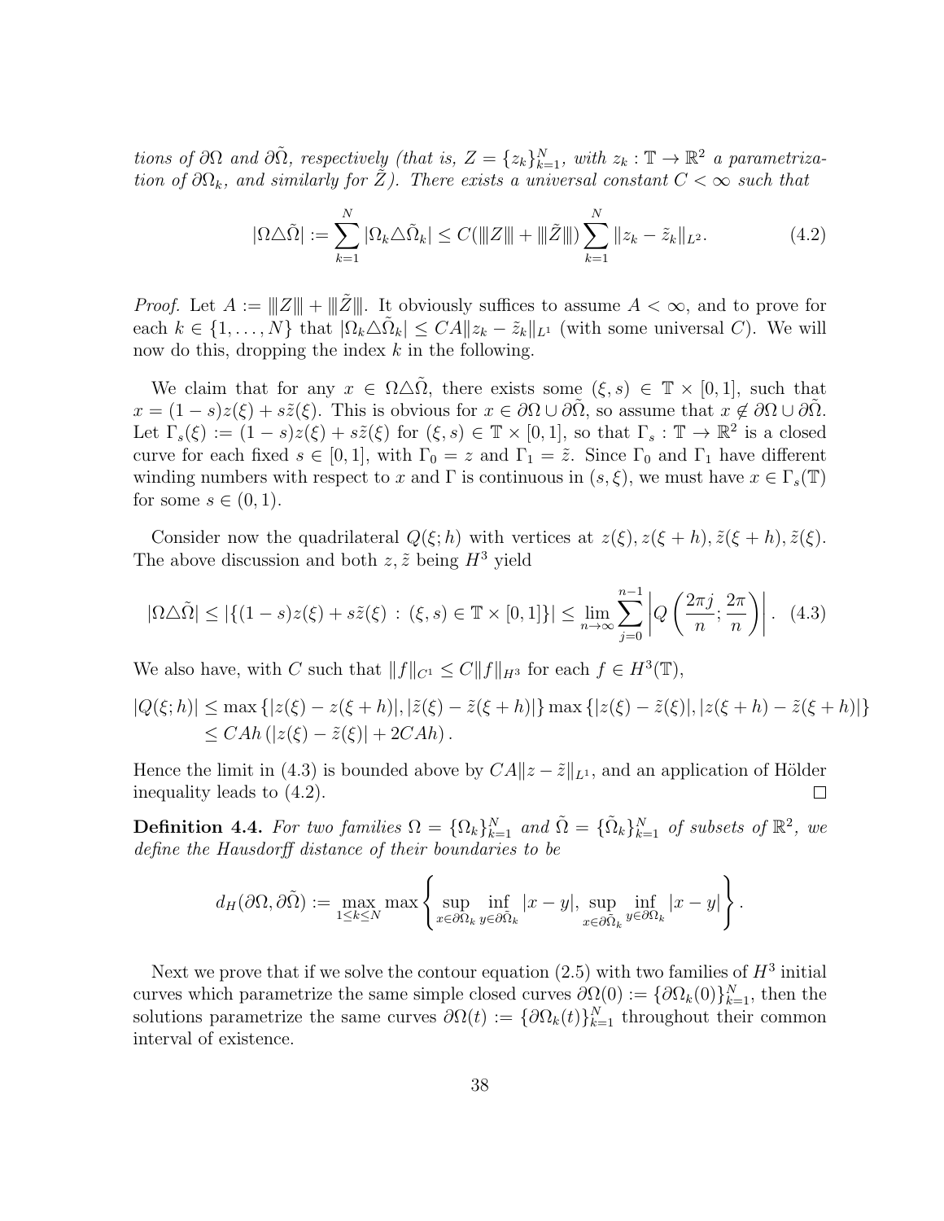*tions of $\partial\Omega$ and $\partial\tilde{\Omega}$, respectively (that is, $Z = \{z_k\}_{k=1}^N$, with $z_k : \mathbb{T} \to \mathbb{R}^2$ a parametrization of $\partial\Omega_k$, and similarly for $\tilde{Z}$). There exists a universal constant $C < \infty$ such that*

$$|\Omega \triangle \tilde{\Omega}| := \sum_{k=1}^{N} |\Omega_k \triangle \tilde{\Omega}_k| \le C(|||Z||| + |||\tilde{Z}|||) \sum_{k=1}^{N} \|z_k - \tilde{z}_k\|_{L^2}. \tag{4.2}$$

*Proof.* Let $A := |||Z||| + |||\tilde{Z}|||$. It obviously suffices to assume $A < \infty$, and to prove for each $k \in \{1, \dots, N\}$ that $|\Omega_k \triangle \tilde{\Omega}_k| \le CA\|z_k - \tilde{z}_k\|_{L^1}$ (with some universal $C$). We will now do this, dropping the index $k$ in the following.

We claim that for any $x \in \Omega \triangle \tilde{\Omega}$, there exists some $(\xi, s) \in \mathbb{T} \times [0, 1]$, such that $x = (1 - s)z(\xi) + s\tilde{z}(\xi)$. This is obvious for $x \in \partial\Omega \cup \partial\tilde{\Omega}$, so assume that $x \notin \partial\Omega \cup \partial\tilde{\Omega}$. Let $\Gamma_s(\xi) := (1 - s)z(\xi) + s\tilde{z}(\xi)$ for $(\xi, s) \in \mathbb{T} \times [0, 1]$, so that $\Gamma_s : \mathbb{T} \to \mathbb{R}^2$ is a closed curve for each fixed $s \in [0, 1]$, with $\Gamma_0 = z$ and $\Gamma_1 = \tilde{z}$. Since $\Gamma_0$ and $\Gamma_1$ have different winding numbers with respect to $x$ and $\Gamma$ is continuous in $(s, \xi)$, we must have $x \in \Gamma_s(\mathbb{T})$ for some $s \in (0, 1)$.

Consider now the quadrilateral $Q(\xi; h)$ with vertices at $z(\xi), z(\xi + h), \tilde{z}(\xi + h), \tilde{z}(\xi)$. The above discussion and both $z, \tilde{z}$ being $H^3$ yield

$$|\Omega \triangle \tilde{\Omega}| \le |\{(1 - s)z(\xi) + s\tilde{z}(\xi) \, : \, (\xi, s) \in \mathbb{T} \times [0, 1]\}| \le \lim_{n \to \infty} \sum_{j=0}^{n-1} \left| Q\left(\frac{2\pi j}{n}; \frac{2\pi}{n}\right) \right|. \tag{4.3}$$

We also have, with $C$ such that $\|f\|_{C^1} \le C\|f\|_{H^3}$ for each $f \in H^3(\mathbb{T})$,

$$\begin{aligned}
|Q(\xi; h)| &\le \max\{|z(\xi) - z(\xi + h)|, |\tilde{z}(\xi) - \tilde{z}(\xi + h)|\} \max\{|z(\xi) - \tilde{z}(\xi)|, |z(\xi + h) - \tilde{z}(\xi + h)|\} \\
&\le CAh\left(|z(\xi) - \tilde{z}(\xi)| + 2CAh\right).
\end{aligned}$$

Hence the limit in (4.3) is bounded above by $CA\|z - \tilde{z}\|_{L^1}$, and an application of Hölder inequality leads to (4.2). $\square$

**Definition 4.4.** *For two families $\Omega = \{\Omega_k\}_{k=1}^N$ and $\tilde{\Omega} = \{\tilde{\Omega}_k\}_{k=1}^N$ of subsets of $\mathbb{R}^2$, we define the Hausdorff distance of their boundaries to be*

$$d_H(\partial\Omega, \partial\tilde{\Omega}) := \max_{1 \le k \le N} \max\left\{ \sup_{x \in \partial\Omega_k} \inf_{y \in \partial\tilde{\Omega}_k} |x - y|, \sup_{x \in \partial\tilde{\Omega}_k} \inf_{y \in \partial\Omega_k} |x - y| \right\}.$$

Next we prove that if we solve the contour equation (2.5) with two families of $H^3$ initial curves which parametrize the same simple closed curves $\partial\Omega(0) := \{\partial\Omega_k(0)\}_{k=1}^N$, then the solutions parametrize the same curves $\partial\Omega(t) := \{\partial\Omega_k(t)\}_{k=1}^N$ throughout their common interval of existence.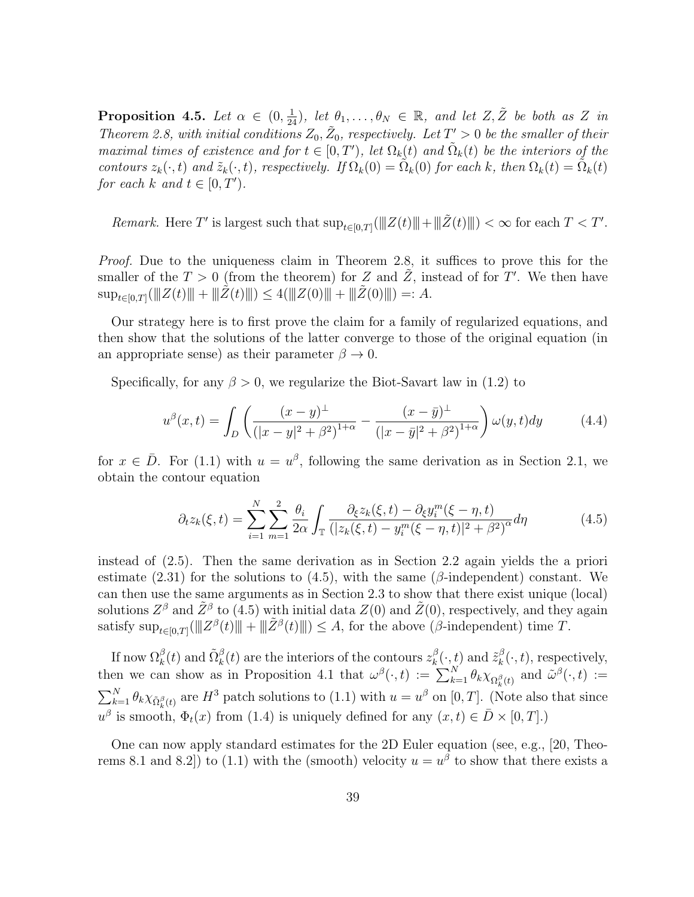**Proposition 4.5.** *Let $\alpha \in (0, \frac{1}{24})$, let $\theta_1, \dots, \theta_N \in \mathbb{R}$, and let $Z, \tilde{Z}$ be both as $Z$ in Theorem 2.8, with initial conditions $Z_0, \tilde{Z}_0$, respectively. Let $T' > 0$ be the smaller of their maximal times of existence and for $t \in [0, T')$, let $\Omega_k(t)$ and $\tilde{\Omega}_k(t)$ be the interiors of the contours $z_k(\cdot, t)$ and $\tilde{z}_k(\cdot, t)$, respectively. If $\Omega_k(0) = \tilde{\Omega}_k(0)$ for each $k$, then $\Omega_k(t) = \tilde{\Omega}_k(t)$ for each $k$ and $t \in [0, T')$.*

*Remark.* Here $T'$ is largest such that $\sup_{t\in[0,T]}(\|\|Z(t)\|\| + \|\|\tilde{Z}(t)\|\|) < \infty$ for each $T < T'$.

*Proof.* Due to the uniqueness claim in Theorem 2.8, it suffices to prove this for the smaller of the $T > 0$ (from the theorem) for $Z$ and $\tilde{Z}$, instead of for $T'$. We then have $\sup_{t\in[0,T]}(\|\|Z(t)\|\| + \|\|\tilde{Z}(t)\|\|) \le 4(\|\|Z(0)\|\| + \|\|\tilde{Z}(0)\|\|) =: A$.

Our strategy here is to first prove the claim for a family of regularized equations, and then show that the solutions of the latter converge to those of the original equation (in an appropriate sense) as their parameter $\beta \to 0$.

Specifically, for any $\beta > 0$, we regularize the Biot-Savart law in (1.2) to

$$u^\beta(x,t) = \int_D \left( \frac{(x-y)^\perp}{(|x-y|^2+\beta^2)^{1+\alpha}} - \frac{(x-\bar{y})^\perp}{(|x-\bar{y}|^2+\beta^2)^{1+\alpha}} \right) \omega(y,t)dy \tag{4.4}$$

for $x \in \bar{D}$. For (1.1) with $u = u^\beta$, following the same derivation as in Section 2.1, we obtain the contour equation

$$\partial_t z_k(\xi,t) = \sum_{i=1}^N \sum_{m=1}^2 \frac{\theta_i}{2\alpha} \int_{\mathbb{T}} \frac{\partial_\xi z_k(\xi,t) - \partial_\xi y_i^m(\xi-\eta,t)}{(|z_k(\xi,t) - y_i^m(\xi-\eta,t)|^2+\beta^2)^\alpha} d\eta \tag{4.5}$$

instead of (2.5). Then the same derivation as in Section 2.2 again yields the a priori estimate (2.31) for the solutions to (4.5), with the same ($\beta$-independent) constant. We can then use the same arguments as in Section 2.3 to show that there exist unique (local) solutions $Z^\beta$ and $\tilde{Z}^\beta$ to (4.5) with initial data $Z(0)$ and $\tilde{Z}(0)$, respectively, and they again satisfy $\sup_{t\in[0,T]}(\|\|Z^\beta(t)\|\| + \|\|\tilde{Z}^\beta(t)\|\|) \le A$, for the above ($\beta$-independent) time $T$.

If now $\Omega_k^\beta(t)$ and $\tilde{\Omega}_k^\beta(t)$ are the interiors of the contours $z_k^\beta(\cdot, t)$ and $\tilde{z}_k^\beta(\cdot, t)$, respectively, then we can show as in Proposition 4.1 that $\omega^\beta(\cdot, t) := \sum_{k=1}^N \theta_k \chi_{\Omega_k^\beta(t)}$ and $\tilde{\omega}^\beta(\cdot, t) := \sum_{k=1}^N \theta_k \chi_{\tilde{\Omega}_k^\beta(t)}$ are $H^3$ patch solutions to (1.1) with $u = u^\beta$ on $[0, T]$. (Note also that since $u^\beta$ is smooth, $\Phi_t(x)$ from (1.4) is uniquely defined for any $(x,t) \in \bar{D} \times [0,T]$.)

One can now apply standard estimates for the 2D Euler equation (see, e.g., [20, Theorems 8.1 and 8.2]) to (1.1) with the (smooth) velocity $u = u^\beta$ to show that there exists a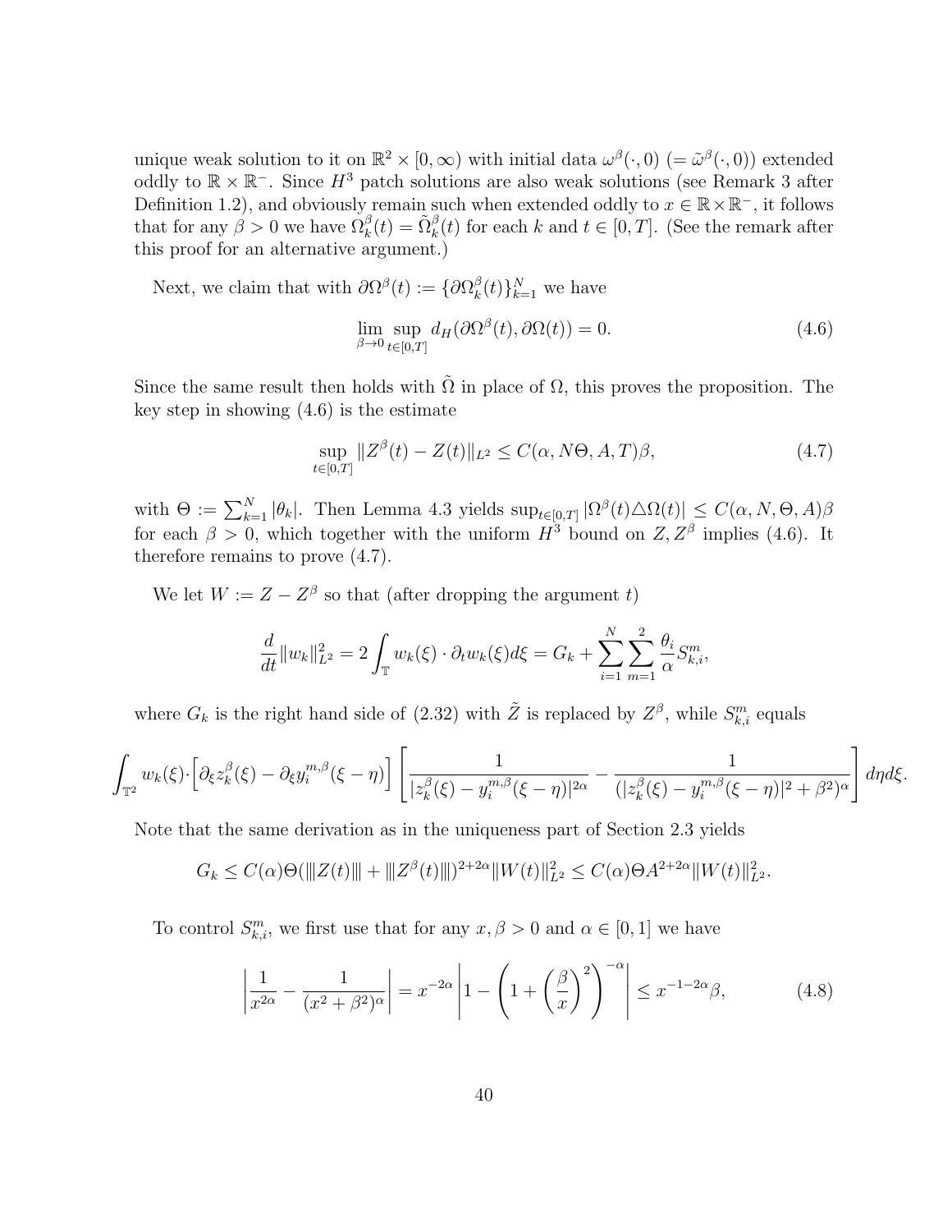unique weak solution to it on $\mathbb{R}^2 \times [0,\infty)$ with initial data $\omega^\beta(\cdot,0)$ $(= \tilde{\omega}^\beta(\cdot,0))$ extended oddly to $\mathbb{R}\times\mathbb{R}^-$. Since $H^3$ patch solutions are also weak solutions (see Remark 3 after Definition 1.2), and obviously remain such when extended oddly to $x \in \mathbb{R}\times\mathbb{R}^-$, it follows that for any $\beta > 0$ we have $\Omega_k^\beta(t) = \tilde{\Omega}_k^\beta(t)$ for each $k$ and $t \in [0,T]$. (See the remark after this proof for an alternative argument.)

Next, we claim that with $\partial\Omega^\beta(t) := \{\partial\Omega_k^\beta(t)\}_{k=1}^N$ we have

$$\lim_{\beta\to 0} \sup_{t\in[0,T]} d_H(\partial\Omega^\beta(t), \partial\Omega(t)) = 0. \tag{4.6}$$

Since the same result then holds with $\tilde{\Omega}$ in place of $\Omega$, this proves the proposition. The key step in showing (4.6) is the estimate

$$\sup_{t\in[0,T]} \|Z^\beta(t) - Z(t)\|_{L^2} \le C(\alpha, N\Theta, A, T)\beta, \tag{4.7}$$

with $\Theta := \sum_{k=1}^N |\theta_k|$. Then Lemma 4.3 yields $\sup_{t\in[0,T]} |\Omega^\beta(t)\triangle\Omega(t)| \le C(\alpha, N, \Theta, A)\beta$ for each $\beta > 0$, which together with the uniform $H^3$ bound on $Z, Z^\beta$ implies (4.6). It therefore remains to prove (4.7).

We let $W := Z - Z^\beta$ so that (after dropping the argument $t$)

$$\frac{d}{dt}\|w_k\|_{L^2}^2 = 2\int_{\mathbb{T}} w_k(\xi)\cdot\partial_t w_k(\xi)d\xi = G_k + \sum_{i=1}^N\sum_{m=1}^2 \frac{\theta_i}{\alpha} S_{k,i}^m,$$

where $G_k$ is the right hand side of (2.32) with $\tilde{Z}$ is replaced by $Z^\beta$, while $S_{k,i}^m$ equals

$$\int_{\mathbb{T}^2} w_k(\xi)\cdot\Big[\partial_\xi z_k^\beta(\xi) - \partial_\xi y_i^{m,\beta}(\xi-\eta)\Big]\left[\frac{1}{|z_k^\beta(\xi) - y_i^{m,\beta}(\xi-\eta)|^{2\alpha}} - \frac{1}{(|z_k^\beta(\xi) - y_i^{m,\beta}(\xi-\eta)|^2 + \beta^2)^\alpha}\right]d\eta d\xi.$$

Note that the same derivation as in the uniqueness part of Section 2.3 yields

$$G_k \le C(\alpha)\Theta(\|\!|Z(t)|\!\| + \|\!|Z^\beta(t)|\!\|)^{2+2\alpha}\|W(t)\|_{L^2}^2 \le C(\alpha)\Theta A^{2+2\alpha}\|W(t)\|_{L^2}^2.$$

To control $S_{k,i}^m$, we first use that for any $x, \beta > 0$ and $\alpha \in [0,1]$ we have

$$\left|\frac{1}{x^{2\alpha}} - \frac{1}{(x^2+\beta^2)^\alpha}\right| = x^{-2\alpha}\left|1 - \left(1 + \left(\frac{\beta}{x}\right)^2\right)^{-\alpha}\right| \le x^{-1-2\alpha}\beta, \tag{4.8}$$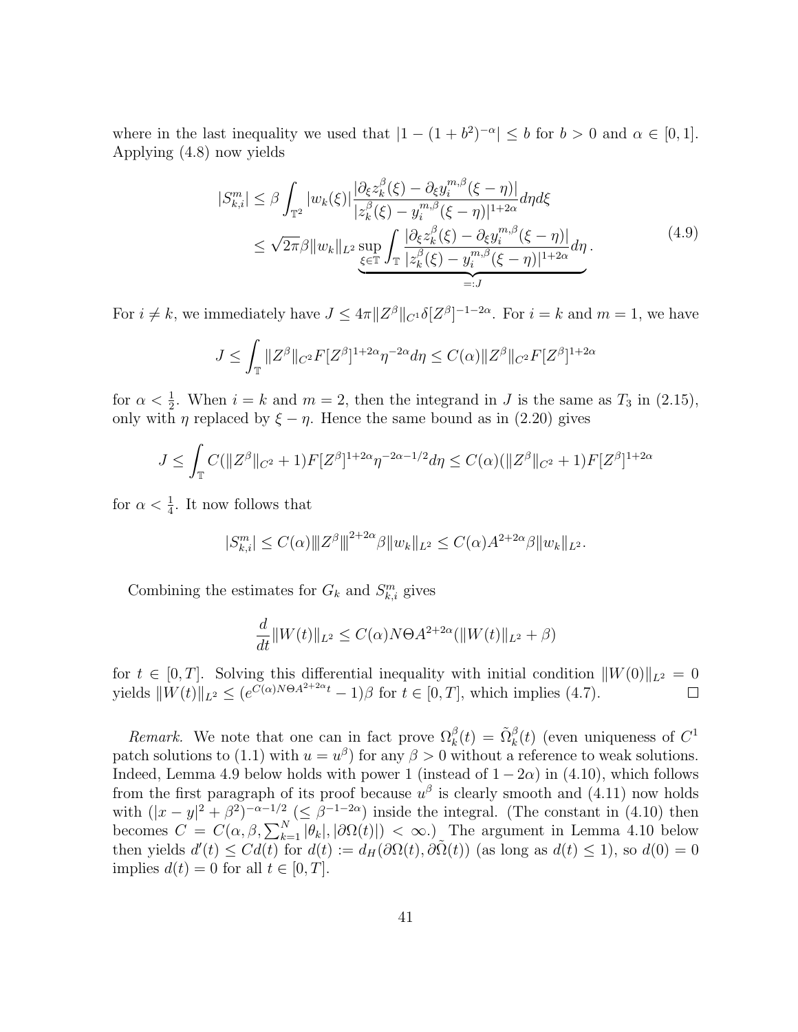where in the last inequality we used that $|1-(1+b^2)^{-\alpha}| \le b$ for $b>0$ and $\alpha \in [0,1]$. Applying (4.8) now yields

$$
\begin{aligned}
|S^m_{k,i}| &\le \beta \int_{\mathbb{T}^2} |w_k(\xi)| \frac{|\partial_\xi z_k^\beta(\xi) - \partial_\xi y_i^{m,\beta}(\xi-\eta)|}{|z_k^\beta(\xi) - y_i^{m,\beta}(\xi-\eta)|^{1+2\alpha}} d\eta d\xi \\
&\le \sqrt{2\pi}\beta \|w_k\|_{L^2} \underbrace{\sup_{\xi\in\mathbb{T}} \int_{\mathbb{T}} \frac{|\partial_\xi z_k^\beta(\xi) - \partial_\xi y_i^{m,\beta}(\xi-\eta)|}{|z_k^\beta(\xi) - y_i^{m,\beta}(\xi-\eta)|^{1+2\alpha}} d\eta}_{=:J}.
\end{aligned}
\tag{4.9}
$$

For $i \ne k$, we immediately have $J \le 4\pi \|Z^\beta\|_{C^1} \delta[Z^\beta]^{-1-2\alpha}$. For $i=k$ and $m=1$, we have

$$
J \le \int_{\mathbb{T}} \|Z^\beta\|_{C^2} F[Z^\beta]^{1+2\alpha} \eta^{-2\alpha} d\eta \le C(\alpha) \|Z^\beta\|_{C^2} F[Z^\beta]^{1+2\alpha}
$$

for $\alpha < \frac{1}{2}$. When $i=k$ and $m=2$, then the integrand in $J$ is the same as $T_3$ in (2.15), only with $\eta$ replaced by $\xi - \eta$. Hence the same bound as in (2.20) gives

$$
J \le \int_{\mathbb{T}} C(\|Z^\beta\|_{C^2}+1) F[Z^\beta]^{1+2\alpha} \eta^{-2\alpha-1/2} d\eta \le C(\alpha)(\|Z^\beta\|_{C^2}+1) F[Z^\beta]^{1+2\alpha}
$$

for $\alpha < \frac{1}{4}$. It now follows that

$$
|S^m_{k,i}| \le C(\alpha) \left\| Z^\beta \right\|^{2+2\alpha} \beta \|w_k\|_{L^2} \le C(\alpha) A^{2+2\alpha} \beta \|w_k\|_{L^2}.
$$

Combining the estimates for $G_k$ and $S^m_{k,i}$ gives

$$
\frac{d}{dt} \|W(t)\|_{L^2} \le C(\alpha) N \Theta A^{2+2\alpha} (\|W(t)\|_{L^2} + \beta)
$$

for $t \in [0,T]$. Solving this differential inequality with initial condition $\|W(0)\|_{L^2} = 0$ yields $\|W(t)\|_{L^2} \le (e^{C(\alpha)N\Theta A^{2+2\alpha} t} - 1)\beta$ for $t \in [0,T]$, which implies (4.7). □

*Remark.* We note that one can in fact prove $\Omega_k^\beta(t) = \tilde{\Omega}_k^\beta(t)$ (even uniqueness of $C^1$ patch solutions to (1.1) with $u = u^\beta$) for any $\beta > 0$ without a reference to weak solutions. Indeed, Lemma 4.9 below holds with power 1 (instead of $1-2\alpha$) in (4.10), which follows from the first paragraph of its proof because $u^\beta$ is clearly smooth and (4.11) now holds with $(|x-y|^2+\beta^2)^{-\alpha-1/2}$ $(\le \beta^{-1-2\alpha})$ inside the integral. (The constant in (4.10) then becomes $C = C(\alpha, \beta, \sum_{k=1}^N |\theta_k|, |\partial\Omega(t)|) < \infty$.) The argument in Lemma 4.10 below then yields $d'(t) \le C d(t)$ for $d(t) := d_H(\partial\Omega(t), \partial\tilde{\Omega}(t))$ (as long as $d(t) \le 1$), so $d(0) = 0$ implies $d(t) = 0$ for all $t \in [0,T]$.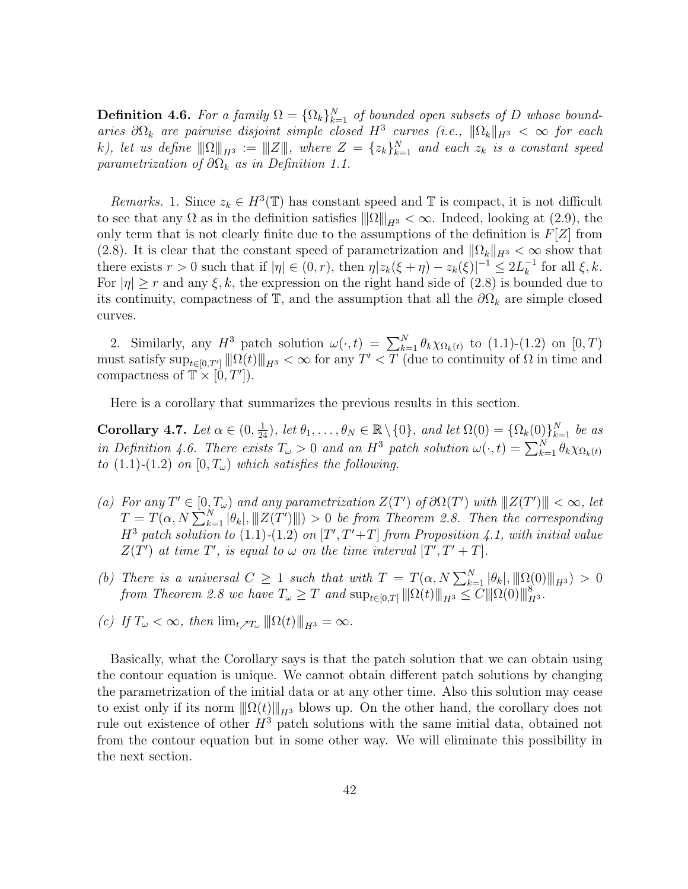**Definition 4.6.** *For a family $\Omega = \{\Omega_k\}_{k=1}^N$ of bounded open subsets of $D$ whose boundaries $\partial\Omega_k$ are pairwise disjoint simple closed $H^3$ curves (i.e., $\|\Omega_k\|_{H^3} < \infty$ for each $k$), let us define $\|\Omega\|_{H^3} := \|Z\|$, where $Z = \{z_k\}_{k=1}^N$ and each $z_k$ is a constant speed parametrization of $\partial\Omega_k$ as in Definition 1.1.*

*Remarks.* 1. Since $z_k \in H^3(\mathbb{T})$ has constant speed and $\mathbb{T}$ is compact, it is not difficult to see that any $\Omega$ as in the definition satisfies $\|\Omega\|_{H^3} < \infty$. Indeed, looking at (2.9), the only term that is not clearly finite due to the assumptions of the definition is $F[Z]$ from (2.8). It is clear that the constant speed of parametrization and $\|\Omega_k\|_{H^3} < \infty$ show that there exists $r > 0$ such that if $|\eta| \in (0, r)$, then $\eta|z_k(\xi+\eta) - z_k(\xi)|^{-1} \le 2L_k^{-1}$ for all $\xi, k$. For $|\eta| \ge r$ and any $\xi, k$, the expression on the right hand side of (2.8) is bounded due to its continuity, compactness of $\mathbb{T}$, and the assumption that all the $\partial\Omega_k$ are simple closed curves.

2. Similarly, any $H^3$ patch solution $\omega(\cdot, t) = \sum_{k=1}^N \theta_k \chi_{\Omega_k(t)}$ to (1.1)-(1.2) on $[0, T)$ must satisfy $\sup_{t\in[0,T']} \|\Omega(t)\|_{H^3} < \infty$ for any $T' < T$ (due to continuity of $\Omega$ in time and compactness of $\mathbb{T} \times [0, T']$).

Here is a corollary that summarizes the previous results in this section.

**Corollary 4.7.** *Let $\alpha \in (0, \frac{1}{24})$, let $\theta_1, \dots, \theta_N \in \mathbb{R} \setminus \{0\}$, and let $\Omega(0) = \{\Omega_k(0)\}_{k=1}^N$ be as in Definition 4.6. There exists $T_\omega > 0$ and an $H^3$ patch solution $\omega(\cdot, t) = \sum_{k=1}^N \theta_k \chi_{\Omega_k(t)}$ to (1.1)-(1.2) on $[0, T_\omega)$ which satisfies the following.*

*(a) For any $T' \in [0, T_\omega)$ and any parametrization $Z(T')$ of $\partial\Omega(T')$ with $\|Z(T')\| < \infty$, let $T = T(\alpha, N\sum_{k=1}^N |\theta_k|, \|Z(T')\|) > 0$ be from Theorem 2.8. Then the corresponding $H^3$ patch solution to (1.1)-(1.2) on $[T', T'+T]$ from Proposition 4.1, with initial value $Z(T')$ at time $T'$, is equal to $\omega$ on the time interval $[T', T'+T]$.*

*(b) There is a universal $C \ge 1$ such that with $T = T(\alpha, N\sum_{k=1}^N |\theta_k|, \|\Omega(0)\|_{H^3}) > 0$ from Theorem 2.8 we have $T_\omega \ge T$ and $\sup_{t\in[0,T]} \|\Omega(t)\|_{H^3} \le C\|\Omega(0)\|_{H^3}^8$.*

*(c) If $T_\omega < \infty$, then $\lim_{t\nearrow T_\omega} \|\Omega(t)\|_{H^3} = \infty$.*

Basically, what the Corollary says is that the patch solution that we can obtain using the contour equation is unique. We cannot obtain different patch solutions by changing the parametrization of the initial data or at any other time. Also this solution may cease to exist only if its norm $\|\Omega(t)\|_{H^3}$ blows up. On the other hand, the corollary does not rule out existence of other $H^3$ patch solutions with the same initial data, obtained not from the contour equation but in some other way. We will eliminate this possibility in the next section.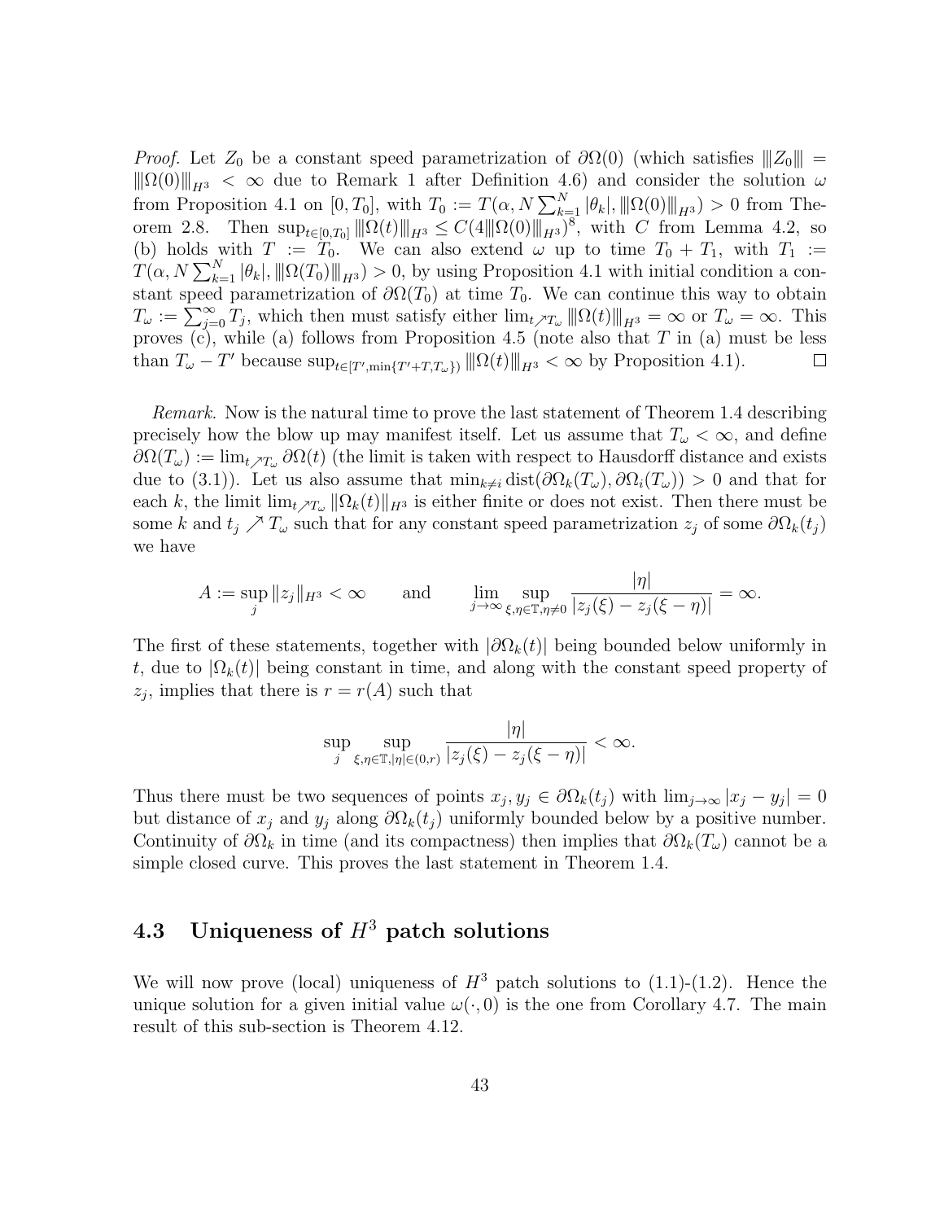*Proof.* Let $Z_0$ be a constant speed parametrization of $\partial\Omega(0)$ (which satisfies $\|\!|Z_0|\!\| = \|\!|\Omega(0)|\!\|_{H^3} < \infty$ due to Remark 1 after Definition 4.6) and consider the solution $\omega$ from Proposition 4.1 on $[0, T_0]$, with $T_0 := T(\alpha, N\sum_{k=1}^N |\theta_k|, \|\!|\Omega(0)|\!\|_{H^3}) > 0$ from Theorem 2.8. Then $\sup_{t\in[0,T_0]} \|\!|\Omega(t)|\!\|_{H^3} \le C(4\|\!|\Omega(0)|\!\|_{H^3})^8$, with $C$ from Lemma 4.2, so (b) holds with $T := T_0$. We can also extend $\omega$ up to time $T_0 + T_1$, with $T_1 := T(\alpha, N\sum_{k=1}^N |\theta_k|, \|\!|\Omega(T_0)|\!\|_{H^3}) > 0$, by using Proposition 4.1 with initial condition a constant speed parametrization of $\partial\Omega(T_0)$ at time $T_0$. We can continue this way to obtain $T_\omega := \sum_{j=0}^\infty T_j$, which then must satisfy either $\lim_{t\nearrow T_\omega} \|\!|\Omega(t)|\!\|_{H^3} = \infty$ or $T_\omega = \infty$. This proves (c), while (a) follows from Proposition 4.5 (note also that $T$ in (a) must be less than $T_\omega - T'$ because $\sup_{t\in[T',\min\{T'+T,T_\omega\})} \|\!|\Omega(t)|\!\|_{H^3} < \infty$ by Proposition 4.1). $\square$

*Remark.* Now is the natural time to prove the last statement of Theorem 1.4 describing precisely how the blow up may manifest itself. Let us assume that $T_\omega < \infty$, and define $\partial\Omega(T_\omega) := \lim_{t\nearrow T_\omega} \partial\Omega(t)$ (the limit is taken with respect to Hausdorff distance and exists due to (3.1)). Let us also assume that $\min_{k\neq i} \operatorname{dist}(\partial\Omega_k(T_\omega), \partial\Omega_i(T_\omega)) > 0$ and that for each $k$, the limit $\lim_{t\nearrow T_\omega} \|\Omega_k(t)\|_{H^3}$ is either finite or does not exist. Then there must be some $k$ and $t_j \nearrow T_\omega$ such that for any constant speed parametrization $z_j$ of some $\partial\Omega_k(t_j)$ we have

$$A := \sup_j \|z_j\|_{H^3} < \infty \qquad \text{and} \qquad \lim_{j\to\infty} \sup_{\xi,\eta\in\mathbb{T},\eta\neq 0} \frac{|\eta|}{|z_j(\xi) - z_j(\xi-\eta)|} = \infty.$$

The first of these statements, together with $|\partial\Omega_k(t)|$ being bounded below uniformly in $t$, due to $|\Omega_k(t)|$ being constant in time, and along with the constant speed property of $z_j$, implies that there is $r = r(A)$ such that

$$\sup_j \sup_{\xi,\eta\in\mathbb{T},|\eta|\in(0,r)} \frac{|\eta|}{|z_j(\xi) - z_j(\xi-\eta)|} < \infty.$$

Thus there must be two sequences of points $x_j, y_j \in \partial\Omega_k(t_j)$ with $\lim_{j\to\infty} |x_j - y_j| = 0$ but distance of $x_j$ and $y_j$ along $\partial\Omega_k(t_j)$ uniformly bounded below by a positive number. Continuity of $\partial\Omega_k$ in time (and its compactness) then implies that $\partial\Omega_k(T_\omega)$ cannot be a simple closed curve. This proves the last statement in Theorem 1.4.

## 4.3 Uniqueness of $H^3$ patch solutions

We will now prove (local) uniqueness of $H^3$ patch solutions to (1.1)-(1.2). Hence the unique solution for a given initial value $\omega(\cdot, 0)$ is the one from Corollary 4.7. The main result of this sub-section is Theorem 4.12.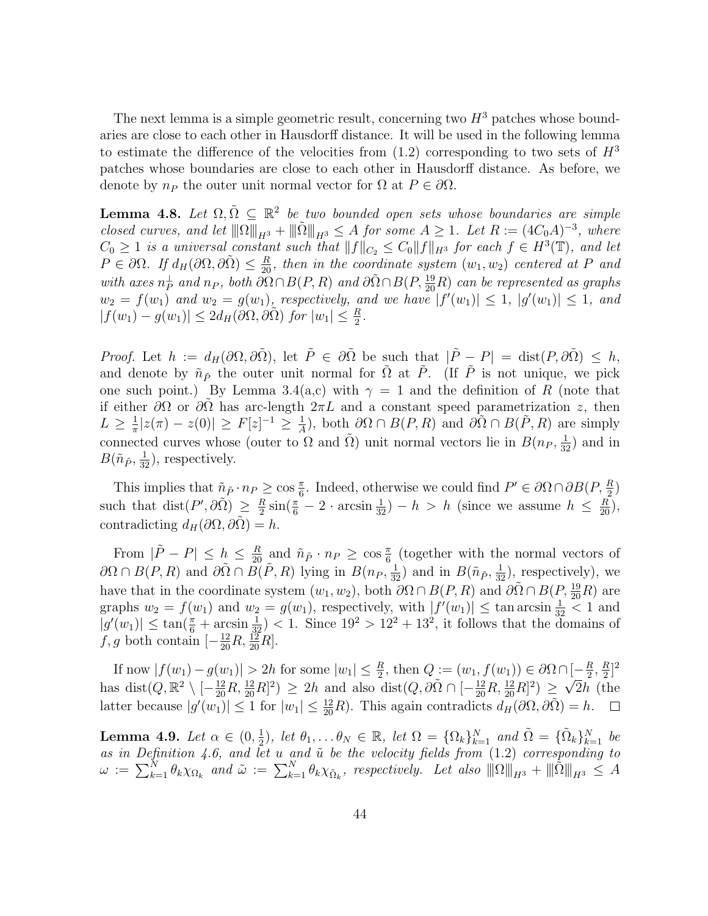The next lemma is a simple geometric result, concerning two $H^3$ patches whose boundaries are close to each other in Hausdorff distance. It will be used in the following lemma to estimate the difference of the velocities from (1.2) corresponding to two sets of $H^3$ patches whose boundaries are close to each other in Hausdorff distance. As before, we denote by $n_P$ the outer unit normal vector for $\Omega$ at $P \in \partial\Omega$.

**Lemma 4.8.** *Let $\Omega, \tilde{\Omega} \subseteq \mathbb{R}^2$ be two bounded open sets whose boundaries are simple closed curves, and let $\|\!|\Omega\|\!|_{H^3} + \|\!|\tilde{\Omega}\|\!|_{H^3} \le A$ for some $A \ge 1$. Let $R := (4C_0A)^{-3}$, where $C_0 \ge 1$ is a universal constant such that $\|f\|_{C_2} \le C_0\|f\|_{H^3}$ for each $f \in H^3(\mathbb{T})$, and let $P \in \partial\Omega$. If $d_H(\partial\Omega, \partial\tilde{\Omega}) \le \frac{R}{20}$, then in the coordinate system $(w_1, w_2)$ centered at $P$ and with axes $n_P^\perp$ and $n_P$, both $\partial\Omega \cap B(P, R)$ and $\partial\tilde{\Omega} \cap B(P, \frac{19}{20}R)$ can be represented as graphs $w_2 = f(w_1)$ and $w_2 = g(w_1)$, respectively, and we have $|f'(w_1)| \le 1$, $|g'(w_1)| \le 1$, and $|f(w_1) - g(w_1)| \le 2d_H(\partial\Omega, \partial\tilde{\Omega})$ for $|w_1| \le \frac{R}{2}$.*

*Proof.* Let $h := d_H(\partial\Omega, \partial\tilde{\Omega})$, let $\tilde{P} \in \partial\tilde{\Omega}$ be such that $|\tilde{P} - P| = \text{dist}(P, \partial\tilde{\Omega}) \le h$, and denote by $\tilde{n}_{\tilde{P}}$ the outer unit normal for $\tilde{\Omega}$ at $\tilde{P}$. (If $\tilde{P}$ is not unique, we pick one such point.) By Lemma 3.4(a,c) with $\gamma = 1$ and the definition of $R$ (note that if either $\partial\Omega$ or $\partial\tilde{\Omega}$ has arc-length $2\pi L$ and a constant speed parametrization $z$, then $L \ge \frac{1}{\pi}|z(\pi) - z(0)| \ge F[z]^{-1} \ge \frac{1}{A}$), both $\partial\Omega \cap B(P, R)$ and $\partial\tilde{\Omega} \cap B(\tilde{P}, R)$ are simply connected curves whose (outer to $\Omega$ and $\tilde{\Omega}$) unit normal vectors lie in $B(n_P, \frac{1}{32})$ and in $B(\tilde{n}_{\tilde{P}}, \frac{1}{32})$, respectively.

This implies that $\tilde{n}_{\tilde{P}} \cdot n_P \ge \cos\frac{\pi}{6}$. Indeed, otherwise we could find $P' \in \partial\Omega \cap \partial B(P, \frac{R}{2})$ such that $\text{dist}(P', \partial\tilde{\Omega}) \ge \frac{R}{2}\sin(\frac{\pi}{6} - 2 \cdot \arcsin\frac{1}{32}) - h > h$ (since we assume $h \le \frac{R}{20}$), contradicting $d_H(\partial\Omega, \partial\tilde{\Omega}) = h$.

From $|\tilde{P} - P| \le h \le \frac{R}{20}$ and $\tilde{n}_{\tilde{P}} \cdot n_P \ge \cos\frac{\pi}{6}$ (together with the normal vectors of $\partial\Omega \cap B(P, R)$ and $\partial\tilde{\Omega} \cap B(\tilde{P}, R)$ lying in $B(n_P, \frac{1}{32})$ and in $B(\tilde{n}_{\tilde{P}}, \frac{1}{32})$, respectively), we have that in the coordinate system $(w_1, w_2)$, both $\partial\Omega \cap B(P, R)$ and $\partial\tilde{\Omega} \cap B(P, \frac{19}{20}R)$ are graphs $w_2 = f(w_1)$ and $w_2 = g(w_1)$, respectively, with $|f'(w_1)| \le \tan\arcsin\frac{1}{32} < 1$ and $|g'(w_1)| \le \tan(\frac{\pi}{6} + \arcsin\frac{1}{32}) < 1$. Since $19^2 > 12^2 + 13^2$, it follows that the domains of $f, g$ both contain $[-\frac{12}{20}R, \frac{12}{20}R]$.

If now $|f(w_1) - g(w_1)| > 2h$ for some $|w_1| \le \frac{R}{2}$, then $Q := (w_1, f(w_1)) \in \partial\Omega \cap [-\frac{R}{2}, \frac{R}{2}]^2$ has $\text{dist}(Q, \mathbb{R}^2 \setminus [-\frac{12}{20}R, \frac{12}{20}R]^2) \ge 2h$ and also $\text{dist}(Q, \partial\tilde{\Omega} \cap [-\frac{12}{20}R, \frac{12}{20}R]^2) \ge \sqrt{2}h$ (the latter because $|g'(w_1)| \le 1$ for $|w_1| \le \frac{12}{20}R$). This again contradicts $d_H(\partial\Omega, \partial\tilde{\Omega}) = h$. $\square$

**Lemma 4.9.** *Let $\alpha \in (0, \frac{1}{2})$, let $\theta_1, \ldots \theta_N \in \mathbb{R}$, let $\Omega = \{\Omega_k\}_{k=1}^N$ and $\tilde{\Omega} = \{\tilde{\Omega}_k\}_{k=1}^N$ be as in Definition 4.6, and let $u$ and $\tilde{u}$ be the velocity fields from (1.2) corresponding to $\omega := \sum_{k=1}^N \theta_k \chi_{\Omega_k}$ and $\tilde{\omega} := \sum_{k=1}^N \theta_k \chi_{\tilde{\Omega}_k}$, respectively. Let also $\|\!|\Omega\|\!|_{H^3} + \|\!|\tilde{\Omega}\|\!|_{H^3} \le A$*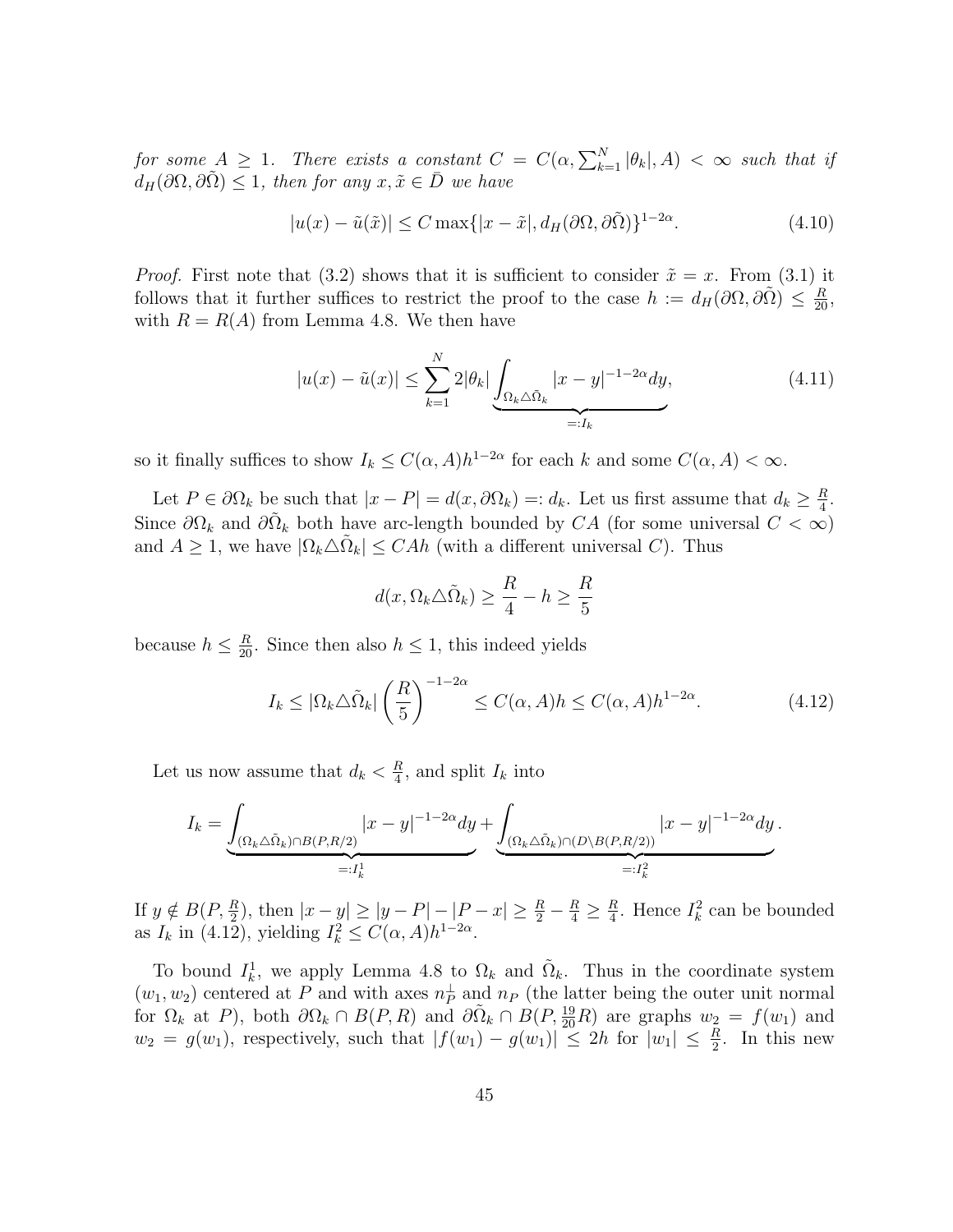*for some $A \geq 1$. There exists a constant $C = C(\alpha, \sum_{k=1}^N |\theta_k|, A) < \infty$ such that if $d_H(\partial\Omega, \partial\tilde{\Omega}) \leq 1$, then for any $x, \tilde{x} \in \bar{D}$ we have*

$$|u(x) - \tilde{u}(\tilde{x})| \leq C \max\{|x - \tilde{x}|, d_H(\partial\Omega, \partial\tilde{\Omega})\}^{1-2\alpha}. \tag{4.10}$$

*Proof.* First note that (3.2) shows that it is sufficient to consider $\tilde{x} = x$. From (3.1) it follows that it further suffices to restrict the proof to the case $h := d_H(\partial\Omega, \partial\tilde{\Omega}) \leq \frac{R}{20}$, with $R = R(A)$ from Lemma 4.8. We then have

$$|u(x) - \tilde{u}(x)| \leq \sum_{k=1}^N 2|\theta_k| \underbrace{\int_{\Omega_k \triangle \tilde{\Omega}_k} |x-y|^{-1-2\alpha} dy}_{=: I_k}, \tag{4.11}$$

so it finally suffices to show $I_k \leq C(\alpha, A) h^{1-2\alpha}$ for each $k$ and some $C(\alpha, A) < \infty$.

Let $P \in \partial\Omega_k$ be such that $|x - P| = d(x, \partial\Omega_k) =: d_k$. Let us first assume that $d_k \geq \frac{R}{4}$. Since $\partial\Omega_k$ and $\partial\tilde{\Omega}_k$ both have arc-length bounded by $CA$ (for some universal $C < \infty$) and $A \geq 1$, we have $|\Omega_k \triangle \tilde{\Omega}_k| \leq CAh$ (with a different universal $C$). Thus

$$d(x, \Omega_k \triangle \tilde{\Omega}_k) \geq \frac{R}{4} - h \geq \frac{R}{5}$$

because $h \leq \frac{R}{20}$. Since then also $h \leq 1$, this indeed yields

$$I_k \leq |\Omega_k \triangle \tilde{\Omega}_k| \left(\frac{R}{5}\right)^{-1-2\alpha} \leq C(\alpha, A) h \leq C(\alpha, A) h^{1-2\alpha}. \tag{4.12}$$

Let us now assume that $d_k < \frac{R}{4}$, and split $I_k$ into

$$I_k = \underbrace{\int_{(\Omega_k \triangle \tilde{\Omega}_k) \cap B(P, R/2)} |x-y|^{-1-2\alpha} dy}_{=: I_k^1} + \underbrace{\int_{(\Omega_k \triangle \tilde{\Omega}_k) \cap (D \setminus B(P, R/2))} |x-y|^{-1-2\alpha} dy}_{=: I_k^2}.$$

If $y \notin B(P, \frac{R}{2})$, then $|x - y| \geq |y - P| - |P - x| \geq \frac{R}{2} - \frac{R}{4} \geq \frac{R}{4}$. Hence $I_k^2$ can be bounded as $I_k$ in (4.12), yielding $I_k^2 \leq C(\alpha, A) h^{1-2\alpha}$.

To bound $I_k^1$, we apply Lemma 4.8 to $\Omega_k$ and $\tilde{\Omega}_k$. Thus in the coordinate system $(w_1, w_2)$ centered at $P$ and with axes $n_P^\perp$ and $n_P$ (the latter being the outer unit normal for $\Omega_k$ at $P$), both $\partial\Omega_k \cap B(P, R)$ and $\partial\tilde{\Omega}_k \cap B(P, \frac{19}{20}R)$ are graphs $w_2 = f(w_1)$ and $w_2 = g(w_1)$, respectively, such that $|f(w_1) - g(w_1)| \leq 2h$ for $|w_1| \leq \frac{R}{2}$. In this new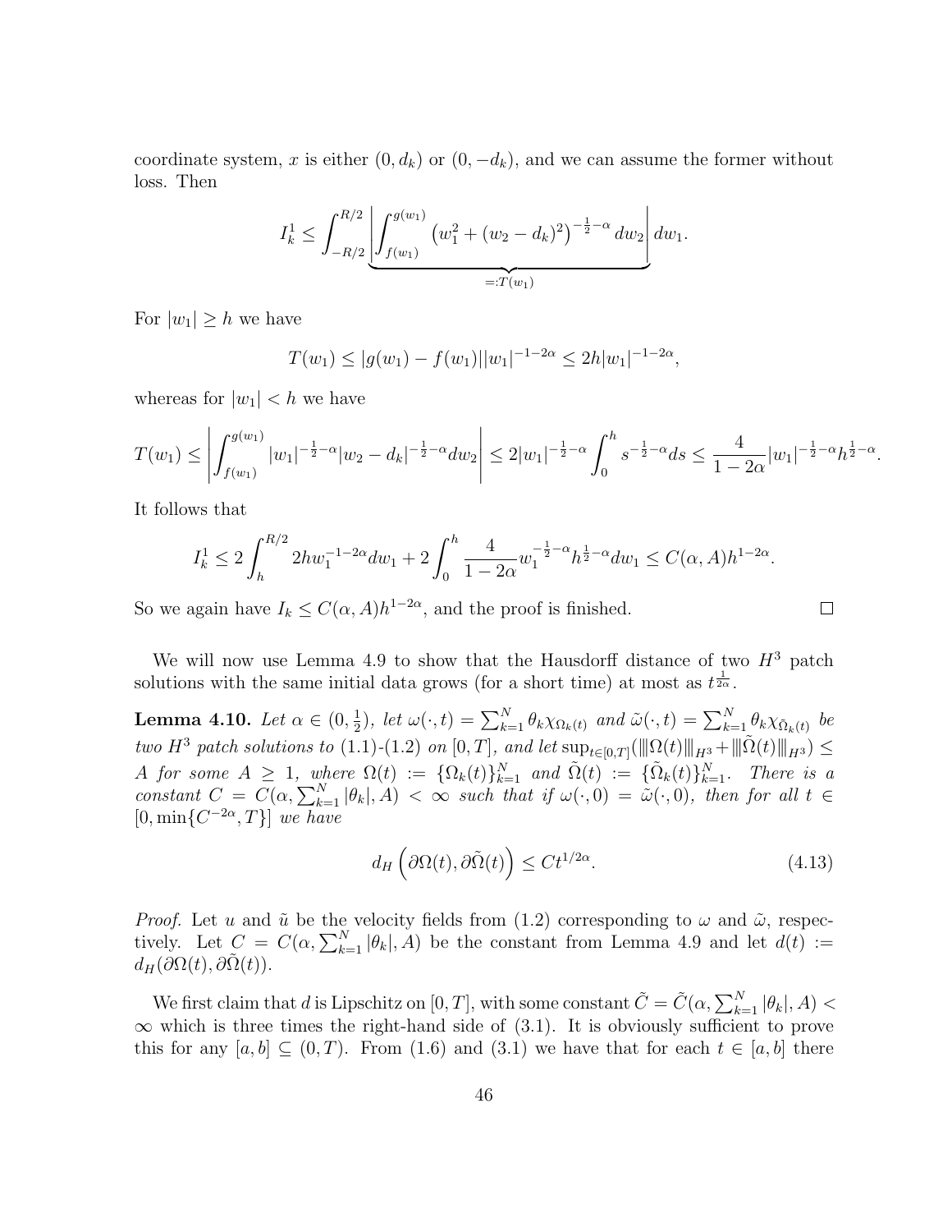coordinate system, $x$ is either $(0, d_k)$ or $(0, -d_k)$, and we can assume the former without loss. Then

$$I_k^1 \leq \int_{-R/2}^{R/2} \underbrace{\left| \int_{f(w_1)}^{g(w_1)} \left(w_1^2 + (w_2 - d_k)^2\right)^{-\frac{1}{2}-\alpha} dw_2 \right|}_{=:T(w_1)} dw_1.$$

For $|w_1| \geq h$ we have

$$T(w_1) \leq |g(w_1) - f(w_1)| |w_1|^{-1-2\alpha} \leq 2h|w_1|^{-1-2\alpha},$$

whereas for $|w_1| < h$ we have

$$T(w_1) \leq \left| \int_{f(w_1)}^{g(w_1)} |w_1|^{-\frac{1}{2}-\alpha} |w_2 - d_k|^{-\frac{1}{2}-\alpha} dw_2 \right| \leq 2|w_1|^{-\frac{1}{2}-\alpha} \int_0^h s^{-\frac{1}{2}-\alpha} ds \leq \frac{4}{1-2\alpha} |w_1|^{-\frac{1}{2}-\alpha} h^{\frac{1}{2}-\alpha}.$$

It follows that

$$I_k^1 \leq 2\int_h^{R/2} 2hw_1^{-1-2\alpha} dw_1 + 2\int_0^h \frac{4}{1-2\alpha} w_1^{-\frac{1}{2}-\alpha} h^{\frac{1}{2}-\alpha} dw_1 \leq C(\alpha, A) h^{1-2\alpha}.$$

So we again have $I_k \leq C(\alpha, A)h^{1-2\alpha}$, and the proof is finished. $\square$

We will now use Lemma 4.9 to show that the Hausdorff distance of two $H^3$ patch solutions with the same initial data grows (for a short time) at most as $t^{\frac{1}{2\alpha}}$.

**Lemma 4.10.** *Let $\alpha \in (0, \frac{1}{2})$, let $\omega(\cdot, t) = \sum_{k=1}^N \theta_k \chi_{\Omega_k(t)}$ and $\tilde{\omega}(\cdot, t) = \sum_{k=1}^N \theta_k \chi_{\tilde{\Omega}_k(t)}$ be two $H^3$ patch solutions to (1.1)-(1.2) on $[0, T]$, and let $\sup_{t\in[0,T]}(\|\Omega(t)\|_{H^3} + \|\tilde{\Omega}(t)\|_{H^3}) \leq A$ for some $A \geq 1$, where $\Omega(t) := \{\Omega_k(t)\}_{k=1}^N$ and $\tilde{\Omega}(t) := \{\tilde{\Omega}_k(t)\}_{k=1}^N$. There is a constant $C = C(\alpha, \sum_{k=1}^N |\theta_k|, A) < \infty$ such that if $\omega(\cdot, 0) = \tilde{\omega}(\cdot, 0)$, then for all $t \in [0, \min\{C^{-2\alpha}, T\}]$ we have*

$$d_H\left(\partial\Omega(t), \partial\tilde{\Omega}(t)\right) \leq Ct^{1/2\alpha}. \tag{4.13}$$

*Proof.* Let $u$ and $\tilde{u}$ be the velocity fields from (1.2) corresponding to $\omega$ and $\tilde{\omega}$, respectively. Let $C = C(\alpha, \sum_{k=1}^N |\theta_k|, A)$ be the constant from Lemma 4.9 and let $d(t) := d_H(\partial\Omega(t), \partial\tilde{\Omega}(t))$.

We first claim that $d$ is Lipschitz on $[0, T]$, with some constant $\tilde{C} = \tilde{C}(\alpha, \sum_{k=1}^N |\theta_k|, A) < \infty$ which is three times the right-hand side of (3.1). It is obviously sufficient to prove this for any $[a, b] \subseteq (0, T)$. From (1.6) and (3.1) we have that for each $t \in [a, b]$ there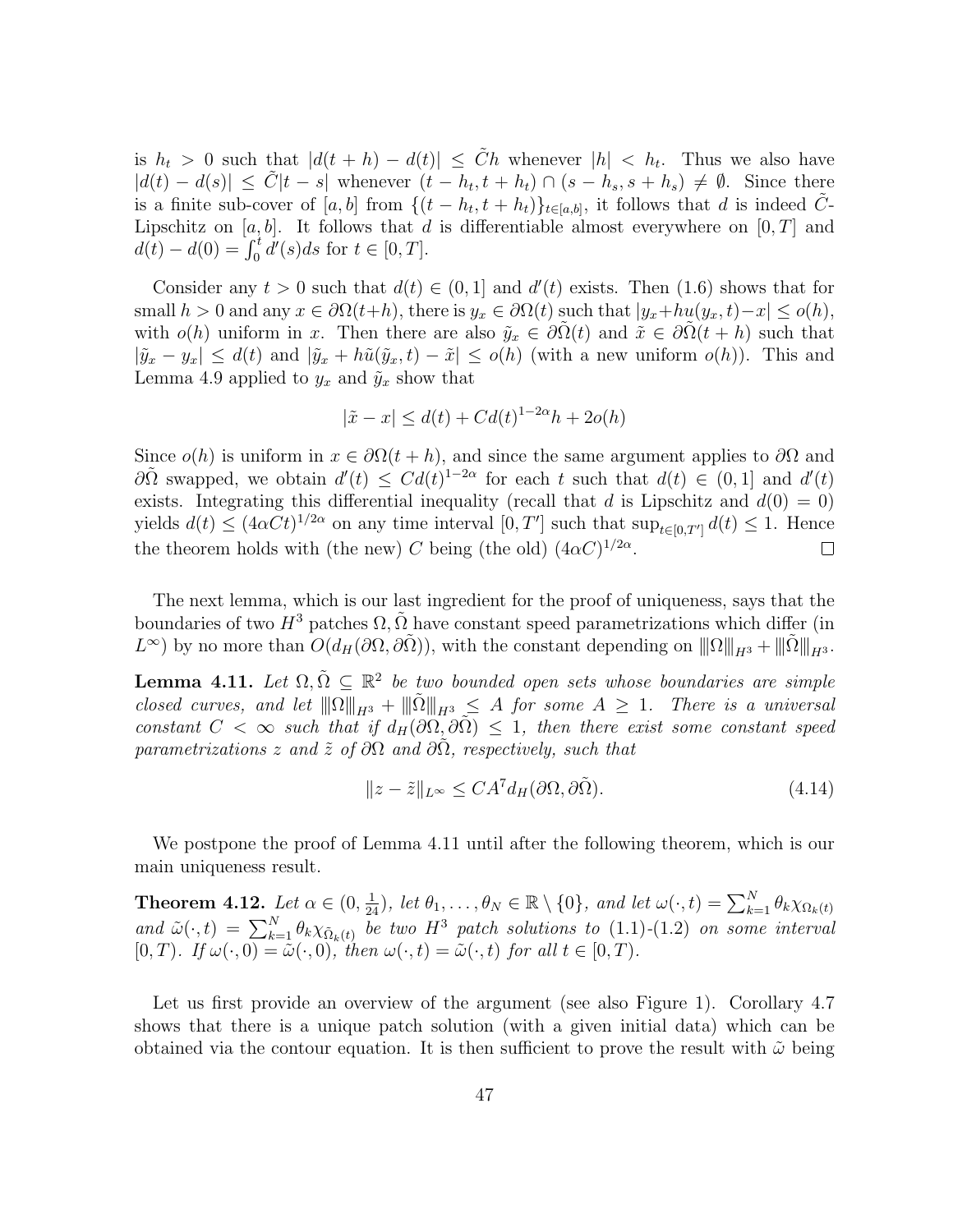is $h_t > 0$ such that $|d(t+h) - d(t)| \le \tilde{C}h$ whenever $|h| < h_t$. Thus we also have $|d(t) - d(s)| \le \tilde{C}|t-s|$ whenever $(t-h_t, t+h_t) \cap (s-h_s, s+h_s) \neq \emptyset$. Since there is a finite sub-cover of $[a,b]$ from $\{(t-h_t, t+h_t)\}_{t\in[a,b]}$, it follows that $d$ is indeed $\tilde{C}$-Lipschitz on $[a,b]$. It follows that $d$ is differentiable almost everywhere on $[0,T]$ and $d(t) - d(0) = \int_0^t d'(s)ds$ for $t \in [0,T]$.

Consider any $t > 0$ such that $d(t) \in (0,1]$ and $d'(t)$ exists. Then (1.6) shows that for small $h > 0$ and any $x \in \partial\Omega(t+h)$, there is $y_x \in \partial\Omega(t)$ such that $|y_x + hu(y_x,t) - x| \le o(h)$, with $o(h)$ uniform in $x$. Then there are also $\tilde{y}_x \in \partial\tilde{\Omega}(t)$ and $\tilde{x} \in \partial\tilde{\Omega}(t+h)$ such that $|\tilde{y}_x - y_x| \le d(t)$ and $|\tilde{y}_x + h\tilde{u}(\tilde{y}_x,t) - \tilde{x}| \le o(h)$ (with a new uniform $o(h)$). This and Lemma 4.9 applied to $y_x$ and $\tilde{y}_x$ show that

$$|\tilde{x} - x| \le d(t) + Cd(t)^{1-2\alpha}h + 2o(h)$$

Since $o(h)$ is uniform in $x \in \partial\Omega(t+h)$, and since the same argument applies to $\partial\Omega$ and $\partial\tilde{\Omega}$ swapped, we obtain $d'(t) \le Cd(t)^{1-2\alpha}$ for each $t$ such that $d(t) \in (0,1]$ and $d'(t)$ exists. Integrating this differential inequality (recall that $d$ is Lipschitz and $d(0) = 0$) yields $d(t) \le (4\alpha Ct)^{1/2\alpha}$ on any time interval $[0,T']$ such that $\sup_{t\in[0,T']} d(t) \le 1$. Hence the theorem holds with (the new) $C$ being (the old) $(4\alpha C)^{1/2\alpha}$. ∎

The next lemma, which is our last ingredient for the proof of uniqueness, says that the boundaries of two $H^3$ patches $\Omega, \tilde{\Omega}$ have constant speed parametrizations which differ (in $L^\infty$) by no more than $O(d_H(\partial\Omega, \partial\tilde{\Omega}))$, with the constant depending on $|||\Omega|||_{H^3} + |||\tilde{\Omega}|||_{H^3}$.

**Lemma 4.11.** *Let $\Omega, \tilde{\Omega} \subseteq \mathbb{R}^2$ be two bounded open sets whose boundaries are simple closed curves, and let $|||\Omega|||_{H^3} + |||\tilde{\Omega}|||_{H^3} \le A$ for some $A \ge 1$. There is a universal constant $C < \infty$ such that if $d_H(\partial\Omega, \partial\tilde{\Omega}) \le 1$, then there exist some constant speed parametrizations $z$ and $\tilde{z}$ of $\partial\Omega$ and $\partial\tilde{\Omega}$, respectively, such that*

$$\|z - \tilde{z}\|_{L^\infty} \le CA^7 d_H(\partial\Omega, \partial\tilde{\Omega}). \tag{4.14}$$

We postpone the proof of Lemma 4.11 until after the following theorem, which is our main uniqueness result.

**Theorem 4.12.** *Let $\alpha \in (0, \frac{1}{24})$, let $\theta_1, \dots, \theta_N \in \mathbb{R} \setminus \{0\}$, and let $\omega(\cdot,t) = \sum_{k=1}^N \theta_k \chi_{\Omega_k(t)}$ and $\tilde{\omega}(\cdot,t) = \sum_{k=1}^N \theta_k \chi_{\tilde{\Omega}_k(t)}$ be two $H^3$ patch solutions to (1.1)-(1.2) on some interval $[0,T)$. If $\omega(\cdot,0) = \tilde{\omega}(\cdot,0)$, then $\omega(\cdot,t) = \tilde{\omega}(\cdot,t)$ for all $t \in [0,T)$.*

Let us first provide an overview of the argument (see also Figure 1). Corollary 4.7 shows that there is a unique patch solution (with a given initial data) which can be obtained via the contour equation. It is then sufficient to prove the result with $\tilde{\omega}$ being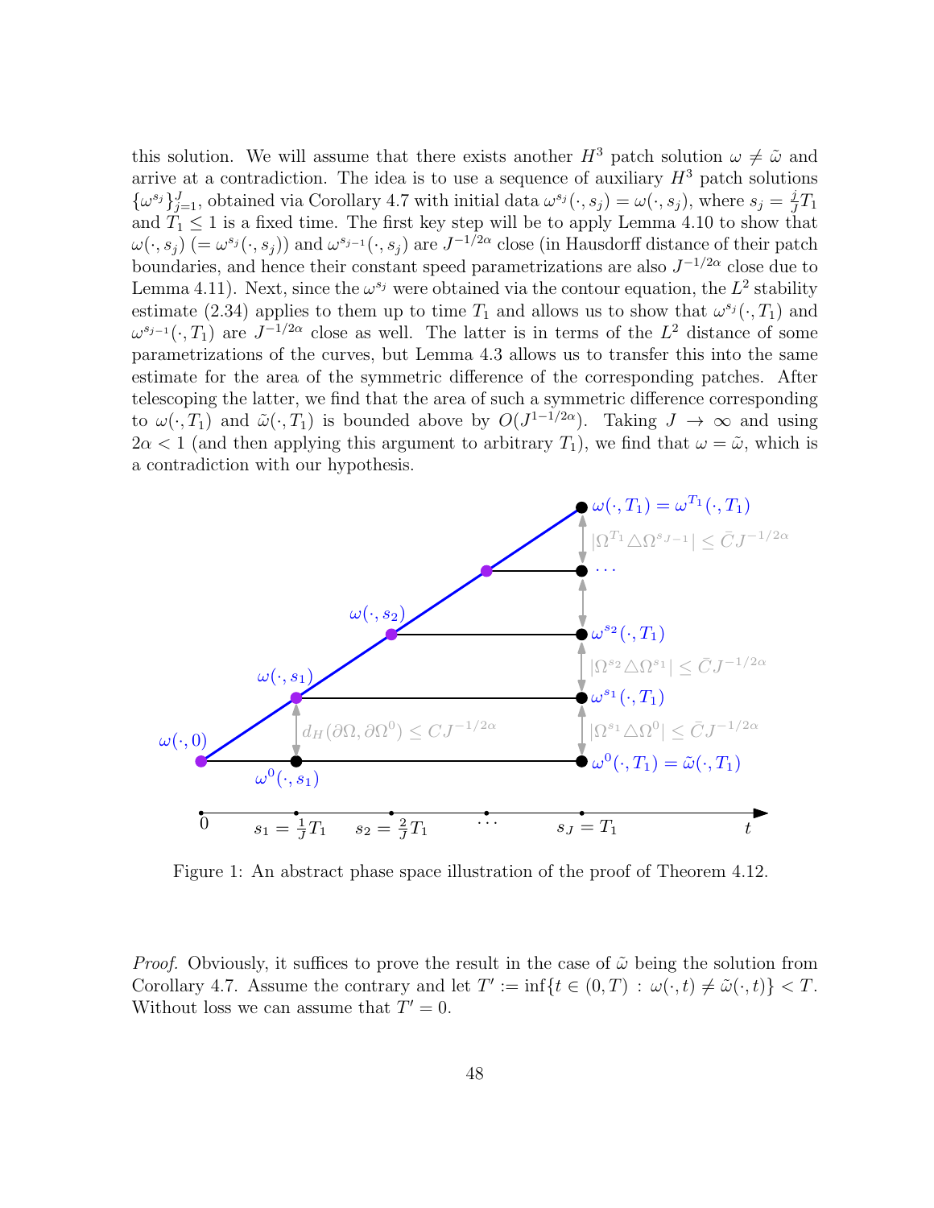this solution. We will assume that there exists another $H^3$ patch solution $\omega \neq \tilde{\omega}$ and arrive at a contradiction. The idea is to use a sequence of auxiliary $H^3$ patch solutions $\{\omega^{s_j}\}_{j=1}^{J}$, obtained via Corollary 4.7 with initial data $\omega^{s_j}(\cdot, s_j) = \omega(\cdot, s_j)$, where $s_j = \frac{j}{J}T_1$ and $T_1 \leq 1$ is a fixed time. The first key step will be to apply Lemma 4.10 to show that $\omega(\cdot, s_j)$ $(= \omega^{s_j}(\cdot, s_j))$ and $\omega^{s_{j-1}}(\cdot, s_j)$ are $J^{-1/2\alpha}$ close (in Hausdorff distance of their patch boundaries, and hence their constant speed parametrizations are also $J^{-1/2\alpha}$ close due to Lemma 4.11). Next, since the $\omega^{s_j}$ were obtained via the contour equation, the $L^2$ stability estimate (2.34) applies to them up to time $T_1$ and allows us to show that $\omega^{s_j}(\cdot, T_1)$ and $\omega^{s_{j-1}}(\cdot, T_1)$ are $J^{-1/2\alpha}$ close as well. The latter is in terms of the $L^2$ distance of some parametrizations of the curves, but Lemma 4.3 allows us to transfer this into the same estimate for the area of the symmetric difference of the corresponding patches. After telescoping the latter, we find that the area of such a symmetric difference corresponding to $\omega(\cdot, T_1)$ and $\tilde{\omega}(\cdot, T_1)$ is bounded above by $O(J^{1-1/2\alpha})$. Taking $J \to \infty$ and using $2\alpha < 1$ (and then applying this argument to arbitrary $T_1$), we find that $\omega = \tilde{\omega}$, which is a contradiction with our hypothesis.

Figure 1: An abstract phase space illustration of the proof of Theorem 4.12.

*Proof.* Obviously, it suffices to prove the result in the case of $\tilde{\omega}$ being the solution from Corollary 4.7. Assume the contrary and let $T' := \inf\{t \in (0, T) : \omega(\cdot, t) \neq \tilde{\omega}(\cdot, t)\} < T$. Without loss we can assume that $T' = 0$.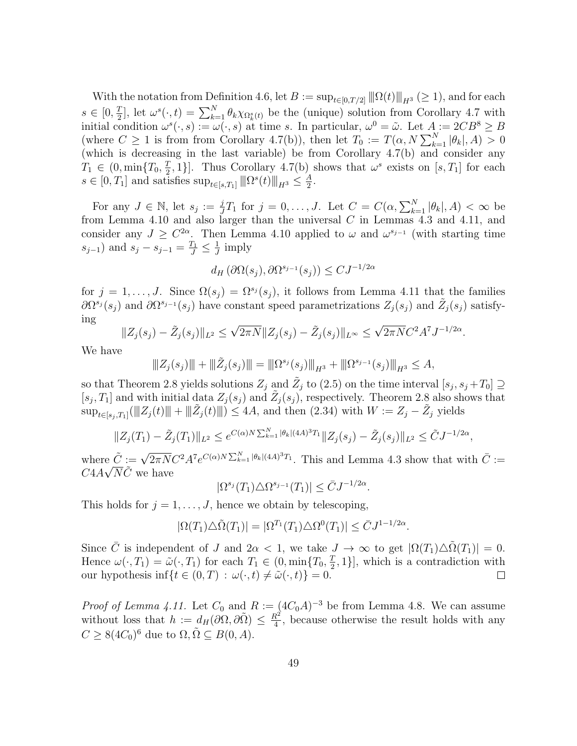With the notation from Definition 4.6, let $B := \sup_{t\in[0,T/2]} \|\!|\Omega(t)|\!\|_{H^3}$ ($\geq 1$), and for each $s \in [0, \frac{T}{2}]$, let $\omega^s(\cdot,t) = \sum_{k=1}^N \theta_k \chi_{\Omega_k^s(t)}$ be the (unique) solution from Corollary 4.7 with initial condition $\omega^s(\cdot,s) := \omega(\cdot,s)$ at time $s$. In particular, $\omega^0 = \tilde{\omega}$. Let $A := 2CB^8 \geq B$ (where $C \geq 1$ is from from Corollary 4.7(b)), then let $T_0 := T(\alpha, N\sum_{k=1}^N |\theta_k|, A) > 0$ (which is decreasing in the last variable) be from Corollary 4.7(b) and consider any $T_1 \in (0, \min\{T_0, \frac{T}{2}, 1\}]$. Thus Corollary 4.7(b) shows that $\omega^s$ exists on $[s, T_1]$ for each $s \in [0, T_1]$ and satisfies $\sup_{t\in[s,T_1]} \|\!|\Omega^s(t)|\!\|_{H^3} \leq \frac{A}{2}$.

For any $J \in \mathbb{N}$, let $s_j := \frac{j}{J}T_1$ for $j = 0, \dots, J$. Let $C = C(\alpha, \sum_{k=1}^N |\theta_k|, A) < \infty$ be from Lemma 4.10 and also larger than the universal $C$ in Lemmas 4.3 and 4.11, and consider any $J \geq C^{2\alpha}$. Then Lemma 4.10 applied to $\omega$ and $\omega^{s_{j-1}}$ (with starting time $s_{j-1}$) and $s_j - s_{j-1} = \frac{T_1}{J} \leq \frac{1}{J}$ imply

$$d_H\left(\partial\Omega(s_j), \partial\Omega^{s_{j-1}}(s_j)\right) \leq CJ^{-1/2\alpha}$$

for $j = 1, \dots, J$. Since $\Omega(s_j) = \Omega^{s_j}(s_j)$, it follows from Lemma 4.11 that the families $\partial\Omega^{s_j}(s_j)$ and $\partial\Omega^{s_{j-1}}(s_j)$ have constant speed parametrizations $Z_j(s_j)$ and $\tilde{Z}_j(s_j)$ satisfying

$$\|Z_j(s_j) - \tilde{Z}_j(s_j)\|_{L^2} \leq \sqrt{2\pi N}\|Z_j(s_j) - \tilde{Z}_j(s_j)\|_{L^\infty} \leq \sqrt{2\pi N}C^2A^7J^{-1/2\alpha}.$$

We have

$$\|\!|Z_j(s_j)|\!\| + \|\!|\tilde{Z}_j(s_j)|\!\| = \|\!|\Omega^{s_j}(s_j)|\!\|_{H^3} + \|\!|\Omega^{s_{j-1}}(s_j)|\!\|_{H^3} \leq A,$$

so that Theorem 2.8 yields solutions $Z_j$ and $\tilde{Z}_j$ to (2.5) on the time interval $[s_j, s_j+T_0] \supseteq [s_j, T_1]$ and with initial data $Z_j(s_j)$ and $\tilde{Z}_j(s_j)$, respectively. Theorem 2.8 also shows that $\sup_{t\in[s_j,T_1]}(\|\!|Z_j(t)|\!\| + \|\!|\tilde{Z}_j(t)|\!\|) \leq 4A$, and then (2.34) with $W := Z_j - \tilde{Z}_j$ yields

$$\|Z_j(T_1) - \tilde{Z}_j(T_1)\|_{L^2} \leq e^{C(\alpha)N\sum_{k=1}^N |\theta_k|(4A)^3T_1}\|Z_j(s_j) - \tilde{Z}_j(s_j)\|_{L^2} \leq \tilde{C}J^{-1/2\alpha},$$

where $\tilde{C} := \sqrt{2\pi N}C^2A^7e^{C(\alpha)N\sum_{k=1}^N |\theta_k|(4A)^3T_1}$. This and Lemma 4.3 show that with $\bar{C} := C4A\sqrt{N}\tilde{C}$ we have

$$|\Omega^{s_j}(T_1) \triangle \Omega^{s_{j-1}}(T_1)| \leq \bar{C}J^{-1/2\alpha}.$$

This holds for $j = 1, \dots, J$, hence we obtain by telescoping,

$$|\Omega(T_1) \triangle \tilde{\Omega}(T_1)| = |\Omega^{T_1}(T_1) \triangle \Omega^0(T_1)| \leq \bar{C}J^{1-1/2\alpha}.$$

Since $\bar{C}$ is independent of $J$ and $2\alpha < 1$, we take $J \to \infty$ to get $|\Omega(T_1) \triangle \tilde{\Omega}(T_1)| = 0$. Hence $\omega(\cdot, T_1) = \tilde{\omega}(\cdot, T_1)$ for each $T_1 \in (0, \min\{T_0, \frac{T}{2}, 1\}]$, which is a contradiction with our hypothesis $\inf\{t \in (0,T) : \omega(\cdot,t) \neq \tilde{\omega}(\cdot,t)\} = 0$. $\square$

*Proof of Lemma 4.11.* Let $C_0$ and $R := (4C_0A)^{-3}$ be from Lemma 4.8. We can assume without loss that $h := d_H(\partial\Omega, \partial\tilde{\Omega}) \leq \frac{R^2}{4}$, because otherwise the result holds with any $C \geq 8(4C_0)^6$ due to $\Omega, \tilde{\Omega} \subseteq B(0, A)$.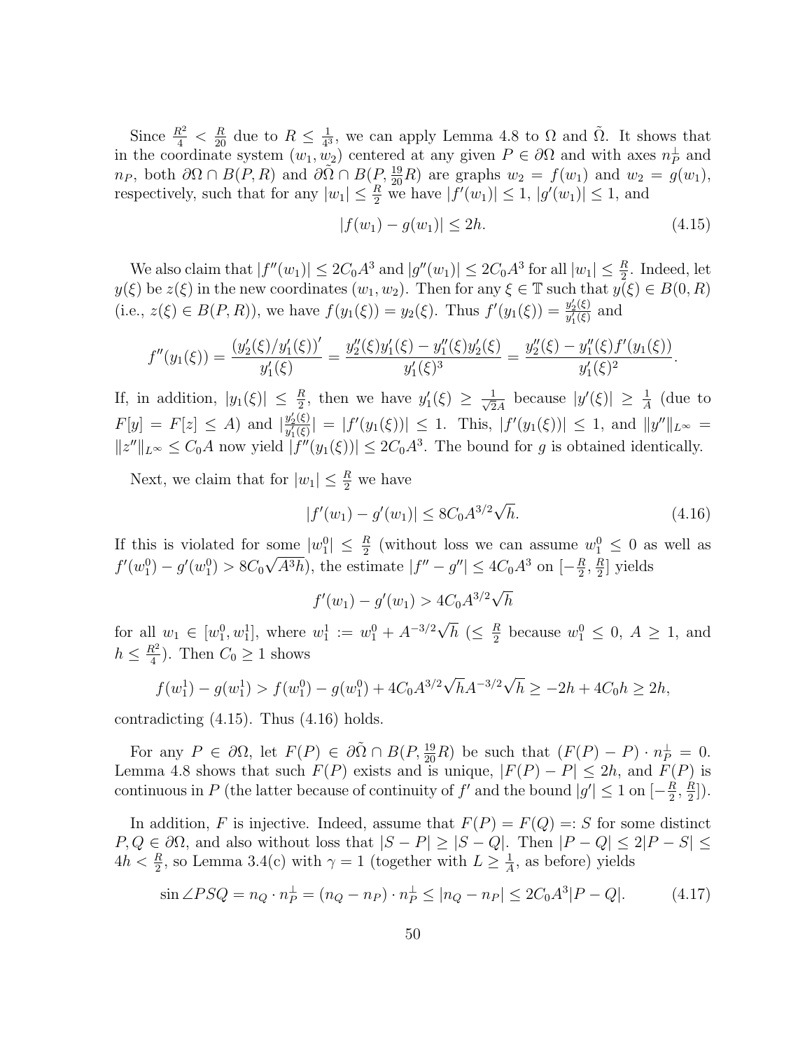Since $\frac{R^2}{4} < \frac{R}{20}$ due to $R \le \frac{1}{4^3}$, we can apply Lemma 4.8 to $\Omega$ and $\tilde{\Omega}$. It shows that in the coordinate system $(w_1, w_2)$ centered at any given $P \in \partial\Omega$ and with axes $n_P^\perp$ and $n_P$, both $\partial\Omega \cap B(P, R)$ and $\partial\tilde{\Omega} \cap B(P, \frac{19}{20}R)$ are graphs $w_2 = f(w_1)$ and $w_2 = g(w_1)$, respectively, such that for any $|w_1| \le \frac{R}{2}$ we have $|f'(w_1)| \le 1$, $|g'(w_1)| \le 1$, and

$$|f(w_1) - g(w_1)| \le 2h. \tag{4.15}$$

We also claim that $|f''(w_1)| \le 2C_0A^3$ and $|g''(w_1)| \le 2C_0A^3$ for all $|w_1| \le \frac{R}{2}$. Indeed, let $y(\xi)$ be $z(\xi)$ in the new coordinates $(w_1, w_2)$. Then for any $\xi \in \mathbb{T}$ such that $y(\xi) \in B(0, R)$ (i.e., $z(\xi) \in B(P, R)$), we have $f(y_1(\xi)) = y_2(\xi)$. Thus $f'(y_1(\xi)) = \frac{y_2'(\xi)}{y_1'(\xi)}$ and

$$f''(y_1(\xi)) = \frac{(y_2'(\xi)/y_1'(\xi))'}{y_1'(\xi)} = \frac{y_2''(\xi)y_1'(\xi) - y_1''(\xi)y_2'(\xi)}{y_1'(\xi)^3} = \frac{y_2''(\xi) - y_1''(\xi)f'(y_1(\xi))}{y_1'(\xi)^2}.$$

If, in addition, $|y_1(\xi)| \le \frac{R}{2}$, then we have $y_1'(\xi) \ge \frac{1}{\sqrt{2}A}$ because $|y'(\xi)| \ge \frac{1}{A}$ (due to $F[y] = F[z] \le A$) and $|\frac{y_2'(\xi)}{y_1'(\xi)}| = |f'(y_1(\xi))| \le 1$. This, $|f'(y_1(\xi))| \le 1$, and $\|y''\|_{L^\infty} = \|z''\|_{L^\infty} \le C_0A$ now yield $|f''(y_1(\xi))| \le 2C_0A^3$. The bound for $g$ is obtained identically.

Next, we claim that for $|w_1| \le \frac{R}{2}$ we have

$$|f'(w_1) - g'(w_1)| \le 8C_0A^{3/2}\sqrt{h}. \tag{4.16}$$

If this is violated for some $|w_1^0| \le \frac{R}{2}$ (without loss we can assume $w_1^0 \le 0$ as well as $f'(w_1^0) - g'(w_1^0) > 8C_0\sqrt{A^3h}$), the estimate $|f'' - g''| \le 4C_0A^3$ on $[-\frac{R}{2}, \frac{R}{2}]$ yields

$$f'(w_1) - g'(w_1) > 4C_0A^{3/2}\sqrt{h}$$

for all $w_1 \in [w_1^0, w_1^1]$, where $w_1^1 := w_1^0 + A^{-3/2}\sqrt{h}$ ($\le \frac{R}{2}$ because $w_1^0 \le 0$, $A \ge 1$, and $h \le \frac{R^2}{4}$). Then $C_0 \ge 1$ shows

$$f(w_1^1) - g(w_1^1) > f(w_1^0) - g(w_1^0) + 4C_0A^{3/2}\sqrt{h}A^{-3/2}\sqrt{h} \ge -2h + 4C_0h \ge 2h,$$

contradicting (4.15). Thus (4.16) holds.

For any $P \in \partial\Omega$, let $F(P) \in \partial\tilde{\Omega} \cap B(P, \frac{19}{20}R)$ be such that $(F(P) - P) \cdot n_P^\perp = 0$. Lemma 4.8 shows that such $F(P)$ exists and is unique, $|F(P) - P| \le 2h$, and $F(P)$ is continuous in $P$ (the latter because of continuity of $f'$ and the bound $|g'| \le 1$ on $[-\frac{R}{2}, \frac{R}{2}]$).

In addition, $F$ is injective. Indeed, assume that $F(P) = F(Q) =: S$ for some distinct $P, Q \in \partial\Omega$, and also without loss that $|S - P| \ge |S - Q|$. Then $|P - Q| \le 2|P - S| \le 4h < \frac{R}{2}$, so Lemma 3.4(c) with $\gamma = 1$ (together with $L \ge \frac{1}{A}$, as before) yields

$$\sin\angle PSQ = n_Q \cdot n_P^\perp = (n_Q - n_P) \cdot n_P^\perp \le |n_Q - n_P| \le 2C_0A^3|P - Q|. \tag{4.17}$$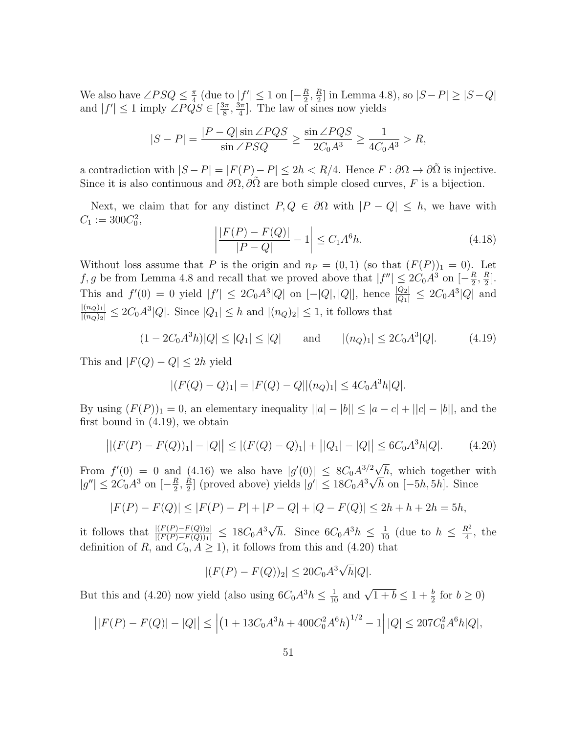We also have $\angle PSQ \leq \frac{\pi}{4}$ (due to $|f'| \leq 1$ on $[-\frac{R}{2}, \frac{R}{2}]$ in Lemma 4.8), so $|S-P| \geq |S-Q|$ and $|f'| \leq 1$ imply $\angle PQS \in [\frac{3\pi}{8}, \frac{3\pi}{4}]$. The law of sines now yields

$$|S-P| = \frac{|P-Q| \sin \angle PQS}{\sin \angle PSQ} \geq \frac{\sin \angle PQS}{2C_0 A^3} \geq \frac{1}{4C_0 A^3} > R,$$

a contradiction with $|S-P| = |F(P) - P| \leq 2h < R/4$. Hence $F : \partial\Omega \to \partial\tilde{\Omega}$ is injective. Since it is also continuous and $\partial\Omega, \partial\tilde{\Omega}$ are both simple closed curves, $F$ is a bijection.

Next, we claim that for any distinct $P, Q \in \partial\Omega$ with $|P - Q| \leq h$, we have with $C_1 := 300C_0^2$,

$$\left| \frac{|F(P) - F(Q)|}{|P-Q|} - 1 \right| \leq C_1 A^6 h. \tag{4.18}$$

Without loss assume that $P$ is the origin and $n_P = (0, 1)$ (so that $(F(P))_1 = 0$). Let $f, g$ be from Lemma 4.8 and recall that we proved above that $|f''| \leq 2C_0 A^3$ on $[-\frac{R}{2}, \frac{R}{2}]$. This and $f'(0) = 0$ yield $|f'| \leq 2C_0 A^3 |Q|$ on $[-|Q|, |Q|]$, hence $\frac{|Q_2|}{|Q_1|} \leq 2C_0 A^3 |Q|$ and $\frac{|(n_Q)_1|}{|(n_Q)_2|} \leq 2C_0 A^3 |Q|$. Since $|Q_1| \leq h$ and $|(n_Q)_2| \leq 1$, it follows that

$$(1 - 2C_0 A^3 h)|Q| \leq |Q_1| \leq |Q| \qquad \text{and} \qquad |(n_Q)_1| \leq 2C_0 A^3 |Q|. \tag{4.19}$$

This and $|F(Q) - Q| \leq 2h$ yield

$$|(F(Q) - Q)_1| = |F(Q) - Q||(n_Q)_1| \leq 4C_0 A^3 h|Q|.$$

By using $(F(P))_1 = 0$, an elementary inequality $||a| - |b|| \leq |a - c| + ||c| - |b||$, and the first bound in (4.19), we obtain

$$\big||(F(P) - F(Q))_1| - |Q|\big| \leq |(F(Q) - Q)_1| + \big||Q_1| - |Q|\big| \leq 6C_0 A^3 h|Q|. \tag{4.20}$$

From $f'(0) = 0$ and (4.16) we also have $|g'(0)| \leq 8C_0 A^{3/2} \sqrt{h}$, which together with $|g''| \leq 2C_0 A^3$ on $[-\frac{R}{2}, \frac{R}{2}]$ (proved above) yields $|g'| \leq 18C_0 A^3 \sqrt{h}$ on $[-5h, 5h]$. Since

$$|F(P) - F(Q)| \leq |F(P) - P| + |P - Q| + |Q - F(Q)| \leq 2h + h + 2h = 5h,$$

it follows that $\frac{|(F(P)-F(Q))_2|}{|(F(P)-F(Q))_1|} \leq 18C_0 A^3 \sqrt{h}$. Since $6C_0 A^3 h \leq \frac{1}{10}$ (due to $h \leq \frac{R^2}{4}$, the definition of $R$, and $C_0, A \geq 1$), it follows from this and (4.20) that

$$|(F(P) - F(Q))_2| \leq 20C_0 A^3 \sqrt{h} |Q|.$$

But this and (4.20) now yield (also using $6C_0 A^3 h \leq \frac{1}{10}$ and $\sqrt{1+b} \leq 1 + \frac{b}{2}$ for $b \geq 0$)

$$\big||F(P) - F(Q)| - |Q|\big| \leq \left| \left(1 + 13C_0 A^3 h + 400C_0^2 A^6 h\right)^{1/2} - 1 \right| |Q| \leq 207C_0^2 A^6 h|Q|,$$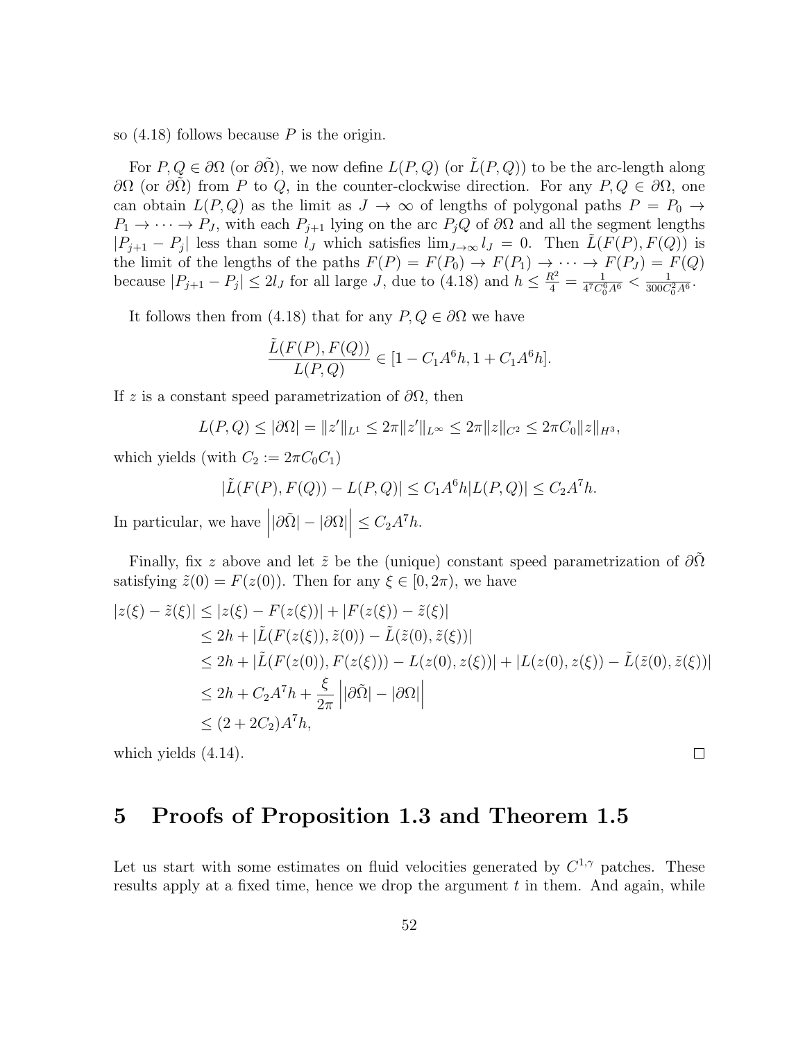so (4.18) follows because $P$ is the origin.

For $P, Q \in \partial\Omega$ (or $\partial\tilde{\Omega}$), we now define $L(P,Q)$ (or $\tilde{L}(P,Q)$) to be the arc-length along $\partial\Omega$ (or $\partial\tilde{\Omega}$) from $P$ to $Q$, in the counter-clockwise direction. For any $P, Q \in \partial\Omega$, one can obtain $L(P,Q)$ as the limit as $J \to \infty$ of lengths of polygonal paths $P = P_0 \to P_1 \to \cdots \to P_J$, with each $P_{j+1}$ lying on the arc $P_jQ$ of $\partial\Omega$ and all the segment lengths $|P_{j+1} - P_j|$ less than some $l_J$ which satisfies $\lim_{J\to\infty} l_J = 0$. Then $\tilde{L}(F(P), F(Q))$ is the limit of the lengths of the paths $F(P) = F(P_0) \to F(P_1) \to \cdots \to F(P_J) = F(Q)$ because $|P_{j+1} - P_j| \le 2l_J$ for all large $J$, due to (4.18) and $h \le \frac{R^2}{4} = \frac{1}{4^7 C_0^6 A^6} < \frac{1}{300 C_0^2 A^6}$.

It follows then from (4.18) that for any $P, Q \in \partial\Omega$ we have

$$\frac{\tilde{L}(F(P), F(Q))}{L(P,Q)} \in [1 - C_1 A^6 h, 1 + C_1 A^6 h].$$

If $z$ is a constant speed parametrization of $\partial\Omega$, then

$$L(P,Q) \le |\partial\Omega| = \|z'\|_{L^1} \le 2\pi \|z'\|_{L^\infty} \le 2\pi \|z\|_{C^2} \le 2\pi C_0 \|z\|_{H^3},$$

which yields (with $C_2 := 2\pi C_0 C_1$)

$$|\tilde{L}(F(P), F(Q)) - L(P,Q)| \le C_1 A^6 h |L(P,Q)| \le C_2 A^7 h.$$

In particular, we have $\left| |\partial\tilde{\Omega}| - |\partial\Omega| \right| \le C_2 A^7 h$.

Finally, fix $z$ above and let $\tilde{z}$ be the (unique) constant speed parametrization of $\partial\tilde{\Omega}$ satisfying $\tilde{z}(0) = F(z(0))$. Then for any $\xi \in [0, 2\pi)$, we have

$$\begin{aligned}
|z(\xi) - \tilde{z}(\xi)| &\le |z(\xi) - F(z(\xi))| + |F(z(\xi)) - \tilde{z}(\xi)| \\
&\le 2h + |\tilde{L}(F(z(\xi)), \tilde{z}(0)) - \tilde{L}(\tilde{z}(0), \tilde{z}(\xi))| \\
&\le 2h + |\tilde{L}(F(z(0)), F(z(\xi))) - L(z(0), z(\xi))| + |L(z(0), z(\xi)) - \tilde{L}(\tilde{z}(0), \tilde{z}(\xi))| \\
&\le 2h + C_2 A^7 h + \frac{\xi}{2\pi} \left| |\partial\tilde{\Omega}| - |\partial\Omega| \right| \\
&\le (2 + 2C_2) A^7 h,
\end{aligned}$$

which yields (4.14). $\square$

# 5 Proofs of Proposition 1.3 and Theorem 1.5

Let us start with some estimates on fluid velocities generated by $C^{1,\gamma}$ patches. These results apply at a fixed time, hence we drop the argument $t$ in them. And again, while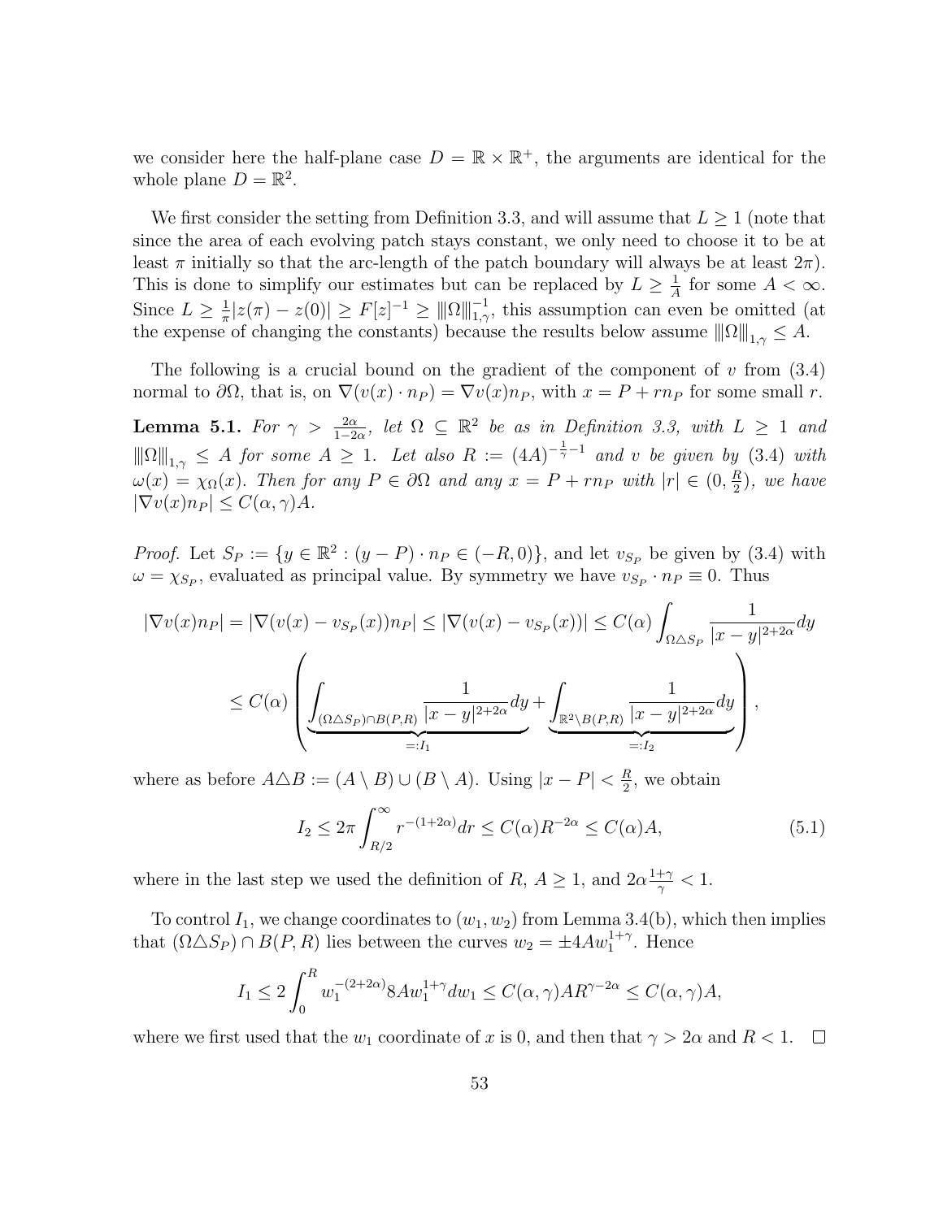we consider here the half-plane case $D = \mathbb{R} \times \mathbb{R}^+$, the arguments are identical for the whole plane $D = \mathbb{R}^2$.

We first consider the setting from Definition 3.3, and will assume that $L \geq 1$ (note that since the area of each evolving patch stays constant, we only need to choose it to be at least $\pi$ initially so that the arc-length of the patch boundary will always be at least $2\pi$). This is done to simplify our estimates but can be replaced by $L \geq \frac{1}{A}$ for some $A < \infty$. Since $L \geq \frac{1}{\pi}|z(\pi) - z(0)| \geq F[z]^{-1} \geq \|\Omega\|_{1,\gamma}^{-1}$, this assumption can even be omitted (at the expense of changing the constants) because the results below assume $\|\Omega\|_{1,\gamma} \leq A$.

The following is a crucial bound on the gradient of the component of $v$ from (3.4) normal to $\partial\Omega$, that is, on $\nabla(v(x) \cdot n_P) = \nabla v(x) n_P$, with $x = P + r n_P$ for some small $r$.

**Lemma 5.1.** *For $\gamma > \frac{2\alpha}{1-2\alpha}$, let $\Omega \subseteq \mathbb{R}^2$ be as in Definition 3.3, with $L \geq 1$ and $\|\Omega\|_{1,\gamma} \leq A$ for some $A \geq 1$. Let also $R := (4A)^{-\frac{1}{\gamma}-1}$ and $v$ be given by (3.4) with $\omega(x) = \chi_\Omega(x)$. Then for any $P \in \partial\Omega$ and any $x = P + r n_P$ with $|r| \in (0, \frac{R}{2})$, we have $|\nabla v(x) n_P| \leq C(\alpha, \gamma) A$.*

*Proof.* Let $S_P := \{y \in \mathbb{R}^2 : (y - P) \cdot n_P \in (-R, 0)\}$, and let $v_{S_P}$ be given by (3.4) with $\omega = \chi_{S_P}$, evaluated as principal value. By symmetry we have $v_{S_P} \cdot n_P \equiv 0$. Thus

$$
\begin{aligned}
|\nabla v(x) n_P| = |\nabla(v(x) - v_{S_P}(x)) n_P| &\leq |\nabla(v(x) - v_{S_P}(x))| \leq C(\alpha) \int_{\Omega \triangle S_P} \frac{1}{|x-y|^{2+2\alpha}} dy \\
&\leq C(\alpha) \left( \underbrace{\int_{(\Omega \triangle S_P) \cap B(P,R)} \frac{1}{|x-y|^{2+2\alpha}} dy}_{=:I_1} + \underbrace{\int_{\mathbb{R}^2 \setminus B(P,R)} \frac{1}{|x-y|^{2+2\alpha}} dy}_{=:I_2} \right),
\end{aligned}
$$

where as before $A \triangle B := (A \setminus B) \cup (B \setminus A)$. Using $|x - P| < \frac{R}{2}$, we obtain

$$
I_2 \leq 2\pi \int_{R/2}^{\infty} r^{-(1+2\alpha)} dr \leq C(\alpha) R^{-2\alpha} \leq C(\alpha) A, \tag{5.1}
$$

where in the last step we used the definition of $R$, $A \geq 1$, and $2\alpha \frac{1+\gamma}{\gamma} < 1$.

To control $I_1$, we change coordinates to $(w_1, w_2)$ from Lemma 3.4(b), which then implies that $(\Omega \triangle S_P) \cap B(P, R)$ lies between the curves $w_2 = \pm 4A w_1^{1+\gamma}$. Hence

$$
I_1 \leq 2 \int_0^R w_1^{-(2+2\alpha)} 8A w_1^{1+\gamma} dw_1 \leq C(\alpha, \gamma) A R^{\gamma - 2\alpha} \leq C(\alpha, \gamma) A,
$$

where we first used that the $w_1$ coordinate of $x$ is 0, and then that $\gamma > 2\alpha$ and $R < 1$. $\square$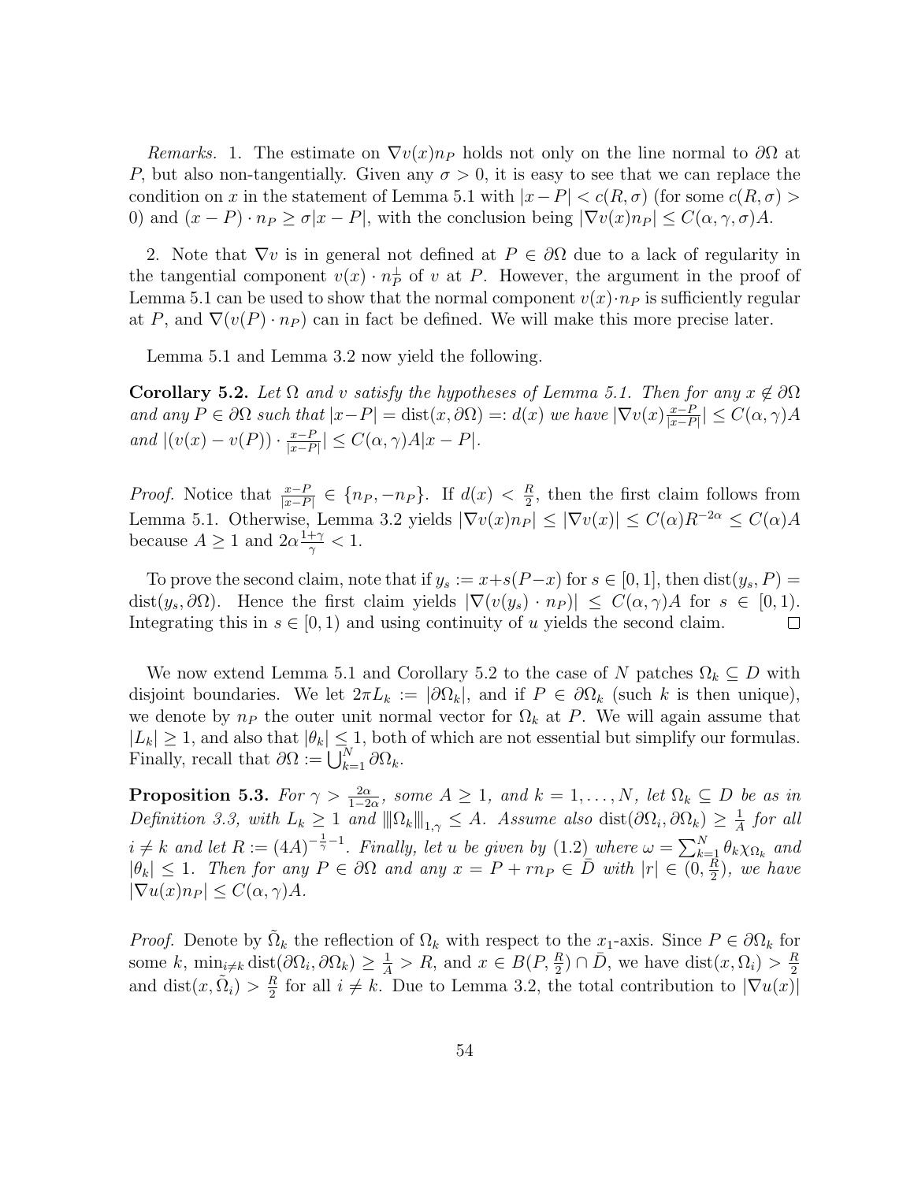*Remarks.* 1. The estimate on $\nabla v(x) n_P$ holds not only on the line normal to $\partial\Omega$ at $P$, but also non-tangentially. Given any $\sigma > 0$, it is easy to see that we can replace the condition on $x$ in the statement of Lemma 5.1 with $|x - P| < c(R, \sigma)$ (for some $c(R,\sigma) > 0$) and $(x - P) \cdot n_P \geq \sigma |x - P|$, with the conclusion being $|\nabla v(x) n_P| \leq C(\alpha, \gamma, \sigma) A$.

2. Note that $\nabla v$ is in general not defined at $P \in \partial\Omega$ due to a lack of regularity in the tangential component $v(x) \cdot n_P^\perp$ of $v$ at $P$. However, the argument in the proof of Lemma 5.1 can be used to show that the normal component $v(x) \cdot n_P$ is sufficiently regular at $P$, and $\nabla(v(P) \cdot n_P)$ can in fact be defined. We will make this more precise later.

Lemma 5.1 and Lemma 3.2 now yield the following.

**Corollary 5.2.** *Let $\Omega$ and $v$ satisfy the hypotheses of Lemma 5.1. Then for any $x \notin \partial\Omega$ and any $P \in \partial\Omega$ such that $|x - P| = \operatorname{dist}(x, \partial\Omega) =: d(x)$ we have $|\nabla v(x) \frac{x-P}{|x-P|}| \leq C(\alpha, \gamma) A$ and $|(v(x) - v(P)) \cdot \frac{x-P}{|x-P|}| \leq C(\alpha, \gamma) A |x - P|$.*

*Proof.* Notice that $\frac{x-P}{|x-P|} \in \{n_P, -n_P\}$. If $d(x) < \frac{R}{2}$, then the first claim follows from Lemma 5.1. Otherwise, Lemma 3.2 yields $|\nabla v(x) n_P| \leq |\nabla v(x)| \leq C(\alpha) R^{-2\alpha} \leq C(\alpha) A$ because $A \geq 1$ and $2\alpha \frac{1+\gamma}{\gamma} < 1$.

To prove the second claim, note that if $y_s := x + s(P - x)$ for $s \in [0,1]$, then $\operatorname{dist}(y_s, P) = \operatorname{dist}(y_s, \partial\Omega)$. Hence the first claim yields $|\nabla(v(y_s) \cdot n_P)| \leq C(\alpha, \gamma) A$ for $s \in [0, 1)$. Integrating this in $s \in [0, 1)$ and using continuity of $u$ yields the second claim. $\square$

We now extend Lemma 5.1 and Corollary 5.2 to the case of $N$ patches $\Omega_k \subseteq D$ with disjoint boundaries. We let $2\pi L_k := |\partial\Omega_k|$, and if $P \in \partial\Omega_k$ (such $k$ is then unique), we denote by $n_P$ the outer unit normal vector for $\Omega_k$ at $P$. We will again assume that $|L_k| \geq 1$, and also that $|\theta_k| \leq 1$, both of which are not essential but simplify our formulas. Finally, recall that $\partial\Omega := \bigcup_{k=1}^N \partial\Omega_k$.

**Proposition 5.3.** *For $\gamma > \frac{2\alpha}{1-2\alpha}$, some $A \geq 1$, and $k = 1, \dots, N$, let $\Omega_k \subseteq D$ be as in Definition 3.3, with $L_k \geq 1$ and $\|\!|\Omega_k|\!\|_{1,\gamma} \leq A$. Assume also $\operatorname{dist}(\partial\Omega_i, \partial\Omega_k) \geq \frac{1}{A}$ for all $i \neq k$ and let $R := (4A)^{-\frac{1}{\gamma} - 1}$. Finally, let $u$ be given by (1.2) where $\omega = \sum_{k=1}^N \theta_k \chi_{\Omega_k}$ and $|\theta_k| \leq 1$. Then for any $P \in \partial\Omega$ and any $x = P + r n_P \in \bar{D}$ with $|r| \in (0, \frac{R}{2})$, we have $|\nabla u(x) n_P| \leq C(\alpha, \gamma) A$.*

*Proof.* Denote by $\tilde{\Omega}_k$ the reflection of $\Omega_k$ with respect to the $x_1$-axis. Since $P \in \partial\Omega_k$ for some $k$, $\min_{i \neq k} \operatorname{dist}(\partial\Omega_i, \partial\Omega_k) \geq \frac{1}{A} > R$, and $x \in B(P, \frac{R}{2}) \cap \bar{D}$, we have $\operatorname{dist}(x, \Omega_i) > \frac{R}{2}$ and $\operatorname{dist}(x, \tilde{\Omega}_i) > \frac{R}{2}$ for all $i \neq k$. Due to Lemma 3.2, the total contribution to $|\nabla u(x)|$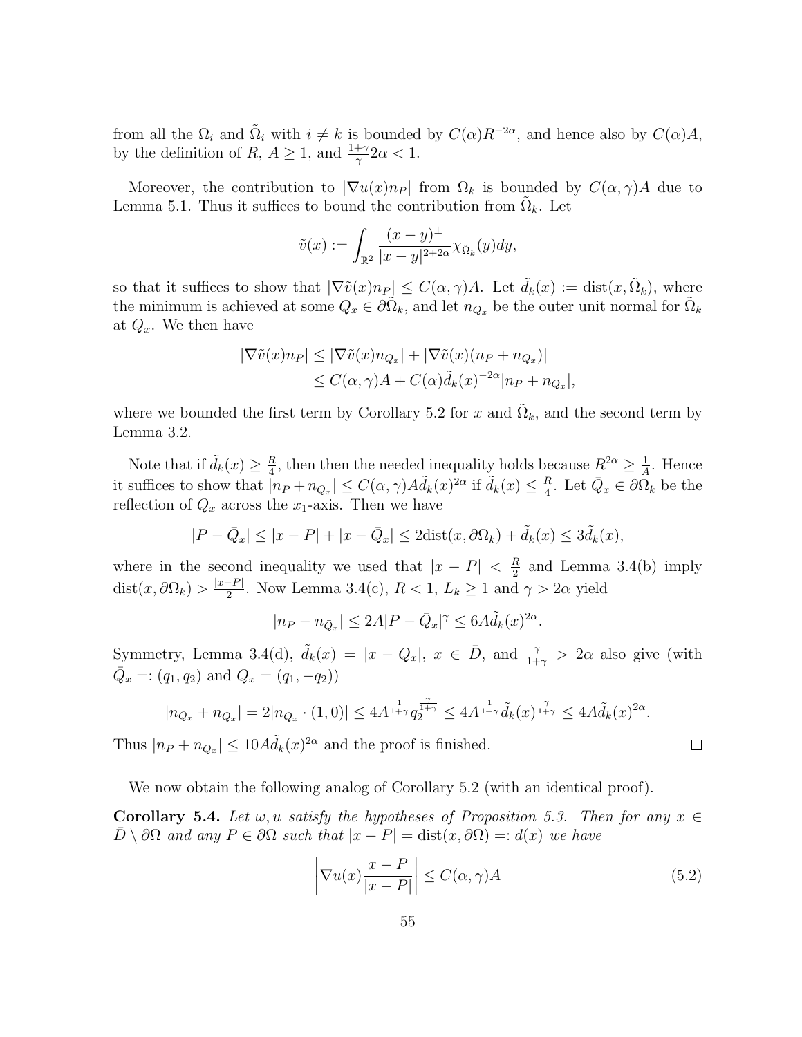from all the $\Omega_i$ and $\tilde{\Omega}_i$ with $i \neq k$ is bounded by $C(\alpha)R^{-2\alpha}$, and hence also by $C(\alpha)A$, by the definition of $R$, $A \geq 1$, and $\frac{1+\gamma}{\gamma}2\alpha < 1$.

Moreover, the contribution to $|\nabla u(x) n_P|$ from $\Omega_k$ is bounded by $C(\alpha, \gamma)A$ due to Lemma 5.1. Thus it suffices to bound the contribution from $\tilde{\Omega}_k$. Let

$$\tilde{v}(x) := \int_{\mathbb{R}^2} \frac{(x-y)^\perp}{|x-y|^{2+2\alpha}} \chi_{\tilde{\Omega}_k}(y) dy,$$

so that it suffices to show that $|\nabla \tilde{v}(x) n_P| \leq C(\alpha, \gamma)A$. Let $\tilde{d}_k(x) := \operatorname{dist}(x, \tilde{\Omega}_k)$, where the minimum is achieved at some $Q_x \in \partial\tilde{\Omega}_k$, and let $n_{Q_x}$ be the outer unit normal for $\tilde{\Omega}_k$ at $Q_x$. We then have

$$\begin{aligned}
|\nabla \tilde{v}(x) n_P| &\leq |\nabla \tilde{v}(x) n_{Q_x}| + |\nabla \tilde{v}(x)(n_P + n_{Q_x})| \\
&\leq C(\alpha, \gamma)A + C(\alpha)\tilde{d}_k(x)^{-2\alpha}|n_P + n_{Q_x}|,
\end{aligned}$$

where we bounded the first term by Corollary 5.2 for $x$ and $\tilde{\Omega}_k$, and the second term by Lemma 3.2.

Note that if $\tilde{d}_k(x) \geq \frac{R}{4}$, then then the needed inequality holds because $R^{2\alpha} \geq \frac{1}{A}$. Hence it suffices to show that $|n_P + n_{Q_x}| \leq C(\alpha, \gamma)A\tilde{d}_k(x)^{2\alpha}$ if $\tilde{d}_k(x) \leq \frac{R}{4}$. Let $\bar{Q}_x \in \partial\Omega_k$ be the reflection of $Q_x$ across the $x_1$-axis. Then we have

$$|P - \bar{Q}_x| \leq |x - P| + |x - \bar{Q}_x| \leq 2\operatorname{dist}(x, \partial\Omega_k) + \tilde{d}_k(x) \leq 3\tilde{d}_k(x),$$

where in the second inequality we used that $|x - P| < \frac{R}{2}$ and Lemma 3.4(b) imply $\operatorname{dist}(x, \partial\Omega_k) > \frac{|x-P|}{2}$. Now Lemma 3.4(c), $R < 1$, $L_k \geq 1$ and $\gamma > 2\alpha$ yield

$$|n_P - n_{\bar{Q}_x}| \leq 2A|P - \bar{Q}_x|^\gamma \leq 6A\tilde{d}_k(x)^{2\alpha}.$$

Symmetry, Lemma 3.4(d), $\tilde{d}_k(x) = |x - Q_x|$, $x \in \bar{D}$, and $\frac{\gamma}{1+\gamma} > 2\alpha$ also give (with $\bar{Q}_x =: (q_1, q_2)$ and $Q_x = (q_1, -q_2)$)

$$|n_{Q_x} + n_{\bar{Q}_x}| = 2|n_{\bar{Q}_x} \cdot (1,0)| \leq 4A^{\frac{1}{1+\gamma}} q_2^{\frac{\gamma}{1+\gamma}} \leq 4A^{\frac{1}{1+\gamma}} \tilde{d}_k(x)^{\frac{\gamma}{1+\gamma}} \leq 4A\tilde{d}_k(x)^{2\alpha}.$$

Thus $|n_P + n_{Q_x}| \leq 10A\tilde{d}_k(x)^{2\alpha}$ and the proof is finished. ∎

We now obtain the following analog of Corollary 5.2 (with an identical proof).

**Corollary 5.4.** *Let $\omega, u$ satisfy the hypotheses of Proposition 5.3. Then for any $x \in \bar{D} \setminus \partial\Omega$ and any $P \in \partial\Omega$ such that $|x - P| = \operatorname{dist}(x, \partial\Omega) =: d(x)$ we have*

$$\left| \nabla u(x) \frac{x - P}{|x - P|} \right| \leq C(\alpha, \gamma)A \tag{5.2}$$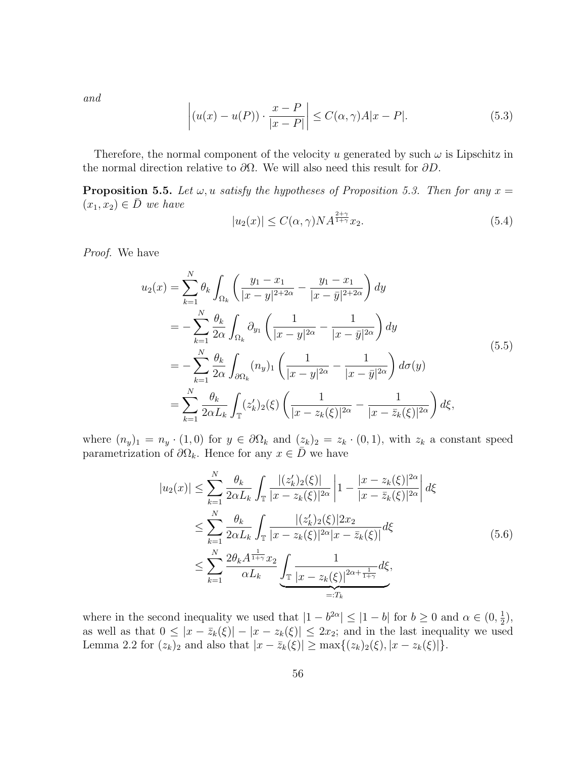*and*

$$\left| (u(x) - u(P)) \cdot \frac{x - P}{|x - P|} \right| \leq C(\alpha, \gamma) A |x - P|. \tag{5.3}$$

Therefore, the normal component of the velocity $u$ generated by such $\omega$ is Lipschitz in the normal direction relative to $\partial\Omega$. We will also need this result for $\partial D$.

**Proposition 5.5.** *Let $\omega, u$ satisfy the hypotheses of Proposition 5.3. Then for any $x = (x_1, x_2) \in \bar{D}$ we have*

$$|u_2(x)| \leq C(\alpha, \gamma) N A^{\frac{2+\gamma}{1+\gamma}} x_2. \tag{5.4}$$

*Proof.* We have

$$\begin{aligned}
u_2(x) &= \sum_{k=1}^{N} \theta_k \int_{\Omega_k} \left( \frac{y_1 - x_1}{|x - y|^{2+2\alpha}} - \frac{y_1 - x_1}{|x - \bar{y}|^{2+2\alpha}} \right) dy \\
&= -\sum_{k=1}^{N} \frac{\theta_k}{2\alpha} \int_{\Omega_k} \partial_{y_1} \left( \frac{1}{|x - y|^{2\alpha}} - \frac{1}{|x - \bar{y}|^{2\alpha}} \right) dy \\
&= -\sum_{k=1}^{N} \frac{\theta_k}{2\alpha} \int_{\partial\Omega_k} (n_y)_1 \left( \frac{1}{|x - y|^{2\alpha}} - \frac{1}{|x - \bar{y}|^{2\alpha}} \right) d\sigma(y) \\
&= \sum_{k=1}^{N} \frac{\theta_k}{2\alpha L_k} \int_{\mathbb{T}} (z_k')_2(\xi) \left( \frac{1}{|x - z_k(\xi)|^{2\alpha}} - \frac{1}{|x - \bar{z}_k(\xi)|^{2\alpha}} \right) d\xi,
\end{aligned} \tag{5.5}$$

where $(n_y)_1 = n_y \cdot (1, 0)$ for $y \in \partial\Omega_k$ and $(z_k)_2 = z_k \cdot (0, 1)$, with $z_k$ a constant speed parametrization of $\partial\Omega_k$. Hence for any $x \in \bar{D}$ we have

$$\begin{aligned}
|u_2(x)| &\leq \sum_{k=1}^{N} \frac{\theta_k}{2\alpha L_k} \int_{\mathbb{T}} \frac{|(z_k')_2(\xi)|}{|x - z_k(\xi)|^{2\alpha}} \left| 1 - \frac{|x - z_k(\xi)|^{2\alpha}}{|x - \bar{z}_k(\xi)|^{2\alpha}} \right| d\xi \\
&\leq \sum_{k=1}^{N} \frac{\theta_k}{2\alpha L_k} \int_{\mathbb{T}} \frac{|(z_k')_2(\xi)| 2x_2}{|x - z_k(\xi)|^{2\alpha} |x - \bar{z}_k(\xi)|} d\xi \\
&\leq \sum_{k=1}^{N} \frac{2\theta_k A^{\frac{1}{1+\gamma}} x_2}{\alpha L_k} \underbrace{\int_{\mathbb{T}} \frac{1}{|x - z_k(\xi)|^{2\alpha + \frac{1}{1+\gamma}}} d\xi}_{=:T_k},
\end{aligned} \tag{5.6}$$

where in the second inequality we used that $|1 - b^{2\alpha}| \leq |1 - b|$ for $b \geq 0$ and $\alpha \in (0, \frac{1}{2})$, as well as that $0 \leq |x - \bar{z}_k(\xi)| - |x - z_k(\xi)| \leq 2x_2$; and in the last inequality we used Lemma 2.2 for $(z_k)_2$ and also that $|x - \bar{z}_k(\xi)| \geq \max\{(z_k)_2(\xi), |x - z_k(\xi)|\}$.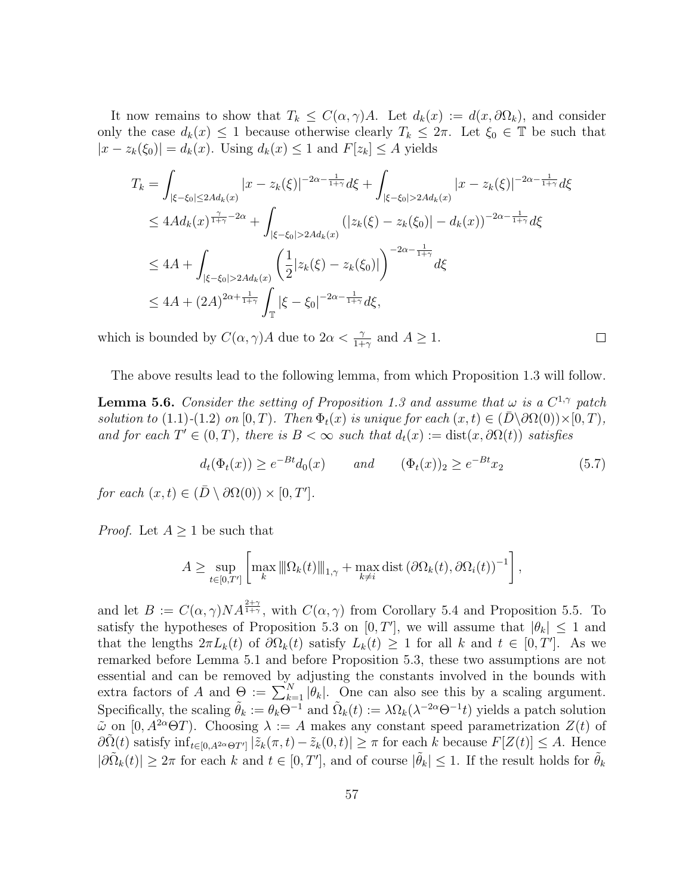It now remains to show that $T_k \leq C(\alpha, \gamma)A$. Let $d_k(x) := d(x, \partial\Omega_k)$, and consider only the case $d_k(x) \leq 1$ because otherwise clearly $T_k \leq 2\pi$. Let $\xi_0 \in \mathbb{T}$ be such that $|x - z_k(\xi_0)| = d_k(x)$. Using $d_k(x) \leq 1$ and $F[z_k] \leq A$ yields

$$
\begin{aligned}
T_k &= \int_{|\xi-\xi_0|\leq 2Ad_k(x)} |x - z_k(\xi)|^{-2\alpha - \frac{1}{1+\gamma}} d\xi + \int_{|\xi-\xi_0|>2Ad_k(x)} |x - z_k(\xi)|^{-2\alpha - \frac{1}{1+\gamma}} d\xi \\
&\leq 4Ad_k(x)^{\frac{\gamma}{1+\gamma} - 2\alpha} + \int_{|\xi-\xi_0|>2Ad_k(x)} \left(|z_k(\xi) - z_k(\xi_0)| - d_k(x)\right)^{-2\alpha - \frac{1}{1+\gamma}} d\xi \\
&\leq 4A + \int_{|\xi-\xi_0|>2Ad_k(x)} \left(\frac{1}{2}|z_k(\xi) - z_k(\xi_0)|\right)^{-2\alpha - \frac{1}{1+\gamma}} d\xi \\
&\leq 4A + (2A)^{2\alpha + \frac{1}{1+\gamma}} \int_{\mathbb{T}} |\xi - \xi_0|^{-2\alpha - \frac{1}{1+\gamma}} d\xi,
\end{aligned}
$$

which is bounded by $C(\alpha, \gamma)A$ due to $2\alpha < \frac{\gamma}{1+\gamma}$ and $A \geq 1$. $\square$

The above results lead to the following lemma, from which Proposition 1.3 will follow.

**Lemma 5.6.** *Consider the setting of Proposition 1.3 and assume that $\omega$ is a $C^{1,\gamma}$ patch solution to (1.1)-(1.2) on $[0, T)$. Then $\Phi_t(x)$ is unique for each $(x, t) \in (\bar{D} \setminus \partial\Omega(0)) \times [0, T)$, and for each $T' \in (0, T)$, there is $B < \infty$ such that $d_t(x) := \operatorname{dist}(x, \partial\Omega(t))$ satisfies*

$$
d_t(\Phi_t(x)) \geq e^{-Bt} d_0(x) \qquad \text{and} \qquad (\Phi_t(x))_2 \geq e^{-Bt} x_2 \tag{5.7}
$$

*for each $(x, t) \in (\bar{D} \setminus \partial\Omega(0)) \times [0, T']$.*

*Proof.* Let $A \geq 1$ be such that

$$
A \geq \sup_{t \in [0,T')} \left[ \max_k \|\Omega_k(t)\|_{1,\gamma} + \max_{k \neq i} \operatorname{dist}\left(\partial\Omega_k(t), \partial\Omega_i(t)\right)^{-1} \right],
$$

and let $B := C(\alpha, \gamma) N A^{\frac{2+\gamma}{1+\gamma}}$, with $C(\alpha, \gamma)$ from Corollary 5.4 and Proposition 5.5. To satisfy the hypotheses of Proposition 5.3 on $[0, T']$, we will assume that $|\theta_k| \leq 1$ and that the lengths $2\pi L_k(t)$ of $\partial\Omega_k(t)$ satisfy $L_k(t) \geq 1$ for all $k$ and $t \in [0, T']$. As we remarked before Lemma 5.1 and before Proposition 5.3, these two assumptions are not essential and can be removed by adjusting the constants involved in the bounds with extra factors of $A$ and $\Theta := \sum_{k=1}^N |\theta_k|$. One can also see this by a scaling argument. Specifically, the scaling $\tilde{\theta}_k := \theta_k \Theta^{-1}$ and $\tilde{\Omega}_k(t) := \lambda \Omega_k(\lambda^{-2\alpha} \Theta^{-1} t)$ yields a patch solution $\tilde{\omega}$ on $[0, A^{2\alpha} \Theta T)$. Choosing $\lambda := A$ makes any constant speed parametrization $Z(t)$ of $\partial\tilde{\Omega}(t)$ satisfy $\inf_{t \in [0, A^{2\alpha}\Theta T']} |\tilde{z}_k(\pi, t) - \tilde{z}_k(0, t)| \geq \pi$ for each $k$ because $F[Z(t)] \leq A$. Hence $|\partial\tilde{\Omega}_k(t)| \geq 2\pi$ for each $k$ and $t \in [0, T']$, and of course $|\tilde{\theta}_k| \leq 1$. If the result holds for $\tilde{\theta}_k$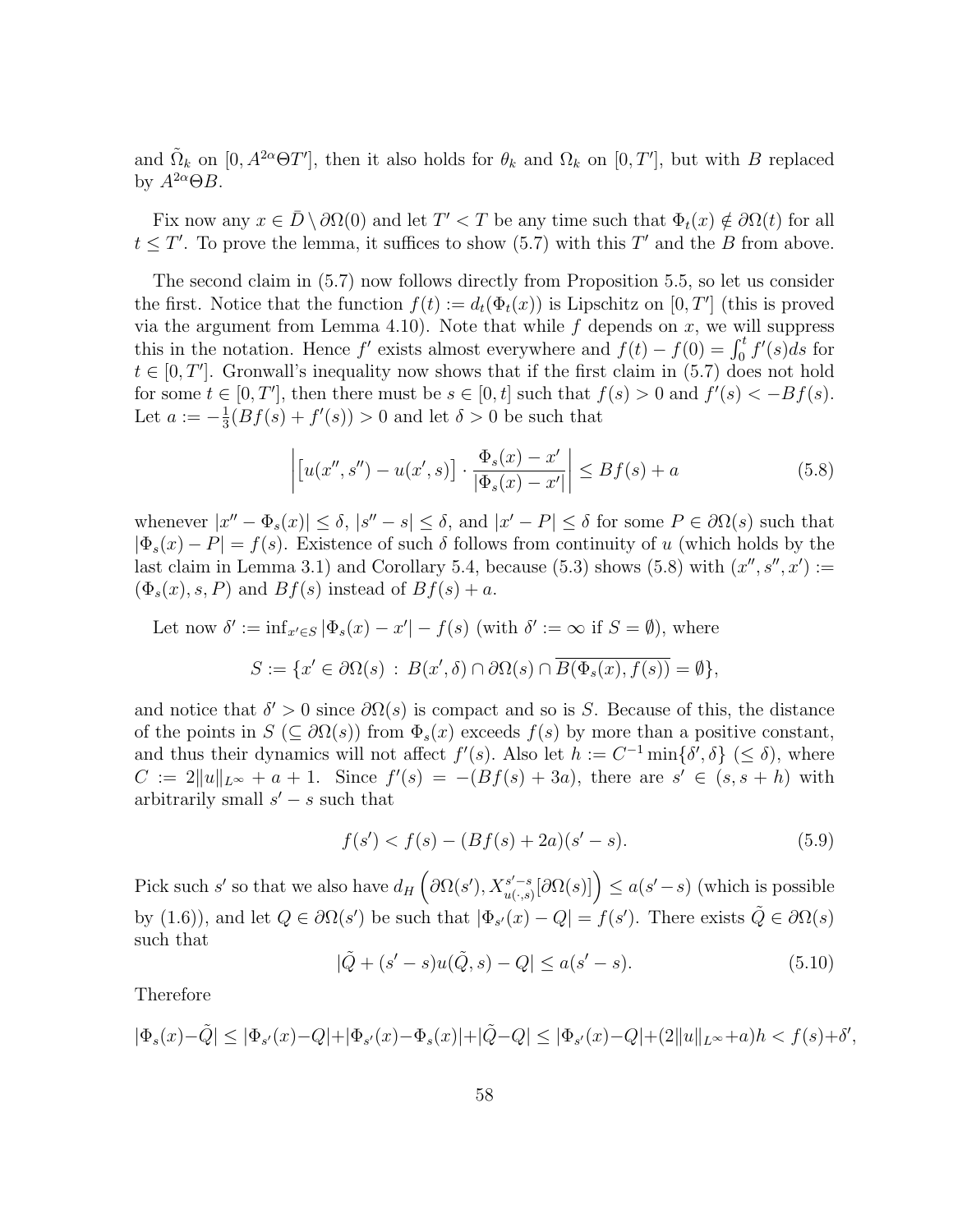and $\tilde{\Omega}_k$ on $[0, A^{2\alpha}\Theta T']$, then it also holds for $\theta_k$ and $\Omega_k$ on $[0, T']$, but with $B$ replaced by $A^{2\alpha}\Theta B$.

Fix now any $x \in \bar{D} \setminus \partial\Omega(0)$ and let $T' < T$ be any time such that $\Phi_t(x) \notin \partial\Omega(t)$ for all $t \le T'$. To prove the lemma, it suffices to show (5.7) with this $T'$ and the $B$ from above.

The second claim in (5.7) now follows directly from Proposition 5.5, so let us consider the first. Notice that the function $f(t) := d_t(\Phi_t(x))$ is Lipschitz on $[0, T']$ (this is proved via the argument from Lemma 4.10). Note that while $f$ depends on $x$, we will suppress this in the notation. Hence $f'$ exists almost everywhere and $f(t) - f(0) = \int_0^t f'(s)ds$ for $t \in [0, T']$. Gronwall's inequality now shows that if the first claim in (5.7) does not hold for some $t \in [0, T']$, then there must be $s \in [0, t]$ such that $f(s) > 0$ and $f'(s) < -Bf(s)$. Let $a := -\frac{1}{3}(Bf(s) + f'(s)) > 0$ and let $\delta > 0$ be such that

$$\left| \left[ u(x'', s'') - u(x', s) \right] \cdot \frac{\Phi_s(x) - x'}{|\Phi_s(x) - x'|} \right| \le Bf(s) + a \tag{5.8}$$

whenever $|x'' - \Phi_s(x)| \le \delta$, $|s'' - s| \le \delta$, and $|x' - P| \le \delta$ for some $P \in \partial\Omega(s)$ such that $|\Phi_s(x) - P| = f(s)$. Existence of such $\delta$ follows from continuity of $u$ (which holds by the last claim in Lemma 3.1) and Corollary 5.4, because (5.3) shows (5.8) with $(x'', s'', x') := (\Phi_s(x), s, P)$ and $Bf(s)$ instead of $Bf(s) + a$.

Let now $\delta' := \inf_{x' \in S} |\Phi_s(x) - x'| - f(s)$ (with $\delta' := \infty$ if $S = \emptyset$), where

$$S := \{x' \in \partial\Omega(s) \,:\, B(x', \delta) \cap \partial\Omega(s) \cap \overline{B(\Phi_s(x), f(s))} = \emptyset\},$$

and notice that $\delta' > 0$ since $\partial\Omega(s)$ is compact and so is $S$. Because of this, the distance of the points in $S$ ($\subseteq \partial\Omega(s)$) from $\Phi_s(x)$ exceeds $f(s)$ by more than a positive constant, and thus their dynamics will not affect $f'(s)$. Also let $h := C^{-1}\min\{\delta', \delta\}$ ($\le \delta$), where $C := 2\|u\|_{L^\infty} + a + 1$. Since $f'(s) = -(Bf(s) + 3a)$, there are $s' \in (s, s+h)$ with arbitrarily small $s' - s$ such that

$$f(s') < f(s) - (Bf(s) + 2a)(s' - s). \tag{5.9}$$

Pick such $s'$ so that we also have $d_H\left(\partial\Omega(s'), X_{u(\cdot,s)}^{s'-s}[\partial\Omega(s)]\right) \le a(s' - s)$ (which is possible by (1.6)), and let $Q \in \partial\Omega(s')$ be such that $|\Phi_{s'}(x) - Q| = f(s')$. There exists $\tilde{Q} \in \partial\Omega(s)$ such that

$$|\tilde{Q} + (s' - s)u(\tilde{Q}, s) - Q| \le a(s' - s). \tag{5.10}$$

Therefore

$$|\Phi_s(x) - \tilde{Q}| \le |\Phi_{s'}(x) - Q| + |\Phi_{s'}(x) - \Phi_s(x)| + |\tilde{Q} - Q| \le |\Phi_{s'}(x) - Q| + (2\|u\|_{L^\infty} + a)h < f(s) + \delta',$$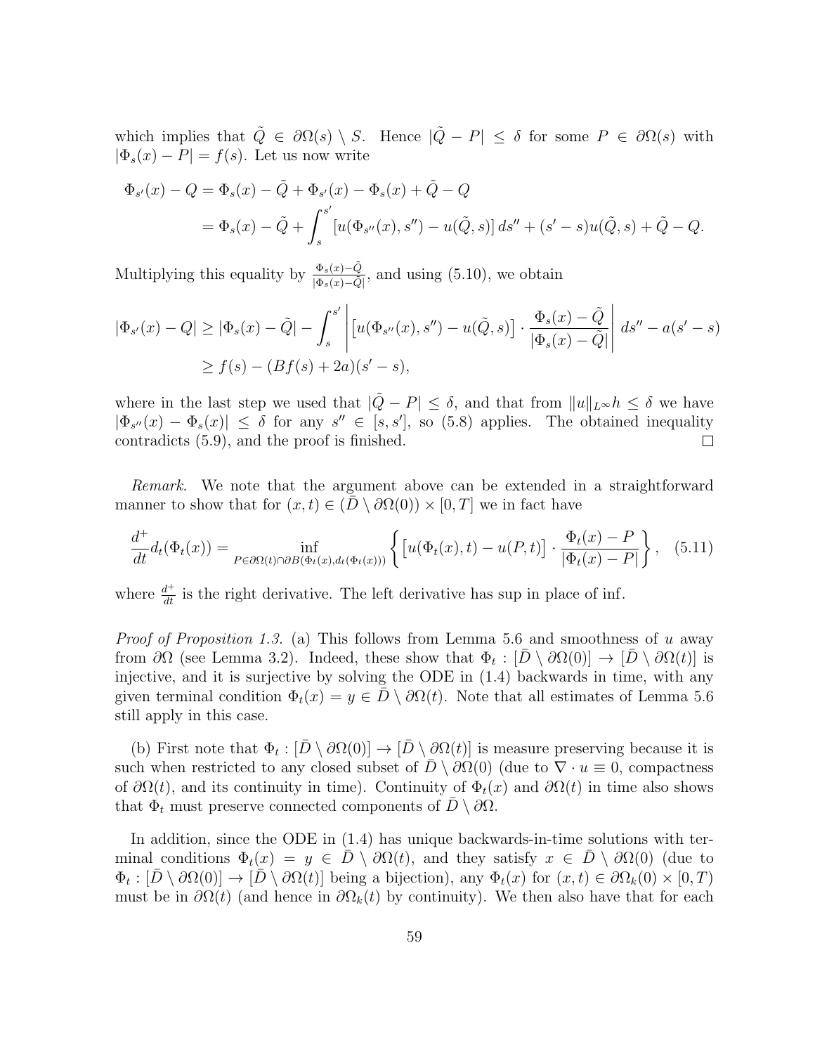which implies that $\tilde{Q} \in \partial\Omega(s) \setminus S$. Hence $|\tilde{Q} - P| \leq \delta$ for some $P \in \partial\Omega(s)$ with $|\Phi_s(x) - P| = f(s)$. Let us now write

$$
\begin{aligned}
\Phi_{s'}(x) - Q &= \Phi_s(x) - \tilde{Q} + \Phi_{s'}(x) - \Phi_s(x) + \tilde{Q} - Q \\
&= \Phi_s(x) - \tilde{Q} + \int_s^{s'} [u(\Phi_{s''}(x), s'') - u(\tilde{Q}, s)]\, ds'' + (s' - s) u(\tilde{Q}, s) + \tilde{Q} - Q.
\end{aligned}
$$

Multiplying this equality by $\frac{\Phi_s(x) - \tilde{Q}}{|\Phi_s(x) - \tilde{Q}|}$, and using (5.10), we obtain

$$
\begin{aligned}
|\Phi_{s'}(x) - Q| &\geq |\Phi_s(x) - \tilde{Q}| - \int_s^{s'} \left| \left[u(\Phi_{s''}(x), s'') - u(\tilde{Q}, s)\right] \cdot \frac{\Phi_s(x) - \tilde{Q}}{|\Phi_s(x) - \tilde{Q}|} \right| ds'' - a(s' - s) \\
&\geq f(s) - (Bf(s) + 2a)(s' - s),
\end{aligned}
$$

where in the last step we used that $|\tilde{Q} - P| \leq \delta$, and that from $\|u\|_{L^\infty} h \leq \delta$ we have $|\Phi_{s''}(x) - \Phi_s(x)| \leq \delta$ for any $s'' \in [s, s']$, so (5.8) applies. The obtained inequality contradicts (5.9), and the proof is finished. $\square$

*Remark.* We note that the argument above can be extended in a straightforward manner to show that for $(x, t) \in (\bar{D} \setminus \partial\Omega(0)) \times [0, T]$ we in fact have

$$
\frac{d^+}{dt} d_t(\Phi_t(x)) = \inf_{P \in \partial\Omega(t) \cap \partial B(\Phi_t(x), d_t(\Phi_t(x)))} \left\{ \left[u(\Phi_t(x), t) - u(P, t)\right] \cdot \frac{\Phi_t(x) - P}{|\Phi_t(x) - P|} \right\}, \quad (5.11)
$$

where $\frac{d^+}{dt}$ is the right derivative. The left derivative has sup in place of inf.

*Proof of Proposition 1.3.* (a) This follows from Lemma 5.6 and smoothness of $u$ away from $\partial\Omega$ (see Lemma 3.2). Indeed, these show that $\Phi_t : [\bar{D} \setminus \partial\Omega(0)] \to [\bar{D} \setminus \partial\Omega(t)]$ is injective, and it is surjective by solving the ODE in (1.4) backwards in time, with any given terminal condition $\Phi_t(x) = y \in \bar{D} \setminus \partial\Omega(t)$. Note that all estimates of Lemma 5.6 still apply in this case.

(b) First note that $\Phi_t : [\bar{D} \setminus \partial\Omega(0)] \to [\bar{D} \setminus \partial\Omega(t)]$ is measure preserving because it is such when restricted to any closed subset of $\bar{D} \setminus \partial\Omega(0)$ (due to $\nabla \cdot u \equiv 0$, compactness of $\partial\Omega(t)$, and its continuity in time). Continuity of $\Phi_t(x)$ and $\partial\Omega(t)$ in time also shows that $\Phi_t$ must preserve connected components of $\bar{D} \setminus \partial\Omega$.

In addition, since the ODE in (1.4) has unique backwards-in-time solutions with terminal conditions $\Phi_t(x) = y \in \bar{D} \setminus \partial\Omega(t)$, and they satisfy $x \in \bar{D} \setminus \partial\Omega(0)$ (due to $\Phi_t : [\bar{D} \setminus \partial\Omega(0)] \to [\bar{D} \setminus \partial\Omega(t)]$ being a bijection), any $\Phi_t(x)$ for $(x, t) \in \partial\Omega_k(0) \times [0, T)$ must be in $\partial\Omega(t)$ (and hence in $\partial\Omega_k(t)$ by continuity). We then also have that for each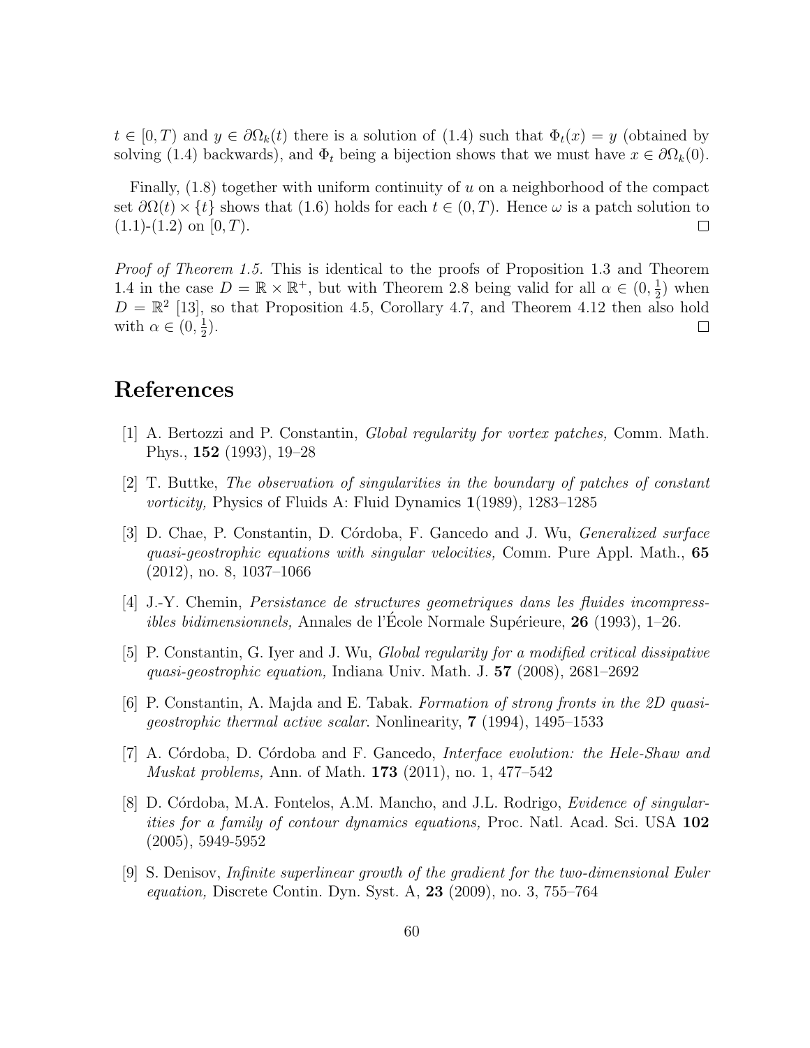$t \in [0, T)$ and $y \in \partial\Omega_k(t)$ there is a solution of (1.4) such that $\Phi_t(x) = y$ (obtained by solving (1.4) backwards), and $\Phi_t$ being a bijection shows that we must have $x \in \partial\Omega_k(0)$.

Finally, (1.8) together with uniform continuity of $u$ on a neighborhood of the compact set $\partial\Omega(t) \times \{t\}$ shows that (1.6) holds for each $t \in (0, T)$. Hence $\omega$ is a patch solution to (1.1)-(1.2) on $[0, T)$. $\square$

*Proof of Theorem 1.5.* This is identical to the proofs of Proposition 1.3 and Theorem 1.4 in the case $D = \mathbb{R} \times \mathbb{R}^+$, but with Theorem 2.8 being valid for all $\alpha \in (0, \frac{1}{2})$ when $D = \mathbb{R}^2$ [13], so that Proposition 4.5, Corollary 4.7, and Theorem 4.12 then also hold with $\alpha \in (0, \frac{1}{2})$. $\square$

# References

[1] A. Bertozzi and P. Constantin, *Global regularity for vortex patches,* Comm. Math. Phys., **152** (1993), 19–28

[2] T. Buttke, *The observation of singularities in the boundary of patches of constant vorticity,* Physics of Fluids A: Fluid Dynamics **1**(1989), 1283–1285

[3] D. Chae, P. Constantin, D. Córdoba, F. Gancedo and J. Wu, *Generalized surface quasi-geostrophic equations with singular velocities,* Comm. Pure Appl. Math., **65** (2012), no. 8, 1037–1066

[4] J.-Y. Chemin, *Persistance de structures geometriques dans les fluides incompressibles bidimensionnels,* Annales de l'École Normale Supérieure, **26** (1993), 1–26.

[5] P. Constantin, G. Iyer and J. Wu, *Global regularity for a modified critical dissipative quasi-geostrophic equation,* Indiana Univ. Math. J. **57** (2008), 2681–2692

[6] P. Constantin, A. Majda and E. Tabak. *Formation of strong fronts in the 2D quasi-geostrophic thermal active scalar*. Nonlinearity, **7** (1994), 1495–1533

[7] A. Córdoba, D. Córdoba and F. Gancedo, *Interface evolution: the Hele-Shaw and Muskat problems,* Ann. of Math. **173** (2011), no. 1, 477–542

[8] D. Córdoba, M.A. Fontelos, A.M. Mancho, and J.L. Rodrigo, *Evidence of singularities for a family of contour dynamics equations,* Proc. Natl. Acad. Sci. USA **102** (2005), 5949-5952

[9] S. Denisov, *Infinite superlinear growth of the gradient for the two-dimensional Euler equation,* Discrete Contin. Dyn. Syst. A, **23** (2009), no. 3, 755–764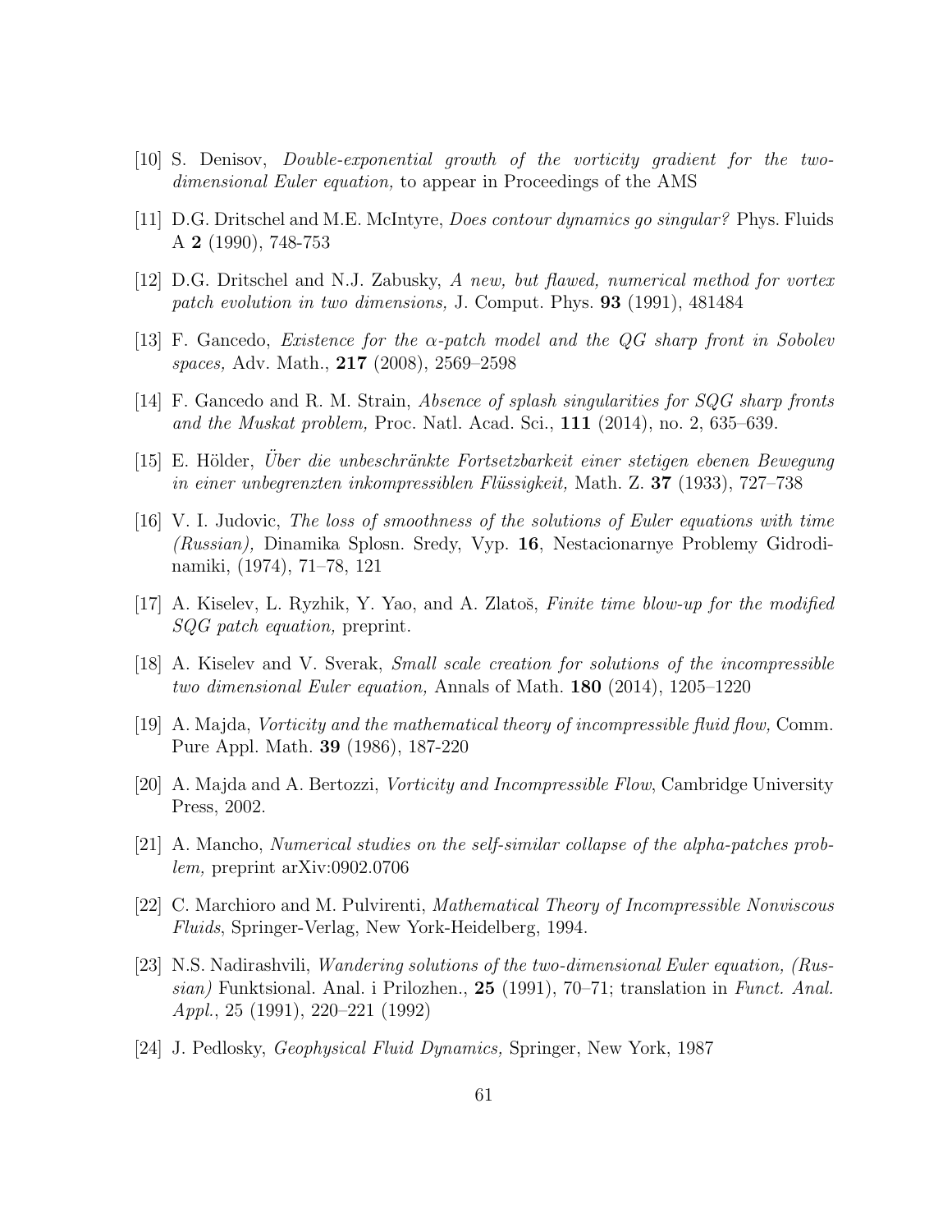[10] S. Denisov, *Double-exponential growth of the vorticity gradient for the two-dimensional Euler equation,* to appear in Proceedings of the AMS

[11] D.G. Dritschel and M.E. McIntyre, *Does contour dynamics go singular?* Phys. Fluids A **2** (1990), 748-753

[12] D.G. Dritschel and N.J. Zabusky, *A new, but flawed, numerical method for vortex patch evolution in two dimensions,* J. Comput. Phys. **93** (1991), 481484

[13] F. Gancedo, *Existence for the $\alpha$-patch model and the QG sharp front in Sobolev spaces,* Adv. Math., **217** (2008), 2569–2598

[14] F. Gancedo and R. M. Strain, *Absence of splash singularities for SQG sharp fronts and the Muskat problem,* Proc. Natl. Acad. Sci., **111** (2014), no. 2, 635–639.

[15] E. Hölder, *Über die unbeschränkte Fortsetzbarkeit einer stetigen ebenen Bewegung in einer unbegrenzten inkompressiblen Flüssigkeit,* Math. Z. **37** (1933), 727–738

[16] V. I. Judovic, *The loss of smoothness of the solutions of Euler equations with time (Russian),* Dinamika Splosn. Sredy, Vyp. **16**, Nestacionarnye Problemy Gidrodinamiki, (1974), 71–78, 121

[17] A. Kiselev, L. Ryzhik, Y. Yao, and A. Zlatoš, *Finite time blow-up for the modified SQG patch equation,* preprint.

[18] A. Kiselev and V. Sverak, *Small scale creation for solutions of the incompressible two dimensional Euler equation,* Annals of Math. **180** (2014), 1205–1220

[19] A. Majda, *Vorticity and the mathematical theory of incompressible fluid flow,* Comm. Pure Appl. Math. **39** (1986), 187-220

[20] A. Majda and A. Bertozzi, *Vorticity and Incompressible Flow*, Cambridge University Press, 2002.

[21] A. Mancho, *Numerical studies on the self-similar collapse of the alpha-patches problem,* preprint arXiv:0902.0706

[22] C. Marchioro and M. Pulvirenti, *Mathematical Theory of Incompressible Nonviscous Fluids*, Springer-Verlag, New York-Heidelberg, 1994.

[23] N.S. Nadirashvili, *Wandering solutions of the two-dimensional Euler equation, (Russian)* Funktsional. Anal. i Prilozhen., **25** (1991), 70–71; translation in *Funct. Anal. Appl.*, 25 (1991), 220–221 (1992)

[24] J. Pedlosky, *Geophysical Fluid Dynamics,* Springer, New York, 1987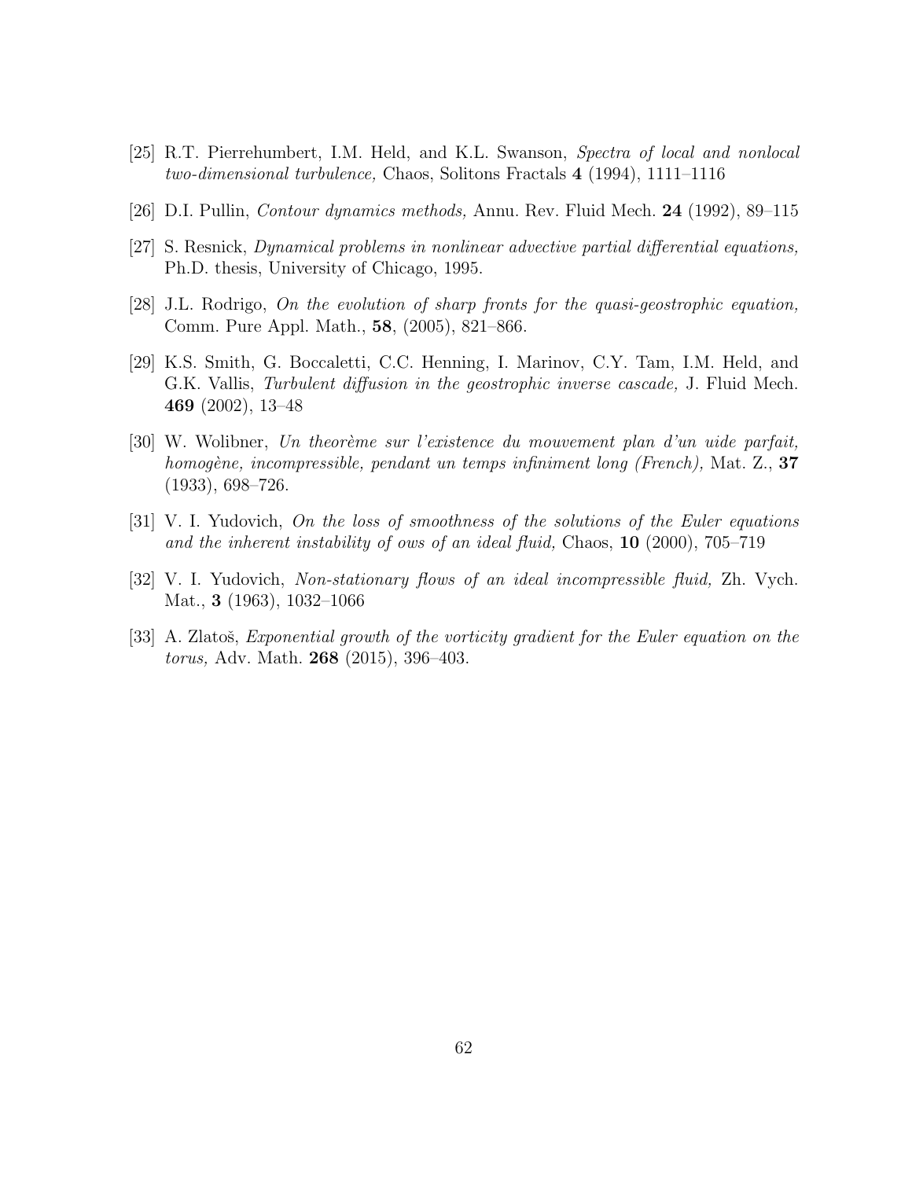[25] R.T. Pierrehumbert, I.M. Held, and K.L. Swanson, *Spectra of local and nonlocal two-dimensional turbulence,* Chaos, Solitons Fractals **4** (1994), 1111–1116

[26] D.I. Pullin, *Contour dynamics methods,* Annu. Rev. Fluid Mech. **24** (1992), 89–115

[27] S. Resnick, *Dynamical problems in nonlinear advective partial differential equations,* Ph.D. thesis, University of Chicago, 1995.

[28] J.L. Rodrigo, *On the evolution of sharp fronts for the quasi-geostrophic equation,* Comm. Pure Appl. Math., **58**, (2005), 821–866.

[29] K.S. Smith, G. Boccaletti, C.C. Henning, I. Marinov, C.Y. Tam, I.M. Held, and G.K. Vallis, *Turbulent diffusion in the geostrophic inverse cascade,* J. Fluid Mech. **469** (2002), 13–48

[30] W. Wolibner, *Un theorème sur l'existence du mouvement plan d'un uide parfait, homogène, incompressible, pendant un temps infiniment long (French),* Mat. Z., **37** (1933), 698–726.

[31] V. I. Yudovich, *On the loss of smoothness of the solutions of the Euler equations and the inherent instability of ows of an ideal fluid,* Chaos, **10** (2000), 705–719

[32] V. I. Yudovich, *Non-stationary flows of an ideal incompressible fluid,* Zh. Vych. Mat., **3** (1963), 1032–1066

[33] A. Zlatoš, *Exponential growth of the vorticity gradient for the Euler equation on the torus,* Adv. Math. **268** (2015), 396–403.